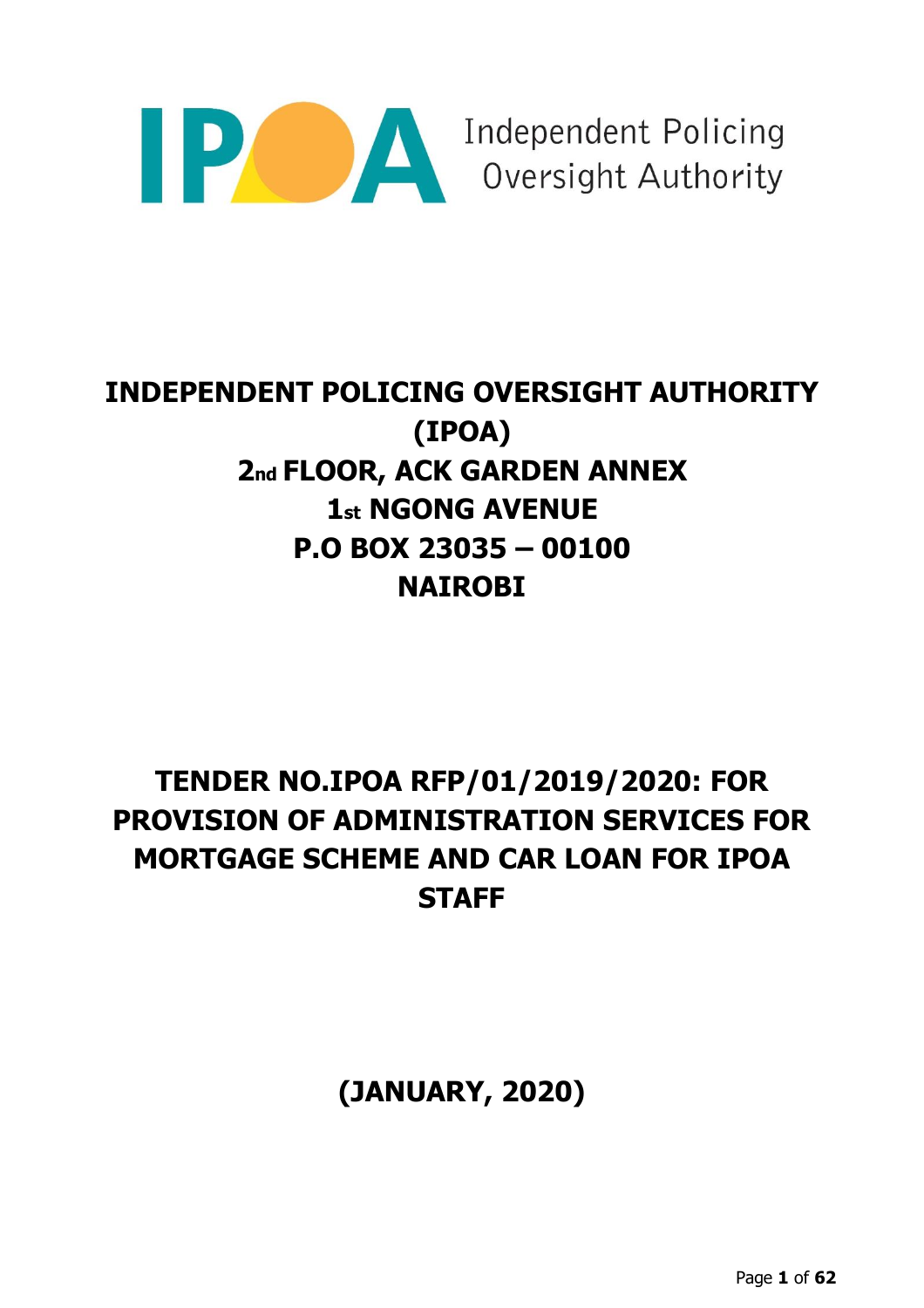IPOA Independent Policing Oversight Authority

# INDEPENDENT POLICING OVERSIGHT AUTHORITY (IPOA)

## 2nd FLOOR, ACK GARDEN ANNEX
## 1st NGONG AVENUE
## P.O BOX 23035 – 00100
## NAIROBI

# TENDER NO.IPOA RFP/01/2019/2020: FOR PROVISION OF ADMINISTRATION SERVICES FOR MORTGAGE SCHEME AND CAR LOAN FOR IPOA STAFF

## (JANUARY, 2020)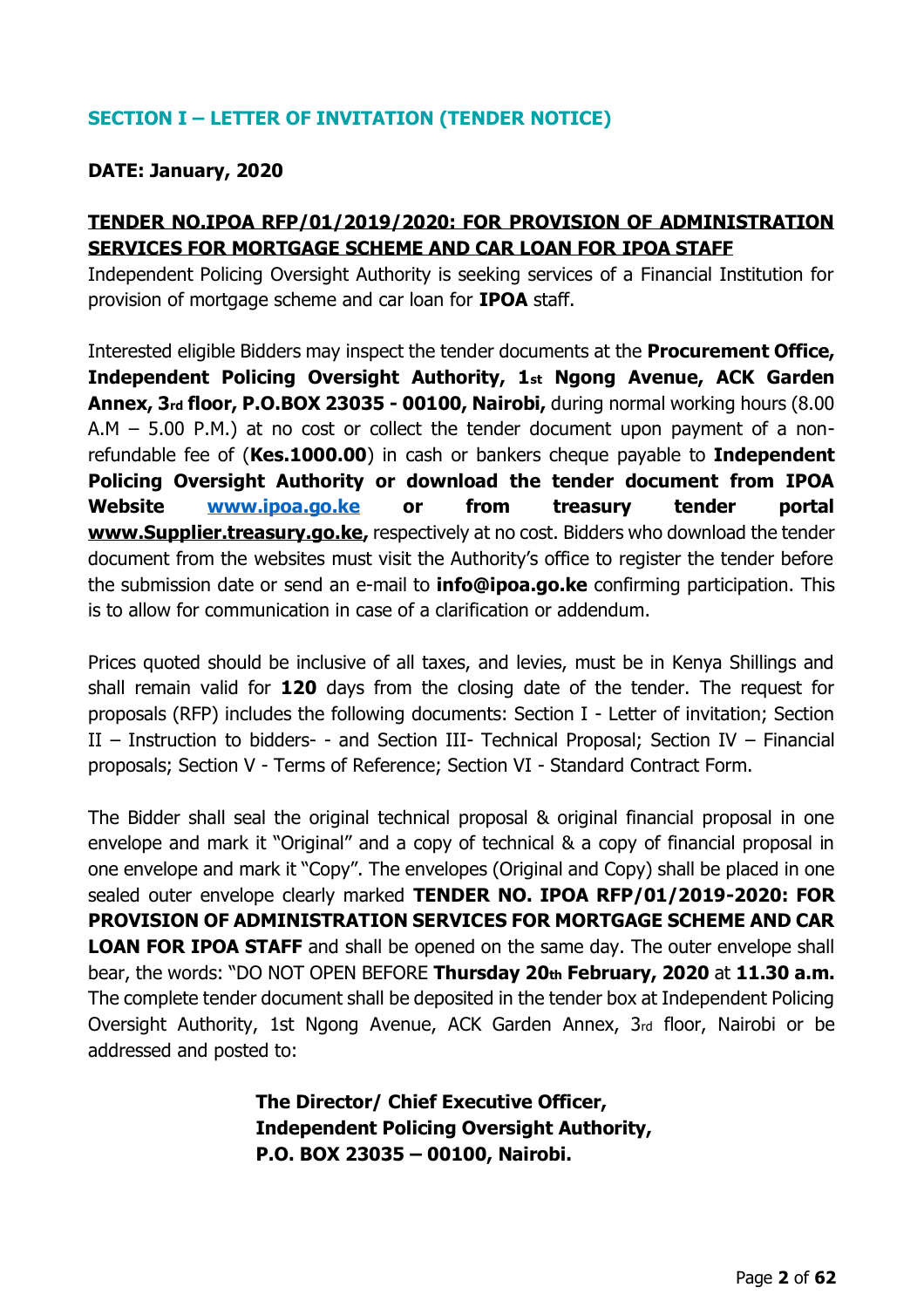## SECTION I – LETTER OF INVITATION (TENDER NOTICE)

**DATE: January, 2020**

**TENDER NO.IPOA RFP/01/2019/2020: FOR PROVISION OF ADMINISTRATION SERVICES FOR MORTGAGE SCHEME AND CAR LOAN FOR IPOA STAFF**

Independent Policing Oversight Authority is seeking services of a Financial Institution for provision of mortgage scheme and car loan for **IPOA** staff.

Interested eligible Bidders may inspect the tender documents at the **Procurement Office, Independent Policing Oversight Authority, 1st Ngong Avenue, ACK Garden Annex, 3rd floor, P.O.BOX 23035 - 00100, Nairobi,** during normal working hours (8.00 A.M – 5.00 P.M.) at no cost or collect the tender document upon payment of a non-refundable fee of (**Kes.1000.00**) in cash or bankers cheque payable to **Independent Policing Oversight Authority or download the tender document from IPOA Website www.ipoa.go.ke or from treasury tender portal www.Supplier.treasury.go.ke,** respectively at no cost. Bidders who download the tender document from the websites must visit the Authority's office to register the tender before the submission date or send an e-mail to **info@ipoa.go.ke** confirming participation. This is to allow for communication in case of a clarification or addendum.

Prices quoted should be inclusive of all taxes, and levies, must be in Kenya Shillings and shall remain valid for **120** days from the closing date of the tender. The request for proposals (RFP) includes the following documents: Section I - Letter of invitation; Section II – Instruction to bidders- - and Section III- Technical Proposal; Section IV – Financial proposals; Section V - Terms of Reference; Section VI - Standard Contract Form.

The Bidder shall seal the original technical proposal & original financial proposal in one envelope and mark it "Original" and a copy of technical & a copy of financial proposal in one envelope and mark it "Copy". The envelopes (Original and Copy) shall be placed in one sealed outer envelope clearly marked **TENDER NO. IPOA RFP/01/2019-2020: FOR PROVISION OF ADMINISTRATION SERVICES FOR MORTGAGE SCHEME AND CAR LOAN FOR IPOA STAFF** and shall be opened on the same day. The outer envelope shall bear, the words: "DO NOT OPEN BEFORE **Thursday 20th February, 2020** at **11.30 a.m.** The complete tender document shall be deposited in the tender box at Independent Policing Oversight Authority, 1st Ngong Avenue, ACK Garden Annex, 3rd floor, Nairobi or be addressed and posted to:

**The Director/ Chief Executive Officer,**
**Independent Policing Oversight Authority,**
**P.O. BOX 23035 – 00100, Nairobi.**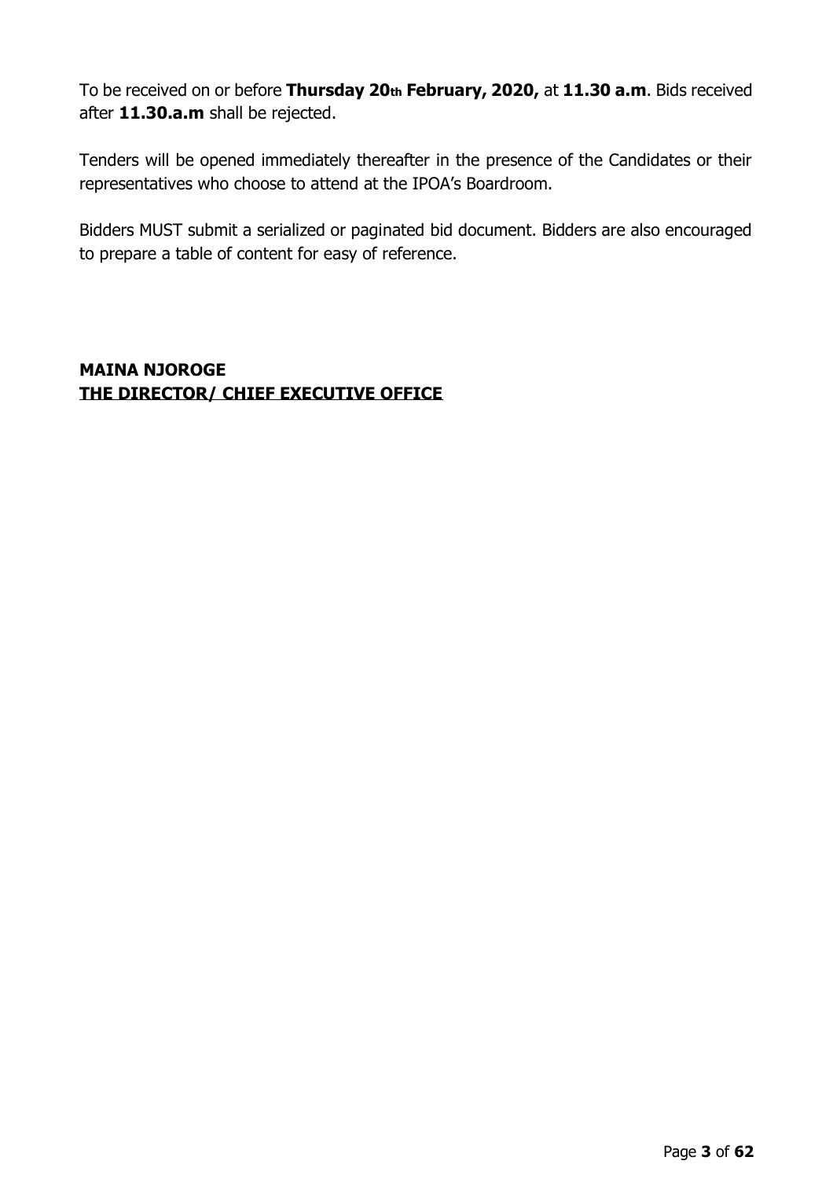To be received on or before **Thursday 20th February, 2020,** at **11.30 a.m**. Bids received after **11.30.a.m** shall be rejected.

Tenders will be opened immediately thereafter in the presence of the Candidates or their representatives who choose to attend at the IPOA's Boardroom.

Bidders MUST submit a serialized or paginated bid document. Bidders are also encouraged to prepare a table of content for easy of reference.

**MAINA NJOROGE**
**THE DIRECTOR/ CHIEF EXECUTIVE OFFICE**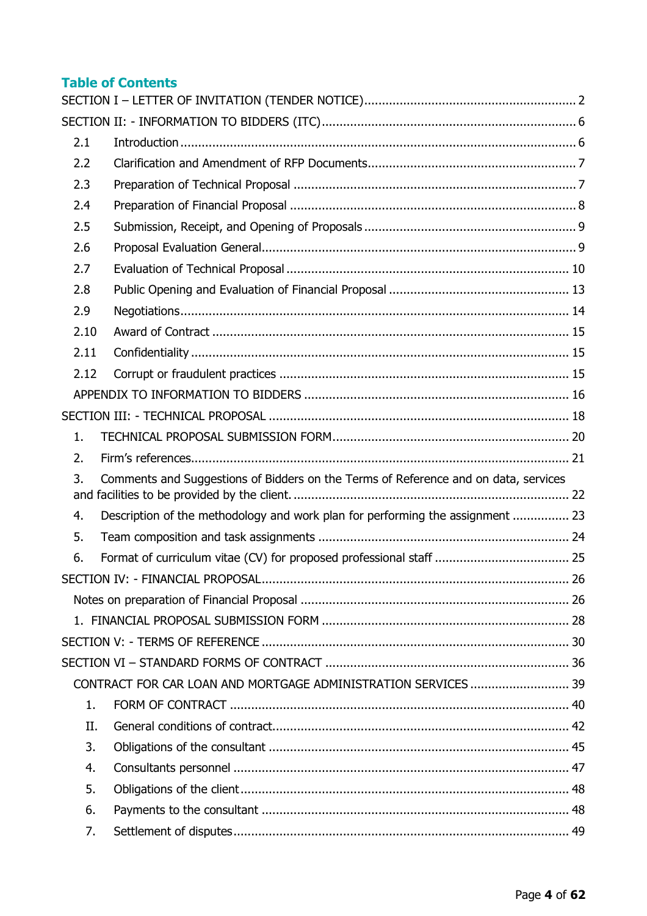## Table of Contents

SECTION I – LETTER OF INVITATION (TENDER NOTICE) ... 2

SECTION II: - INFORMATION TO BIDDERS (ITC) ... 6

- 2.1 Introduction ... 6
- 2.2 Clarification and Amendment of RFP Documents ... 7
- 2.3 Preparation of Technical Proposal ... 7
- 2.4 Preparation of Financial Proposal ... 8
- 2.5 Submission, Receipt, and Opening of Proposals ... 9
- 2.6 Proposal Evaluation General ... 9
- 2.7 Evaluation of Technical Proposal ... 10
- 2.8 Public Opening and Evaluation of Financial Proposal ... 13
- 2.9 Negotiations ... 14
- 2.10 Award of Contract ... 15
- 2.11 Confidentiality ... 15
- 2.12 Corrupt or fraudulent practices ... 15
- APPENDIX TO INFORMATION TO BIDDERS ... 16

SECTION III: - TECHNICAL PROPOSAL ... 18

1. TECHNICAL PROPOSAL SUBMISSION FORM ... 20
2. Firm's references ... 21
3. Comments and Suggestions of Bidders on the Terms of Reference and on data, services and facilities to be provided by the client. ... 22
4. Description of the methodology and work plan for performing the assignment ... 23
5. Team composition and task assignments ... 24
6. Format of curriculum vitae (CV) for proposed professional staff ... 25

SECTION IV: - FINANCIAL PROPOSAL ... 26

- Notes on preparation of Financial Proposal ... 26
- 1. FINANCIAL PROPOSAL SUBMISSION FORM ... 28

SECTION V: - TERMS OF REFERENCE ... 30

SECTION VI – STANDARD FORMS OF CONTRACT ... 36

- CONTRACT FOR CAR LOAN AND MORTGAGE ADMINISTRATION SERVICES ... 39
  - 1. FORM OF CONTRACT ... 40
  - II. General conditions of contract ... 42
  - 3. Obligations of the consultant ... 45
  - 4. Consultants personnel ... 47
  - 5. Obligations of the client ... 48
  - 6. Payments to the consultant ... 48
  - 7. Settlement of disputes ... 49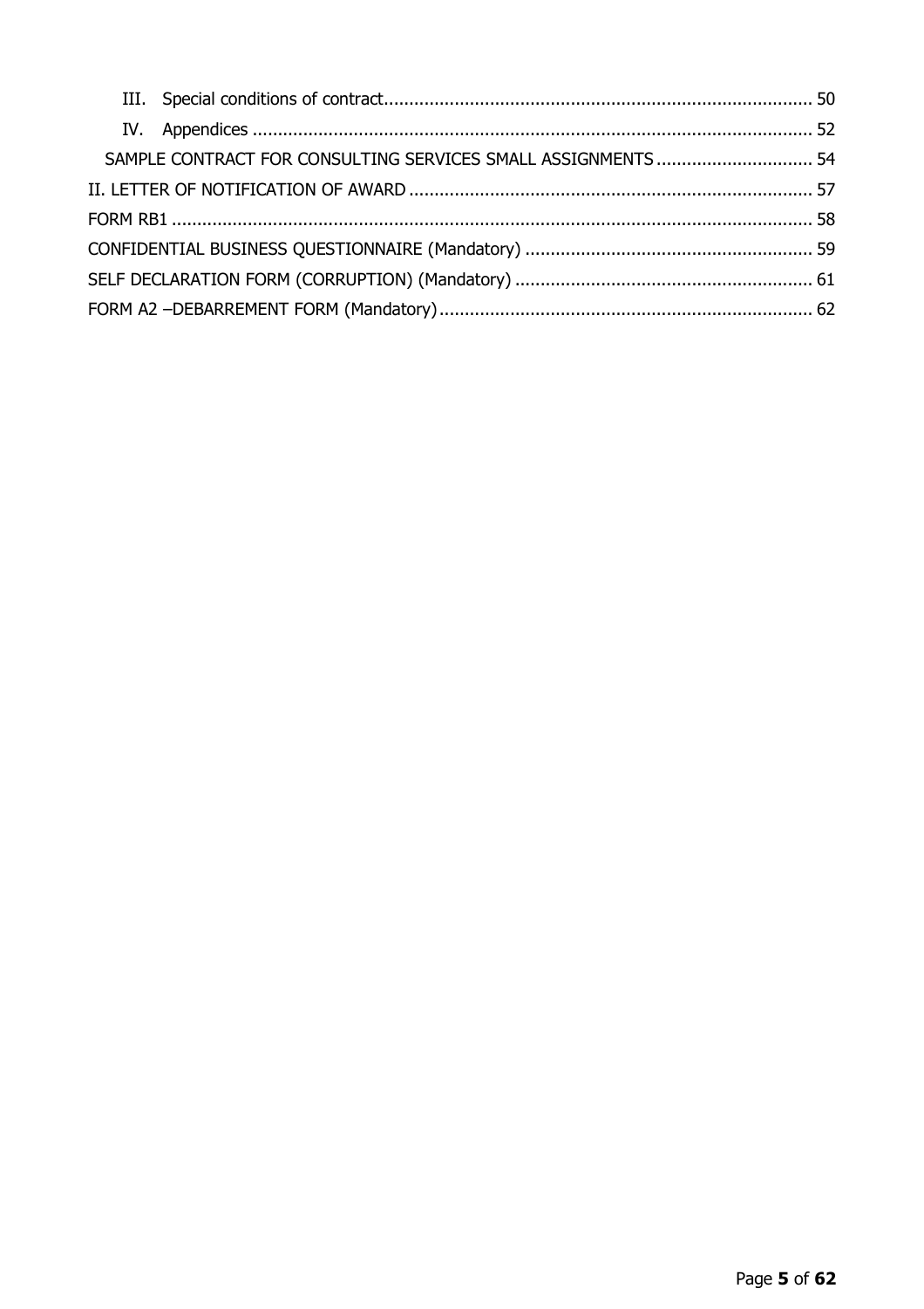III. Special conditions of contract .................................................................................... 50

IV. Appendices ............................................................................................................ 52

SAMPLE CONTRACT FOR CONSULTING SERVICES SMALL ASSIGNMENTS ............................... 54

II. LETTER OF NOTIFICATION OF AWARD .............................................................................. 57

FORM RB1 ............................................................................................................................ 58

CONFIDENTIAL BUSINESS QUESTIONNAIRE (Mandatory) ........................................................ 59

SELF DECLARATION FORM (CORRUPTION) (Mandatory) .......................................................... 61

FORM A2 –DEBARREMENT FORM (Mandatory) ......................................................................... 62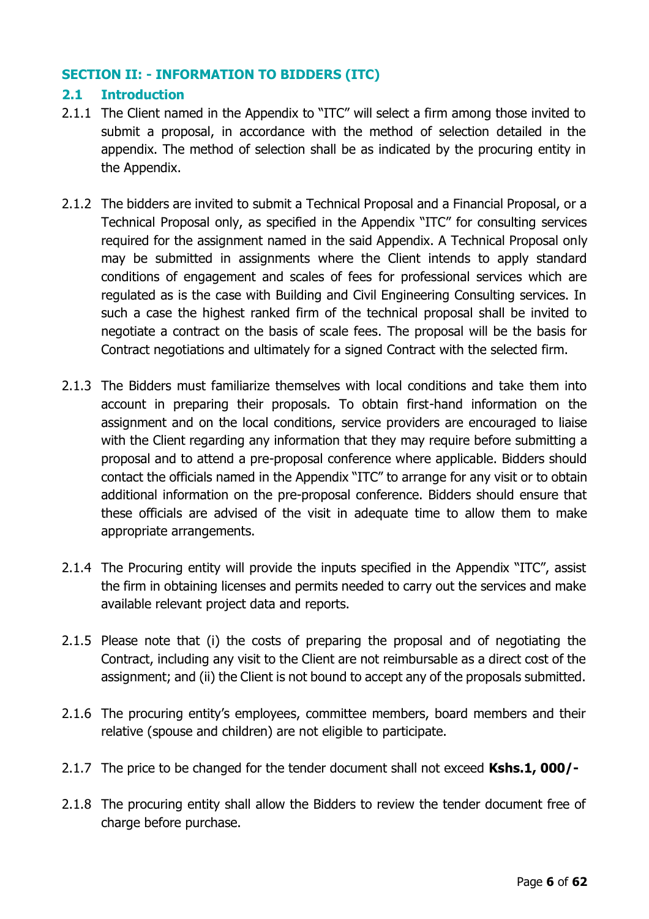## SECTION II: - INFORMATION TO BIDDERS (ITC)

### 2.1 Introduction

2.1.1 The Client named in the Appendix to "ITC" will select a firm among those invited to submit a proposal, in accordance with the method of selection detailed in the appendix. The method of selection shall be as indicated by the procuring entity in the Appendix.

2.1.2 The bidders are invited to submit a Technical Proposal and a Financial Proposal, or a Technical Proposal only, as specified in the Appendix "ITC" for consulting services required for the assignment named in the said Appendix. A Technical Proposal only may be submitted in assignments where the Client intends to apply standard conditions of engagement and scales of fees for professional services which are regulated as is the case with Building and Civil Engineering Consulting services. In such a case the highest ranked firm of the technical proposal shall be invited to negotiate a contract on the basis of scale fees. The proposal will be the basis for Contract negotiations and ultimately for a signed Contract with the selected firm.

2.1.3 The Bidders must familiarize themselves with local conditions and take them into account in preparing their proposals. To obtain first-hand information on the assignment and on the local conditions, service providers are encouraged to liaise with the Client regarding any information that they may require before submitting a proposal and to attend a pre-proposal conference where applicable. Bidders should contact the officials named in the Appendix "ITC" to arrange for any visit or to obtain additional information on the pre-proposal conference. Bidders should ensure that these officials are advised of the visit in adequate time to allow them to make appropriate arrangements.

2.1.4 The Procuring entity will provide the inputs specified in the Appendix "ITC", assist the firm in obtaining licenses and permits needed to carry out the services and make available relevant project data and reports.

2.1.5 Please note that (i) the costs of preparing the proposal and of negotiating the Contract, including any visit to the Client are not reimbursable as a direct cost of the assignment; and (ii) the Client is not bound to accept any of the proposals submitted.

2.1.6 The procuring entity's employees, committee members, board members and their relative (spouse and children) are not eligible to participate.

2.1.7 The price to be changed for the tender document shall not exceed **Kshs.1, 000/-**

2.1.8 The procuring entity shall allow the Bidders to review the tender document free of charge before purchase.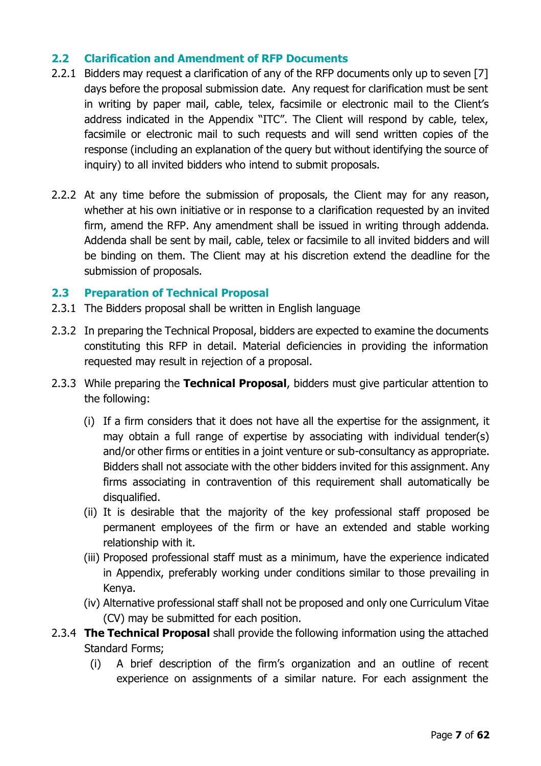## 2.2 Clarification and Amendment of RFP Documents

2.2.1 Bidders may request a clarification of any of the RFP documents only up to seven [7] days before the proposal submission date. Any request for clarification must be sent in writing by paper mail, cable, telex, facsimile or electronic mail to the Client's address indicated in the Appendix "ITC". The Client will respond by cable, telex, facsimile or electronic mail to such requests and will send written copies of the response (including an explanation of the query but without identifying the source of inquiry) to all invited bidders who intend to submit proposals.

2.2.2 At any time before the submission of proposals, the Client may for any reason, whether at his own initiative or in response to a clarification requested by an invited firm, amend the RFP. Any amendment shall be issued in writing through addenda. Addenda shall be sent by mail, cable, telex or facsimile to all invited bidders and will be binding on them. The Client may at his discretion extend the deadline for the submission of proposals.

## 2.3 Preparation of Technical Proposal

2.3.1 The Bidders proposal shall be written in English language

2.3.2 In preparing the Technical Proposal, bidders are expected to examine the documents constituting this RFP in detail. Material deficiencies in providing the information requested may result in rejection of a proposal.

2.3.3 While preparing the **Technical Proposal**, bidders must give particular attention to the following:

(i) If a firm considers that it does not have all the expertise for the assignment, it may obtain a full range of expertise by associating with individual tender(s) and/or other firms or entities in a joint venture or sub-consultancy as appropriate. Bidders shall not associate with the other bidders invited for this assignment. Any firms associating in contravention of this requirement shall automatically be disqualified.

(ii) It is desirable that the majority of the key professional staff proposed be permanent employees of the firm or have an extended and stable working relationship with it.

(iii) Proposed professional staff must as a minimum, have the experience indicated in Appendix, preferably working under conditions similar to those prevailing in Kenya.

(iv) Alternative professional staff shall not be proposed and only one Curriculum Vitae (CV) may be submitted for each position.

2.3.4 **The Technical Proposal** shall provide the following information using the attached Standard Forms;

(i) A brief description of the firm's organization and an outline of recent experience on assignments of a similar nature. For each assignment the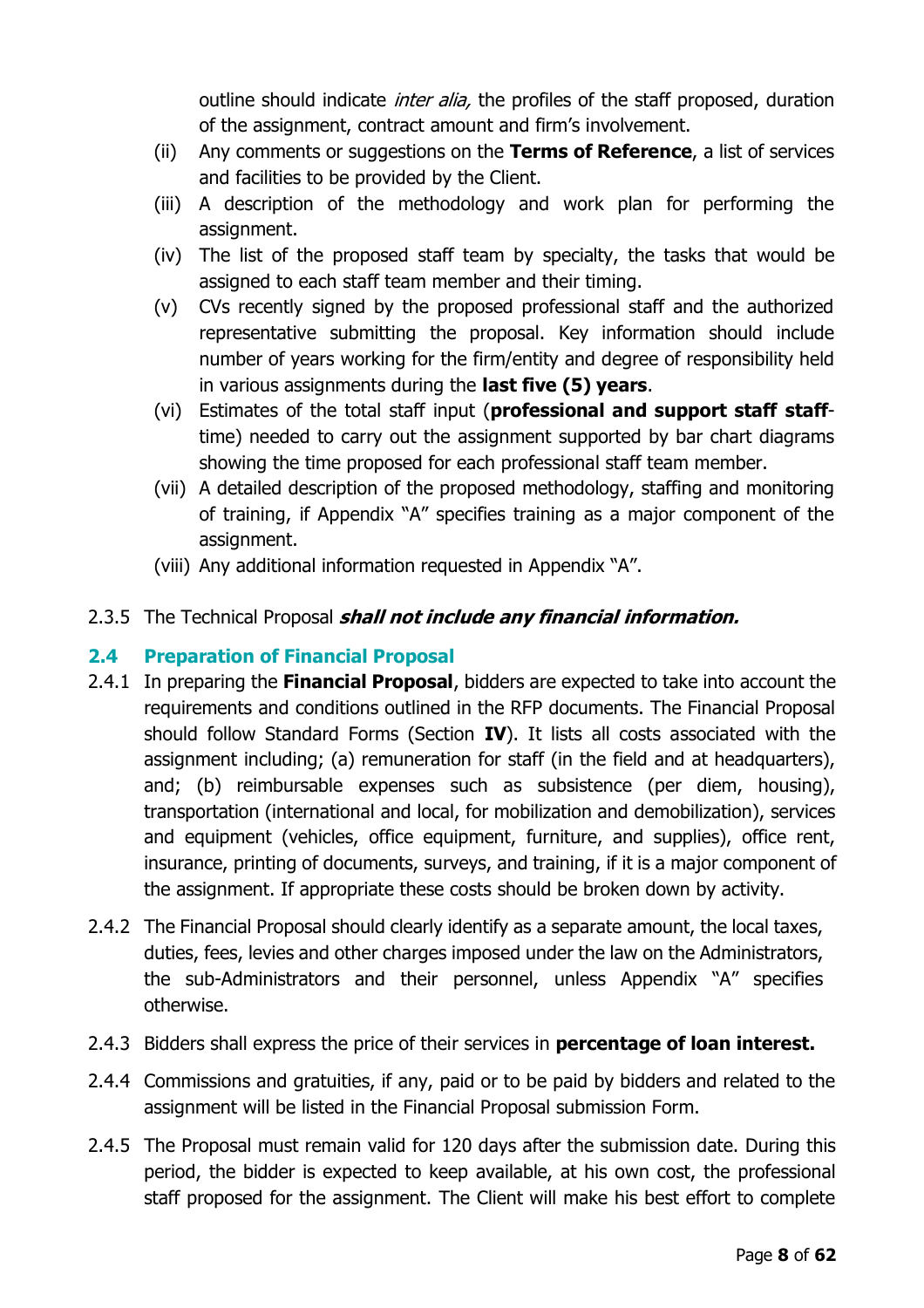outline should indicate *inter alia,* the profiles of the staff proposed, duration of the assignment, contract amount and firm's involvement.

(ii) Any comments or suggestions on the **Terms of Reference**, a list of services and facilities to be provided by the Client.

(iii) A description of the methodology and work plan for performing the assignment.

(iv) The list of the proposed staff team by specialty, the tasks that would be assigned to each staff team member and their timing.

(v) CVs recently signed by the proposed professional staff and the authorized representative submitting the proposal. Key information should include number of years working for the firm/entity and degree of responsibility held in various assignments during the **last five (5) years**.

(vi) Estimates of the total staff input (**professional and support staff staff**-time) needed to carry out the assignment supported by bar chart diagrams showing the time proposed for each professional staff team member.

(vii) A detailed description of the proposed methodology, staffing and monitoring of training, if Appendix "A" specifies training as a major component of the assignment.

(viii) Any additional information requested in Appendix "A".

2.3.5 The Technical Proposal ***shall not include any financial information.***

## 2.4 Preparation of Financial Proposal

2.4.1 In preparing the **Financial Proposal**, bidders are expected to take into account the requirements and conditions outlined in the RFP documents. The Financial Proposal should follow Standard Forms (Section **IV**). It lists all costs associated with the assignment including; (a) remuneration for staff (in the field and at headquarters), and; (b) reimbursable expenses such as subsistence (per diem, housing), transportation (international and local, for mobilization and demobilization), services and equipment (vehicles, office equipment, furniture, and supplies), office rent, insurance, printing of documents, surveys, and training, if it is a major component of the assignment. If appropriate these costs should be broken down by activity.

2.4.2 The Financial Proposal should clearly identify as a separate amount, the local taxes, duties, fees, levies and other charges imposed under the law on the Administrators, the sub-Administrators and their personnel, unless Appendix "A" specifies otherwise.

2.4.3 Bidders shall express the price of their services in **percentage of loan interest.**

2.4.4 Commissions and gratuities, if any, paid or to be paid by bidders and related to the assignment will be listed in the Financial Proposal submission Form.

2.4.5 The Proposal must remain valid for 120 days after the submission date. During this period, the bidder is expected to keep available, at his own cost, the professional staff proposed for the assignment. The Client will make his best effort to complete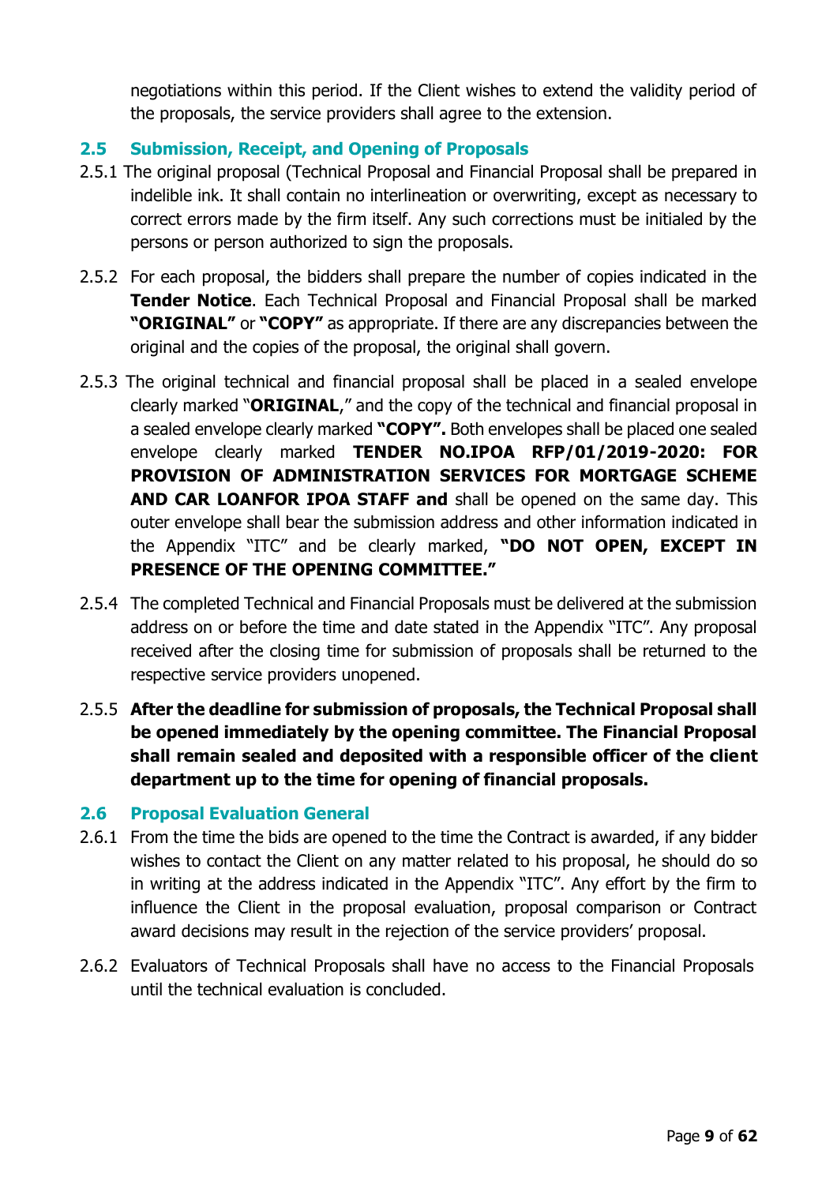negotiations within this period. If the Client wishes to extend the validity period of the proposals, the service providers shall agree to the extension.

## 2.5 Submission, Receipt, and Opening of Proposals

2.5.1 The original proposal (Technical Proposal and Financial Proposal shall be prepared in indelible ink. It shall contain no interlineation or overwriting, except as necessary to correct errors made by the firm itself. Any such corrections must be initialed by the persons or person authorized to sign the proposals.

2.5.2 For each proposal, the bidders shall prepare the number of copies indicated in the **Tender Notice**. Each Technical Proposal and Financial Proposal shall be marked **"ORIGINAL"** or **"COPY"** as appropriate. If there are any discrepancies between the original and the copies of the proposal, the original shall govern.

2.5.3 The original technical and financial proposal shall be placed in a sealed envelope clearly marked "**ORIGINAL**," and the copy of the technical and financial proposal in a sealed envelope clearly marked **"COPY".** Both envelopes shall be placed one sealed envelope clearly marked **TENDER NO.IPOA RFP/01/2019-2020: FOR PROVISION OF ADMINISTRATION SERVICES FOR MORTGAGE SCHEME AND CAR LOANFOR IPOA STAFF and** shall be opened on the same day. This outer envelope shall bear the submission address and other information indicated in the Appendix "ITC" and be clearly marked, **"DO NOT OPEN, EXCEPT IN PRESENCE OF THE OPENING COMMITTEE."**

2.5.4 The completed Technical and Financial Proposals must be delivered at the submission address on or before the time and date stated in the Appendix "ITC". Any proposal received after the closing time for submission of proposals shall be returned to the respective service providers unopened.

2.5.5 **After the deadline for submission of proposals, the Technical Proposal shall be opened immediately by the opening committee. The Financial Proposal shall remain sealed and deposited with a responsible officer of the client department up to the time for opening of financial proposals.**

## 2.6 Proposal Evaluation General

2.6.1 From the time the bids are opened to the time the Contract is awarded, if any bidder wishes to contact the Client on any matter related to his proposal, he should do so in writing at the address indicated in the Appendix "ITC". Any effort by the firm to influence the Client in the proposal evaluation, proposal comparison or Contract award decisions may result in the rejection of the service providers' proposal.

2.6.2 Evaluators of Technical Proposals shall have no access to the Financial Proposals until the technical evaluation is concluded.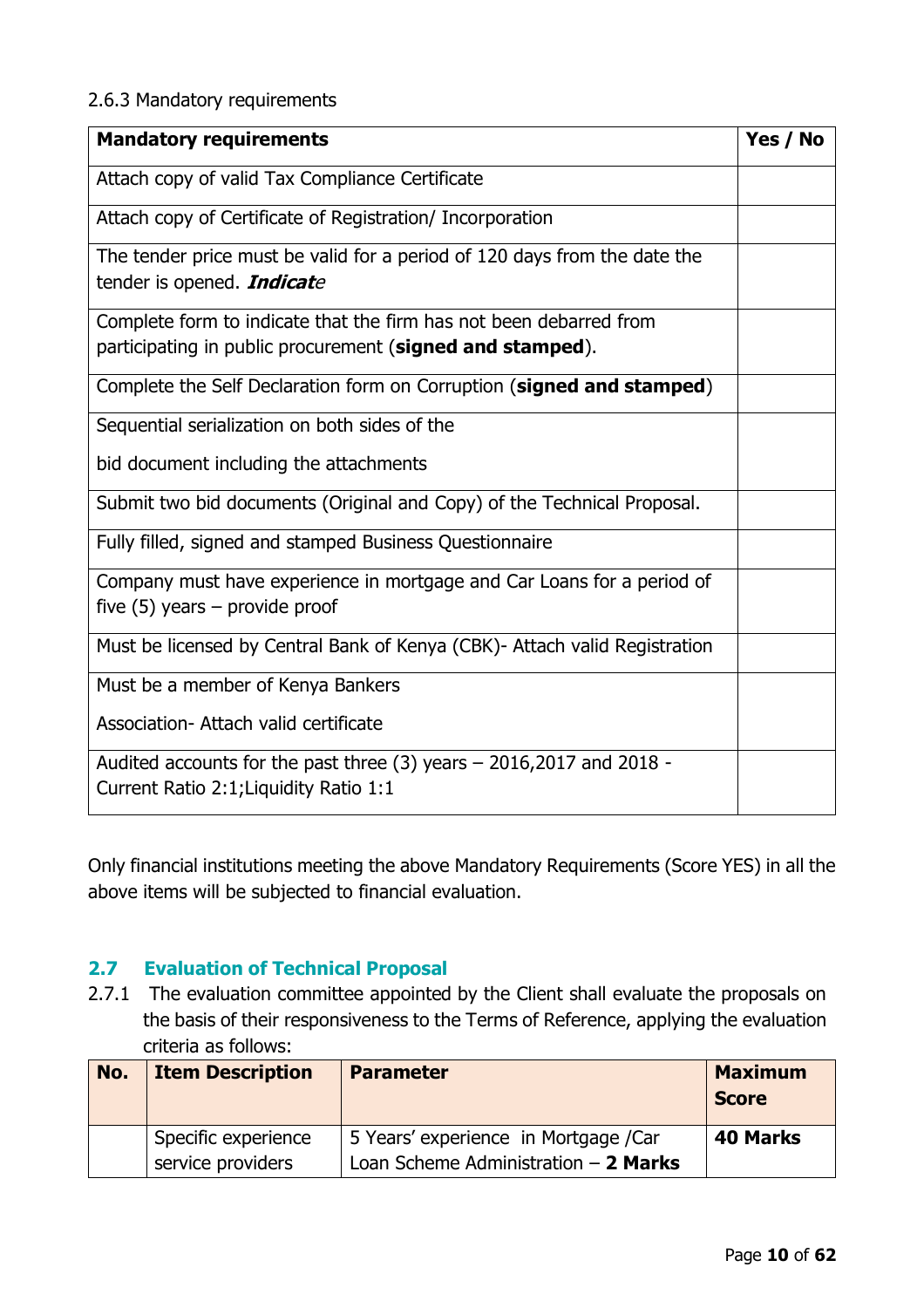2.6.3 Mandatory requirements

| Mandatory requirements | Yes / No |
|---|---|
| Attach copy of valid Tax Compliance Certificate | |
| Attach copy of Certificate of Registration/ Incorporation | |
| The tender price must be valid for a period of 120 days from the date the tender is opened. ***Indicat**e* | |
| Complete form to indicate that the firm has not been debarred from participating in public procurement (**signed and stamped**). | |
| Complete the Self Declaration form on Corruption (**signed and stamped**) | |
| Sequential serialization on both sides of the bid document including the attachments | |
| Submit two bid documents (Original and Copy) of the Technical Proposal. | |
| Fully filled, signed and stamped Business Questionnaire | |
| Company must have experience in mortgage and Car Loans for a period of five (5) years – provide proof | |
| Must be licensed by Central Bank of Kenya (CBK)- Attach valid Registration | |
| Must be a member of Kenya Bankers Association- Attach valid certificate | |
| Audited accounts for the past three (3) years – 2016,2017 and 2018 - Current Ratio 2:1;Liquidity Ratio 1:1 | |

Only financial institutions meeting the above Mandatory Requirements (Score YES) in all the above items will be subjected to financial evaluation.

## 2.7 Evaluation of Technical Proposal

2.7.1 The evaluation committee appointed by the Client shall evaluate the proposals on the basis of their responsiveness to the Terms of Reference, applying the evaluation criteria as follows:

| No. | Item Description | Parameter | Maximum Score |
|---|---|---|---|
| | Specific experience service providers | 5 Years' experience in Mortgage /Car Loan Scheme Administration – **2 Marks** | **40 Marks** |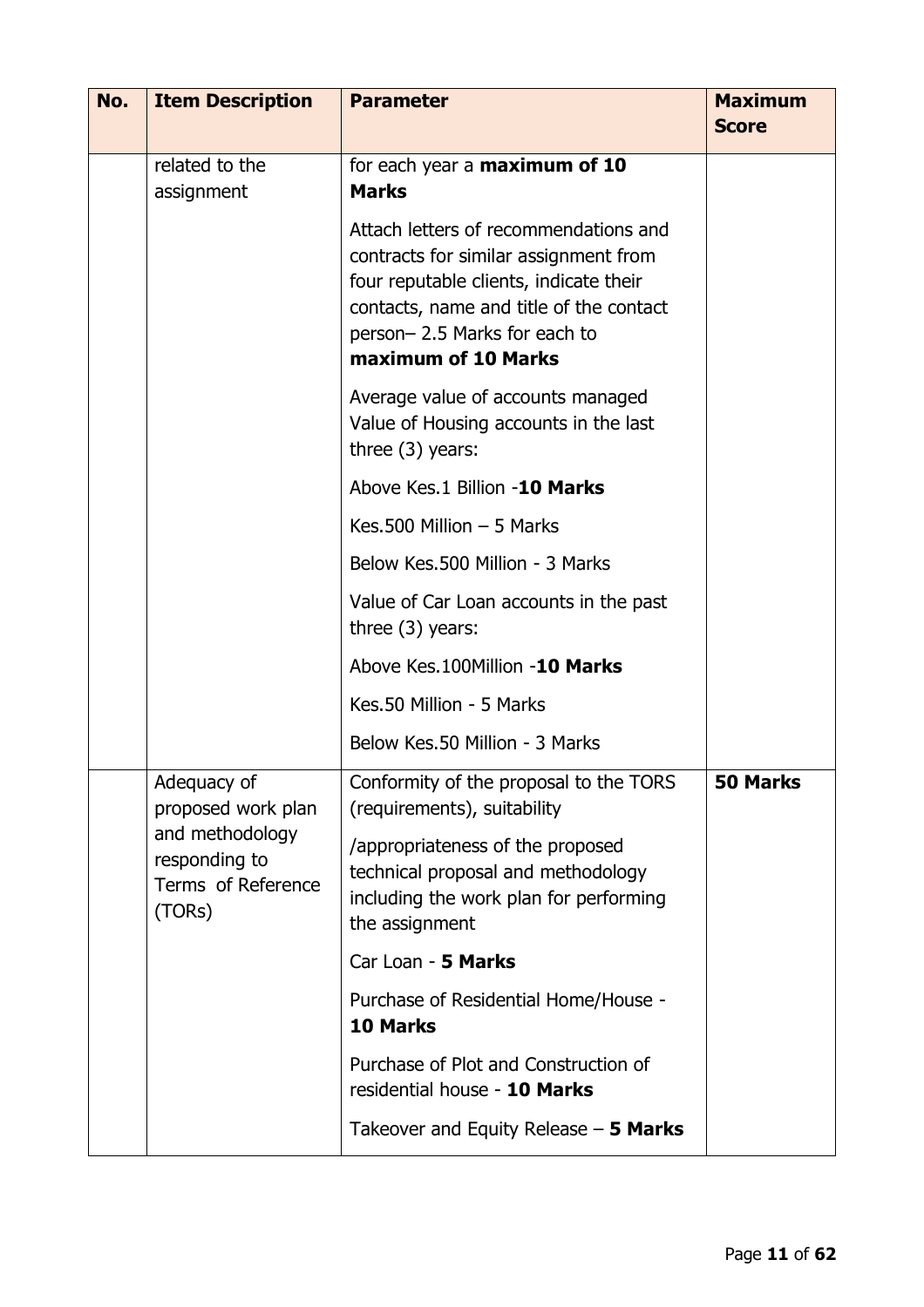| No. | Item Description | Parameter | Maximum Score |
|---|---|---|---|
| | related to the assignment | for each year a **maximum of 10 Marks**<br><br>Attach letters of recommendations and contracts for similar assignment from four reputable clients, indicate their contacts, name and title of the contact person– 2.5 Marks for each to **maximum of 10 Marks**<br><br>Average value of accounts managed Value of Housing accounts in the last three (3) years:<br><br>Above Kes.1 Billion -**10 Marks**<br><br>Kes.500 Million – 5 Marks<br><br>Below Kes.500 Million - 3 Marks<br><br>Value of Car Loan accounts in the past three (3) years:<br><br>Above Kes.100Million -**10 Marks**<br><br>Kes.50 Million - 5 Marks<br><br>Below Kes.50 Million - 3 Marks | |
| | Adequacy of proposed work plan and methodology responding to Terms of Reference (TORs) | Conformity of the proposal to the TORS (requirements), suitability<br><br>/appropriateness of the proposed technical proposal and methodology including the work plan for performing the assignment<br><br>Car Loan - **5 Marks**<br><br>Purchase of Residential Home/House - **10 Marks**<br><br>Purchase of Plot and Construction of residential house - **10 Marks**<br><br>Takeover and Equity Release – **5 Marks** | **50 Marks** |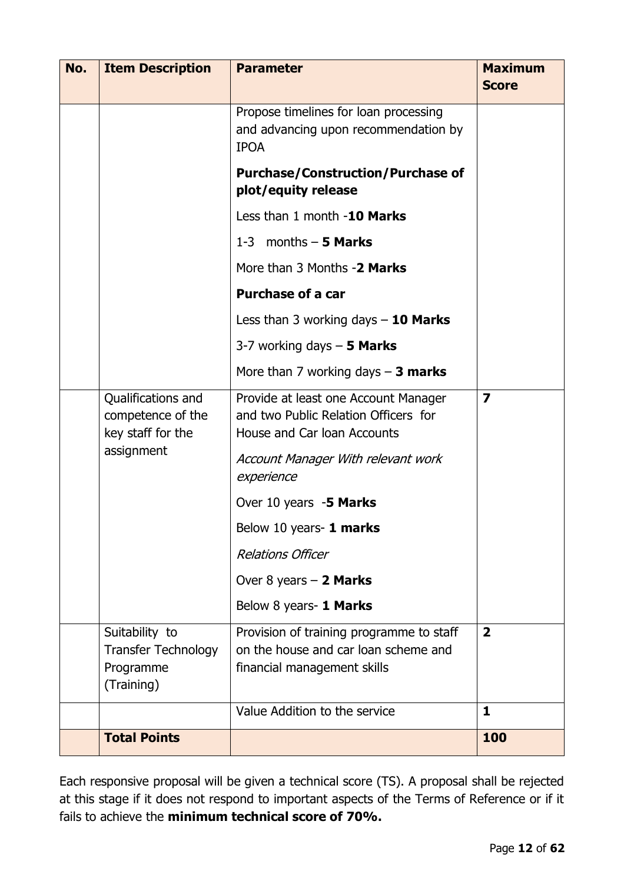| No. | Item Description | Parameter | Maximum Score |
|---|---|---|---|
| | | Propose timelines for loan processing and advancing upon recommendation by IPOA<br>**Purchase/Construction/Purchase of plot/equity release**<br>Less than 1 month -**10 Marks**<br>1-3 months – **5 Marks**<br>More than 3 Months -**2 Marks**<br>**Purchase of a car**<br>Less than 3 working days – **10 Marks**<br>3-7 working days – **5 Marks**<br>More than 7 working days – **3 marks** | |
| | Qualifications and competence of the key staff for the assignment | Provide at least one Account Manager and two Public Relation Officers for House and Car loan Accounts<br>*Account Manager With relevant work experience*<br>Over 10 years -**5 Marks**<br>Below 10 years- **1 marks**<br>*Relations Officer*<br>Over 8 years – **2 Marks**<br>Below 8 years- **1 Marks** | **7** |
| | Suitability to Transfer Technology Programme (Training) | Provision of training programme to staff on the house and car loan scheme and financial management skills | **2** |
| | | Value Addition to the service | **1** |
| | **Total Points** | | **100** |

Each responsive proposal will be given a technical score (TS). A proposal shall be rejected at this stage if it does not respond to important aspects of the Terms of Reference or if it fails to achieve the **minimum technical score of 70%.**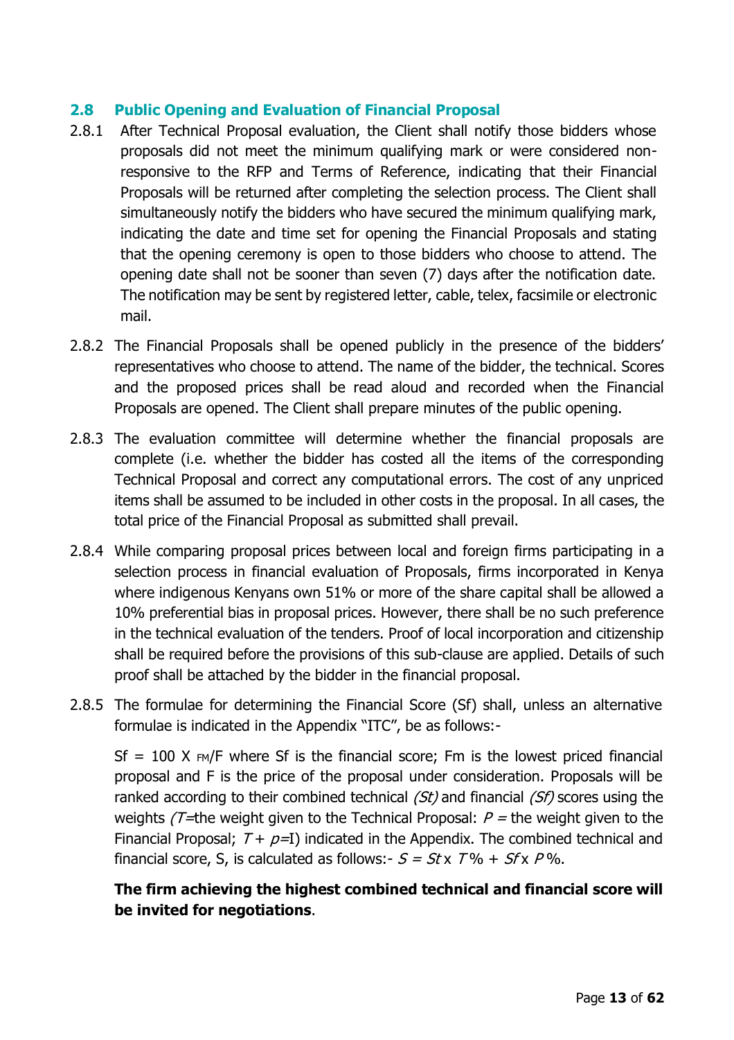## 2.8 Public Opening and Evaluation of Financial Proposal

2.8.1 After Technical Proposal evaluation, the Client shall notify those bidders whose proposals did not meet the minimum qualifying mark or were considered non-responsive to the RFP and Terms of Reference, indicating that their Financial Proposals will be returned after completing the selection process. The Client shall simultaneously notify the bidders who have secured the minimum qualifying mark, indicating the date and time set for opening the Financial Proposals and stating that the opening ceremony is open to those bidders who choose to attend. The opening date shall not be sooner than seven (7) days after the notification date. The notification may be sent by registered letter, cable, telex, facsimile or electronic mail.

2.8.2 The Financial Proposals shall be opened publicly in the presence of the bidders' representatives who choose to attend. The name of the bidder, the technical. Scores and the proposed prices shall be read aloud and recorded when the Financial Proposals are opened. The Client shall prepare minutes of the public opening.

2.8.3 The evaluation committee will determine whether the financial proposals are complete (i.e. whether the bidder has costed all the items of the corresponding Technical Proposal and correct any computational errors. The cost of any unpriced items shall be assumed to be included in other costs in the proposal. In all cases, the total price of the Financial Proposal as submitted shall prevail.

2.8.4 While comparing proposal prices between local and foreign firms participating in a selection process in financial evaluation of Proposals, firms incorporated in Kenya where indigenous Kenyans own 51% or more of the share capital shall be allowed a 10% preferential bias in proposal prices. However, there shall be no such preference in the technical evaluation of the tenders. Proof of local incorporation and citizenship shall be required before the provisions of this sub-clause are applied. Details of such proof shall be attached by the bidder in the financial proposal.

2.8.5 The formulae for determining the Financial Score (Sf) shall, unless an alternative formulae is indicated in the Appendix "ITC", be as follows:-

Sf = 100 X FM/F where Sf is the financial score; Fm is the lowest priced financial proposal and F is the price of the proposal under consideration. Proposals will be ranked according to their combined technical *(St)* and financial *(Sf)* scores using the weights *(T*=the weight given to the Technical Proposal: *P* = the weight given to the Financial Proposal; *T* + *p*=I) indicated in the Appendix. The combined technical and financial score, S, is calculated as follows:- *S* = *St* x *T* % + *Sf* x *P* %.

**The firm achieving the highest combined technical and financial score will be invited for negotiations**.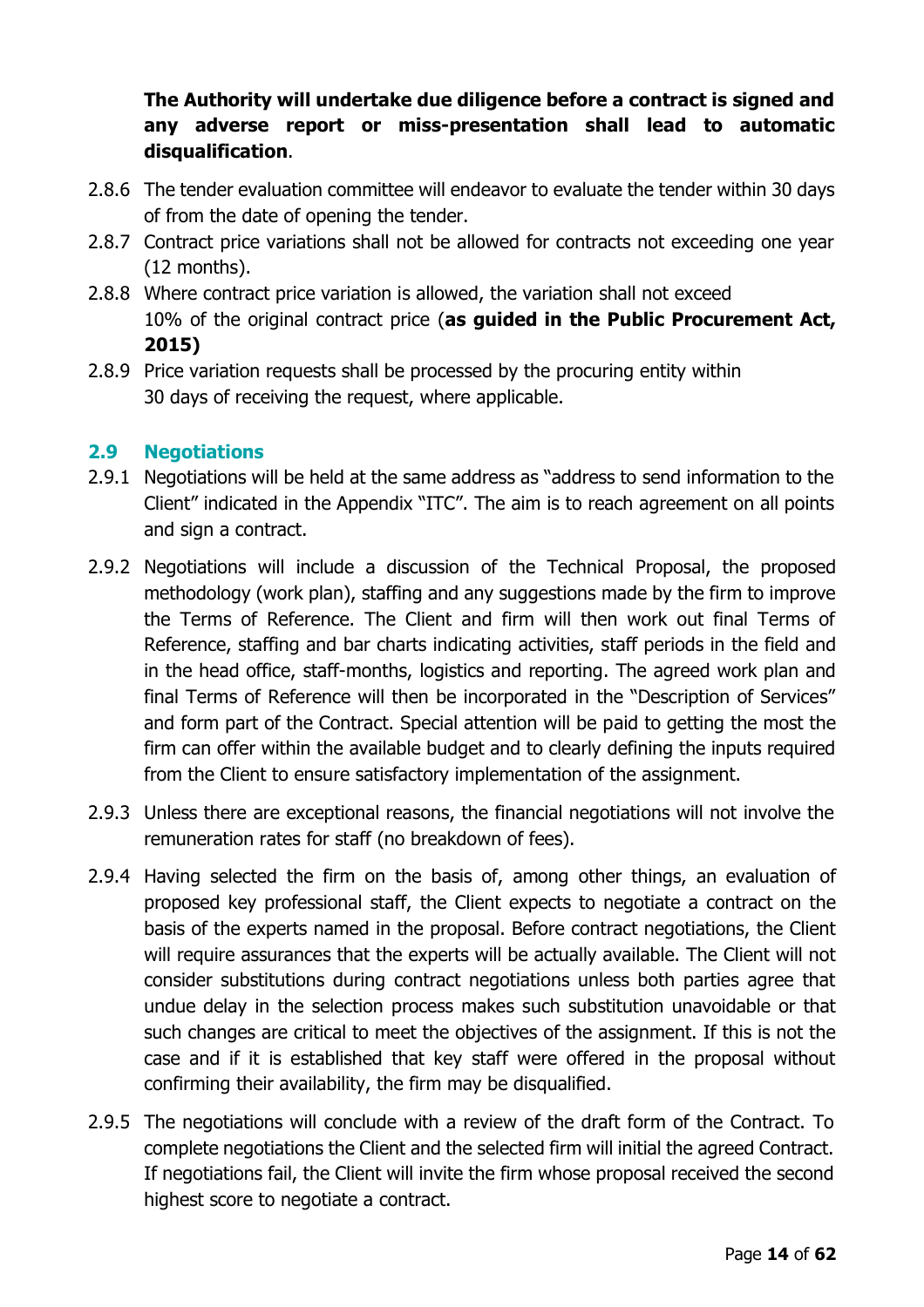**The Authority will undertake due diligence before a contract is signed and any adverse report or miss-presentation shall lead to automatic disqualification**.

2.8.6 The tender evaluation committee will endeavor to evaluate the tender within 30 days of from the date of opening the tender.

2.8.7 Contract price variations shall not be allowed for contracts not exceeding one year (12 months).

2.8.8 Where contract price variation is allowed, the variation shall not exceed 10% of the original contract price (**as guided in the Public Procurement Act, 2015)**

2.8.9 Price variation requests shall be processed by the procuring entity within 30 days of receiving the request, where applicable.

## 2.9 Negotiations

2.9.1 Negotiations will be held at the same address as "address to send information to the Client" indicated in the Appendix "ITC". The aim is to reach agreement on all points and sign a contract.

2.9.2 Negotiations will include a discussion of the Technical Proposal, the proposed methodology (work plan), staffing and any suggestions made by the firm to improve the Terms of Reference. The Client and firm will then work out final Terms of Reference, staffing and bar charts indicating activities, staff periods in the field and in the head office, staff-months, logistics and reporting. The agreed work plan and final Terms of Reference will then be incorporated in the "Description of Services" and form part of the Contract. Special attention will be paid to getting the most the firm can offer within the available budget and to clearly defining the inputs required from the Client to ensure satisfactory implementation of the assignment.

2.9.3 Unless there are exceptional reasons, the financial negotiations will not involve the remuneration rates for staff (no breakdown of fees).

2.9.4 Having selected the firm on the basis of, among other things, an evaluation of proposed key professional staff, the Client expects to negotiate a contract on the basis of the experts named in the proposal. Before contract negotiations, the Client will require assurances that the experts will be actually available. The Client will not consider substitutions during contract negotiations unless both parties agree that undue delay in the selection process makes such substitution unavoidable or that such changes are critical to meet the objectives of the assignment. If this is not the case and if it is established that key staff were offered in the proposal without confirming their availability, the firm may be disqualified.

2.9.5 The negotiations will conclude with a review of the draft form of the Contract. To complete negotiations the Client and the selected firm will initial the agreed Contract. If negotiations fail, the Client will invite the firm whose proposal received the second highest score to negotiate a contract.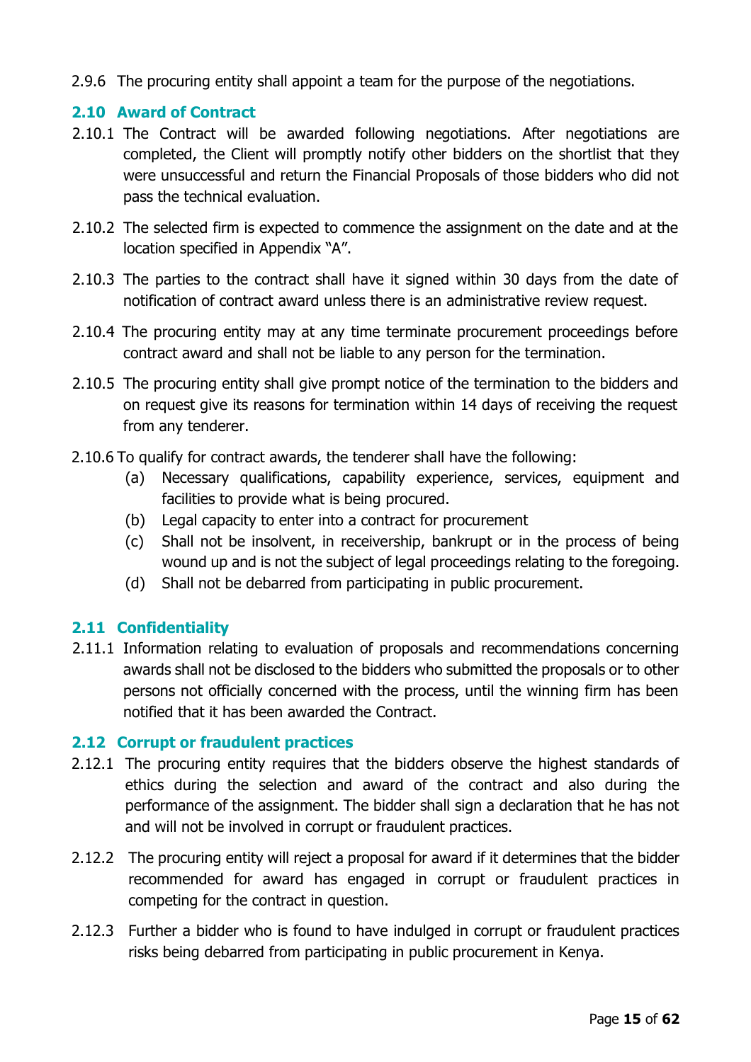2.9.6 The procuring entity shall appoint a team for the purpose of the negotiations.

### 2.10 Award of Contract

2.10.1 The Contract will be awarded following negotiations. After negotiations are completed, the Client will promptly notify other bidders on the shortlist that they were unsuccessful and return the Financial Proposals of those bidders who did not pass the technical evaluation.

2.10.2 The selected firm is expected to commence the assignment on the date and at the location specified in Appendix "A".

2.10.3 The parties to the contract shall have it signed within 30 days from the date of notification of contract award unless there is an administrative review request.

2.10.4 The procuring entity may at any time terminate procurement proceedings before contract award and shall not be liable to any person for the termination.

2.10.5 The procuring entity shall give prompt notice of the termination to the bidders and on request give its reasons for termination within 14 days of receiving the request from any tenderer.

2.10.6 To qualify for contract awards, the tenderer shall have the following:

(a) Necessary qualifications, capability experience, services, equipment and facilities to provide what is being procured.

(b) Legal capacity to enter into a contract for procurement

(c) Shall not be insolvent, in receivership, bankrupt or in the process of being wound up and is not the subject of legal proceedings relating to the foregoing.

(d) Shall not be debarred from participating in public procurement.

### 2.11 Confidentiality

2.11.1 Information relating to evaluation of proposals and recommendations concerning awards shall not be disclosed to the bidders who submitted the proposals or to other persons not officially concerned with the process, until the winning firm has been notified that it has been awarded the Contract.

### 2.12 Corrupt or fraudulent practices

2.12.1 The procuring entity requires that the bidders observe the highest standards of ethics during the selection and award of the contract and also during the performance of the assignment. The bidder shall sign a declaration that he has not and will not be involved in corrupt or fraudulent practices.

2.12.2 The procuring entity will reject a proposal for award if it determines that the bidder recommended for award has engaged in corrupt or fraudulent practices in competing for the contract in question.

2.12.3 Further a bidder who is found to have indulged in corrupt or fraudulent practices risks being debarred from participating in public procurement in Kenya.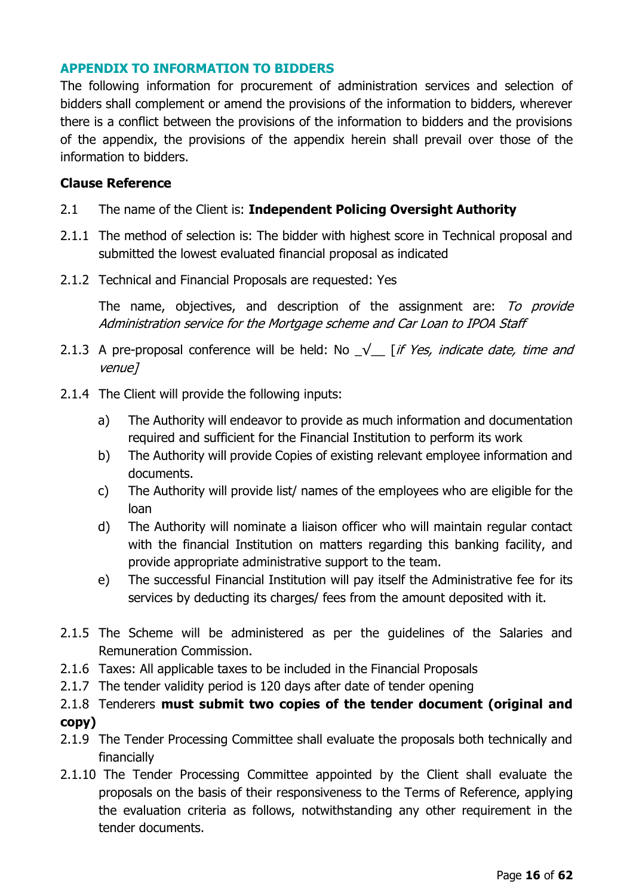## APPENDIX TO INFORMATION TO BIDDERS

The following information for procurement of administration services and selection of bidders shall complement or amend the provisions of the information to bidders, wherever there is a conflict between the provisions of the information to bidders and the provisions of the appendix, the provisions of the appendix herein shall prevail over those of the information to bidders.

**Clause Reference**

2.1 The name of the Client is: **Independent Policing Oversight Authority**

2.1.1 The method of selection is: The bidder with highest score in Technical proposal and submitted the lowest evaluated financial proposal as indicated

2.1.2 Technical and Financial Proposals are requested: Yes

The name, objectives, and description of the assignment are: *To provide Administration service for the Mortgage scheme and Car Loan to IPOA Staff*

2.1.3 A pre-proposal conference will be held: No _√__ [*if Yes, indicate date, time and venue]*

2.1.4 The Client will provide the following inputs:

a) The Authority will endeavor to provide as much information and documentation required and sufficient for the Financial Institution to perform its work
b) The Authority will provide Copies of existing relevant employee information and documents.
c) The Authority will provide list/ names of the employees who are eligible for the loan
d) The Authority will nominate a liaison officer who will maintain regular contact with the financial Institution on matters regarding this banking facility, and provide appropriate administrative support to the team.
e) The successful Financial Institution will pay itself the Administrative fee for its services by deducting its charges/ fees from the amount deposited with it.

2.1.5 The Scheme will be administered as per the guidelines of the Salaries and Remuneration Commission.

2.1.6 Taxes: All applicable taxes to be included in the Financial Proposals

2.1.7 The tender validity period is 120 days after date of tender opening

2.1.8 Tenderers **must submit two copies of the tender document (original and copy)**

2.1.9 The Tender Processing Committee shall evaluate the proposals both technically and financially

2.1.10 The Tender Processing Committee appointed by the Client shall evaluate the proposals on the basis of their responsiveness to the Terms of Reference, applying the evaluation criteria as follows, notwithstanding any other requirement in the tender documents.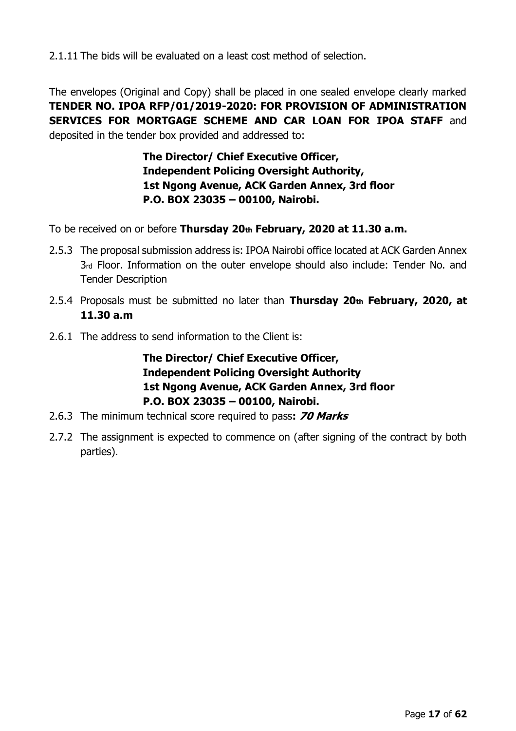2.1.11 The bids will be evaluated on a least cost method of selection.

The envelopes (Original and Copy) shall be placed in one sealed envelope clearly marked **TENDER NO. IPOA RFP/01/2019-2020: FOR PROVISION OF ADMINISTRATION SERVICES FOR MORTGAGE SCHEME AND CAR LOAN FOR IPOA STAFF** and deposited in the tender box provided and addressed to:

> **The Director/ Chief Executive Officer,**
> **Independent Policing Oversight Authority,**
> **1st Ngong Avenue, ACK Garden Annex, 3rd floor**
> **P.O. BOX 23035 – 00100, Nairobi.**

To be received on or before **Thursday 20th February, 2020 at 11.30 a.m.**

2.5.3 The proposal submission address is: IPOA Nairobi office located at ACK Garden Annex 3rd Floor. Information on the outer envelope should also include: Tender No. and Tender Description

2.5.4 Proposals must be submitted no later than **Thursday 20th February, 2020, at 11.30 a.m**

2.6.1 The address to send information to the Client is:

> **The Director/ Chief Executive Officer,**
> **Independent Policing Oversight Authority**
> **1st Ngong Avenue, ACK Garden Annex, 3rd floor**
> **P.O. BOX 23035 – 00100, Nairobi.**

2.6.3 The minimum technical score required to pass**: *70 Marks***

2.7.2 The assignment is expected to commence on (after signing of the contract by both parties).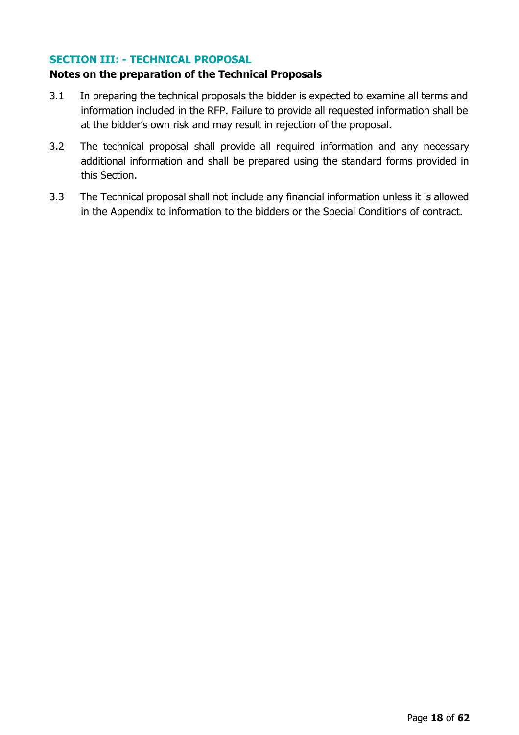## SECTION III: - TECHNICAL PROPOSAL

**Notes on the preparation of the Technical Proposals**

3.1 In preparing the technical proposals the bidder is expected to examine all terms and information included in the RFP. Failure to provide all requested information shall be at the bidder's own risk and may result in rejection of the proposal.

3.2 The technical proposal shall provide all required information and any necessary additional information and shall be prepared using the standard forms provided in this Section.

3.3 The Technical proposal shall not include any financial information unless it is allowed in the Appendix to information to the bidders or the Special Conditions of contract.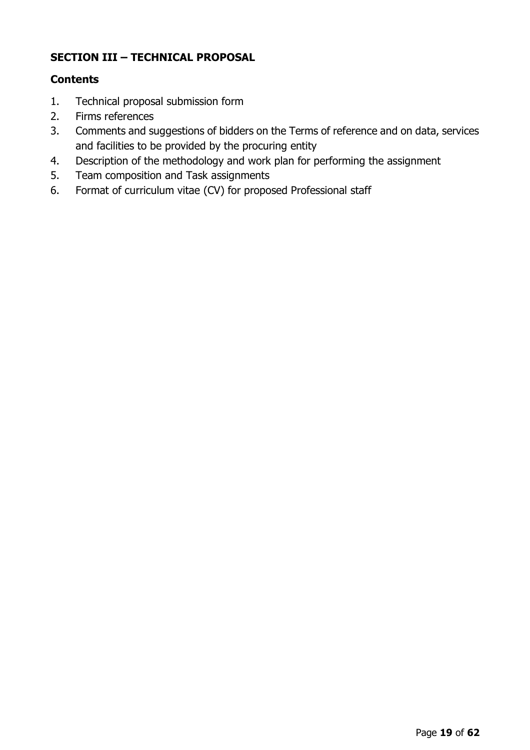## SECTION III – TECHNICAL PROPOSAL

### Contents

1. Technical proposal submission form
2. Firms references
3. Comments and suggestions of bidders on the Terms of reference and on data, services and facilities to be provided by the procuring entity
4. Description of the methodology and work plan for performing the assignment
5. Team composition and Task assignments
6. Format of curriculum vitae (CV) for proposed Professional staff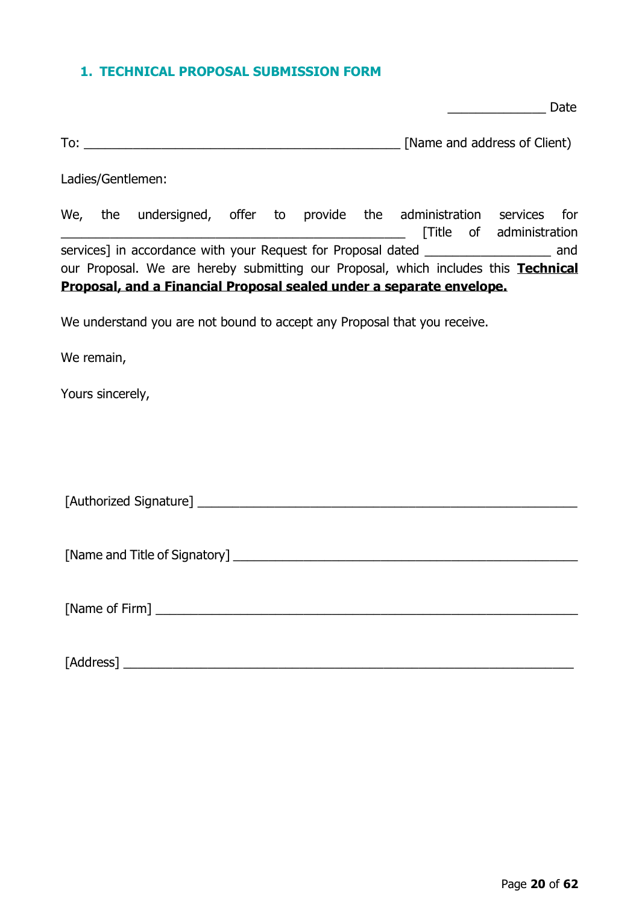## 1. TECHNICAL PROPOSAL SUBMISSION FORM

_______________ Date

To: ______________________________________________ [Name and address of Client)

Ladies/Gentlemen:

We, the undersigned, offer to provide the administration services for _______________________________________________ [Title of administration services] in accordance with your Request for Proposal dated __________________ and our Proposal. We are hereby submitting our Proposal, which includes this **Technical Proposal, and a Financial Proposal sealed under a separate envelope.**

We understand you are not bound to accept any Proposal that you receive.

We remain,

Yours sincerely,

[Authorized Signature] _______________________________________________________

[Name and Title of Signatory] _________________________________________________

[Name of Firm] ______________________________________________________________

[Address] ___________________________________________________________________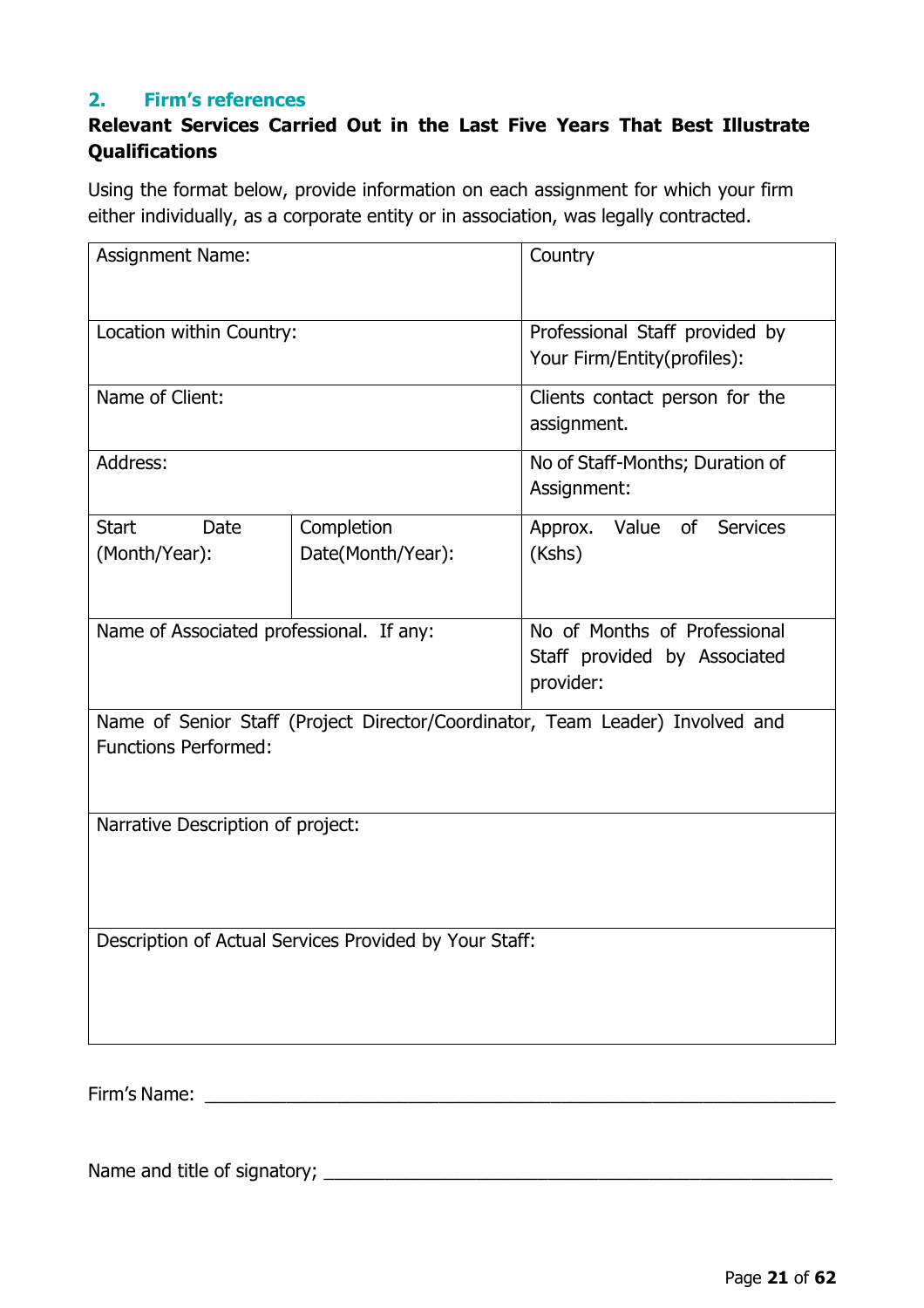## 2. Firm's references

**Relevant Services Carried Out in the Last Five Years That Best Illustrate Qualifications**

Using the format below, provide information on each assignment for which your firm either individually, as a corporate entity or in association, was legally contracted.

| Assignment Name: | | Country |
|---|---|---|
| Location within Country: | | Professional Staff provided by Your Firm/Entity(profiles): |
| Name of Client: | | Clients contact person for the assignment. |
| Address: | | No of Staff-Months; Duration of Assignment: |
| Start Date (Month/Year): | Completion Date(Month/Year): | Approx. Value of Services (Kshs) |
| Name of Associated professional. If any: | | No of Months of Professional Staff provided by Associated provider: |
| Name of Senior Staff (Project Director/Coordinator, Team Leader) Involved and Functions Performed: | | |
| Narrative Description of project: | | |
| Description of Actual Services Provided by Your Staff: | | |

Firm's Name: ____________________________________________________________

Name and title of signatory; ______________________________________________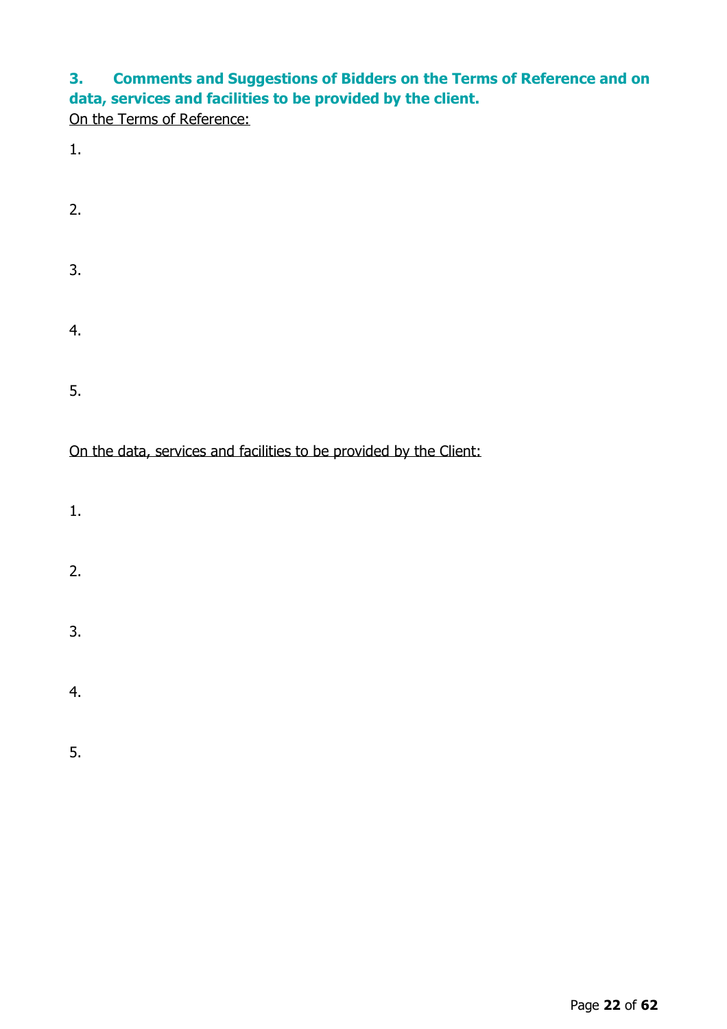### 3. Comments and Suggestions of Bidders on the Terms of Reference and on data, services and facilities to be provided by the client.

On the Terms of Reference:

1.

2.

3.

4.

5.

On the data, services and facilities to be provided by the Client:

1.

2.

3.

4.

5.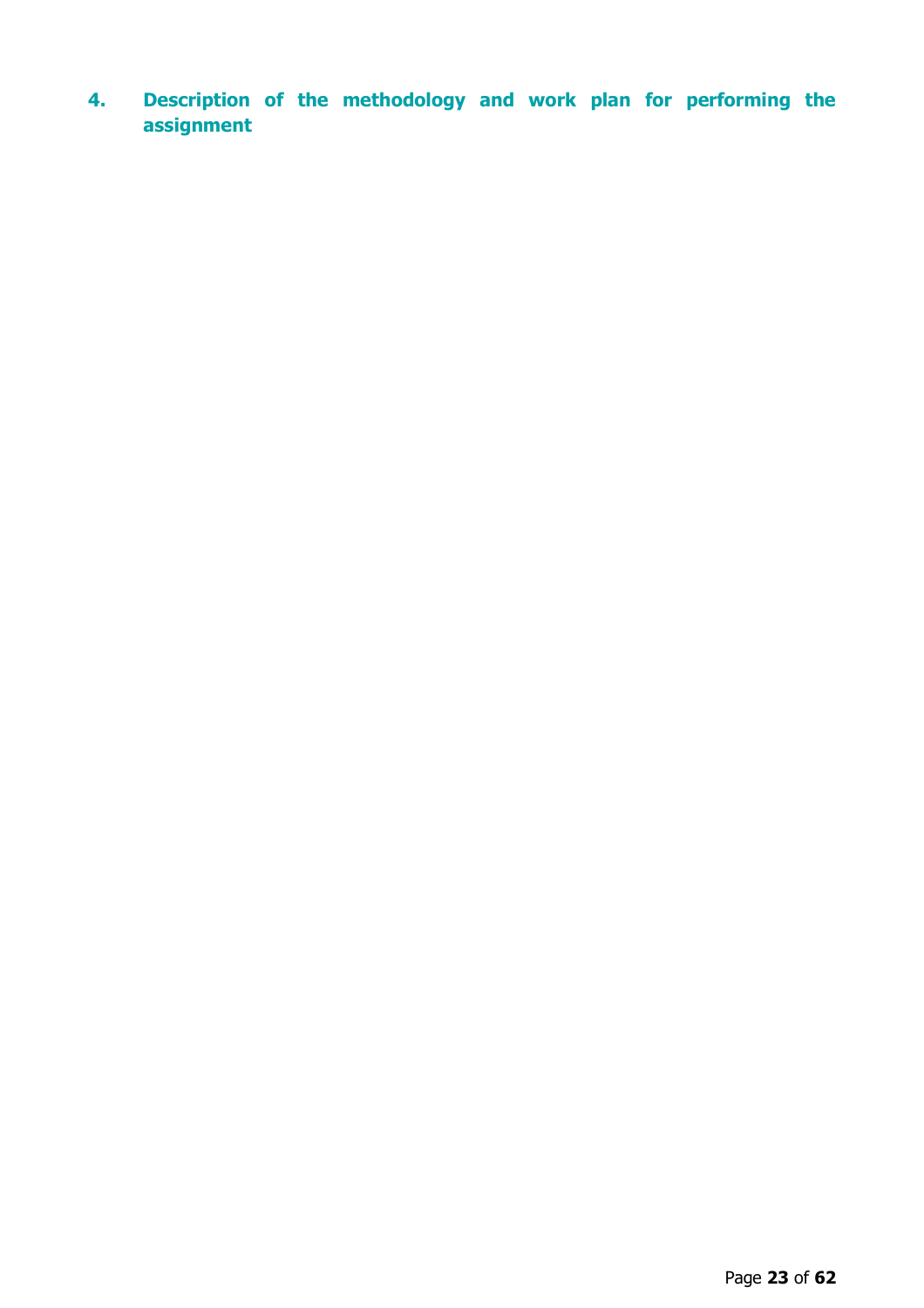## 4. Description of the methodology and work plan for performing the assignment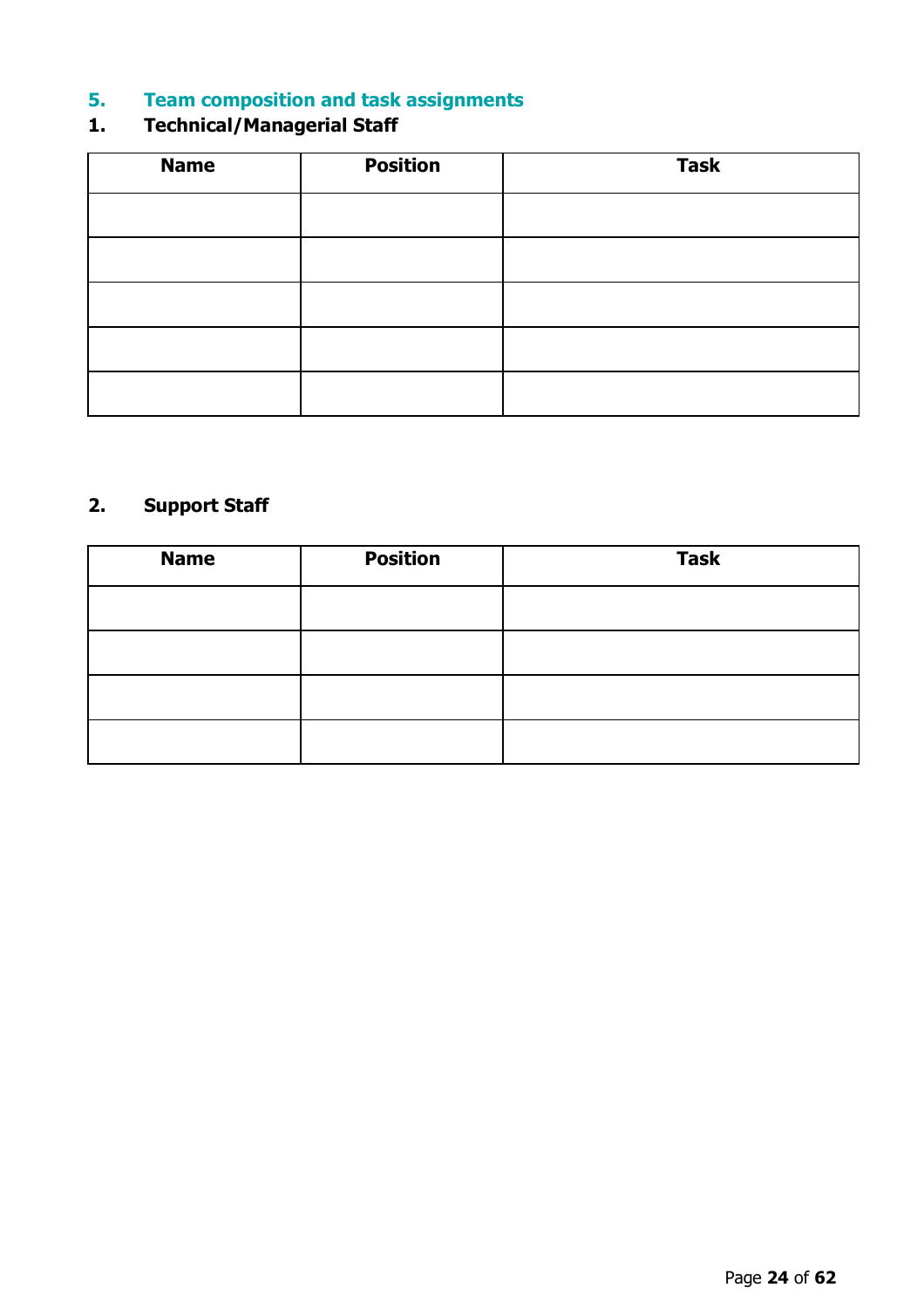## 5. Team composition and task assignments

### 1. Technical/Managerial Staff

| Name | Position | Task |
|---|---|---|
| | | |
| | | |
| | | |
| | | |
| | | |

### 2. Support Staff

| Name | Position | Task |
|---|---|---|
| | | |
| | | |
| | | |
| | | |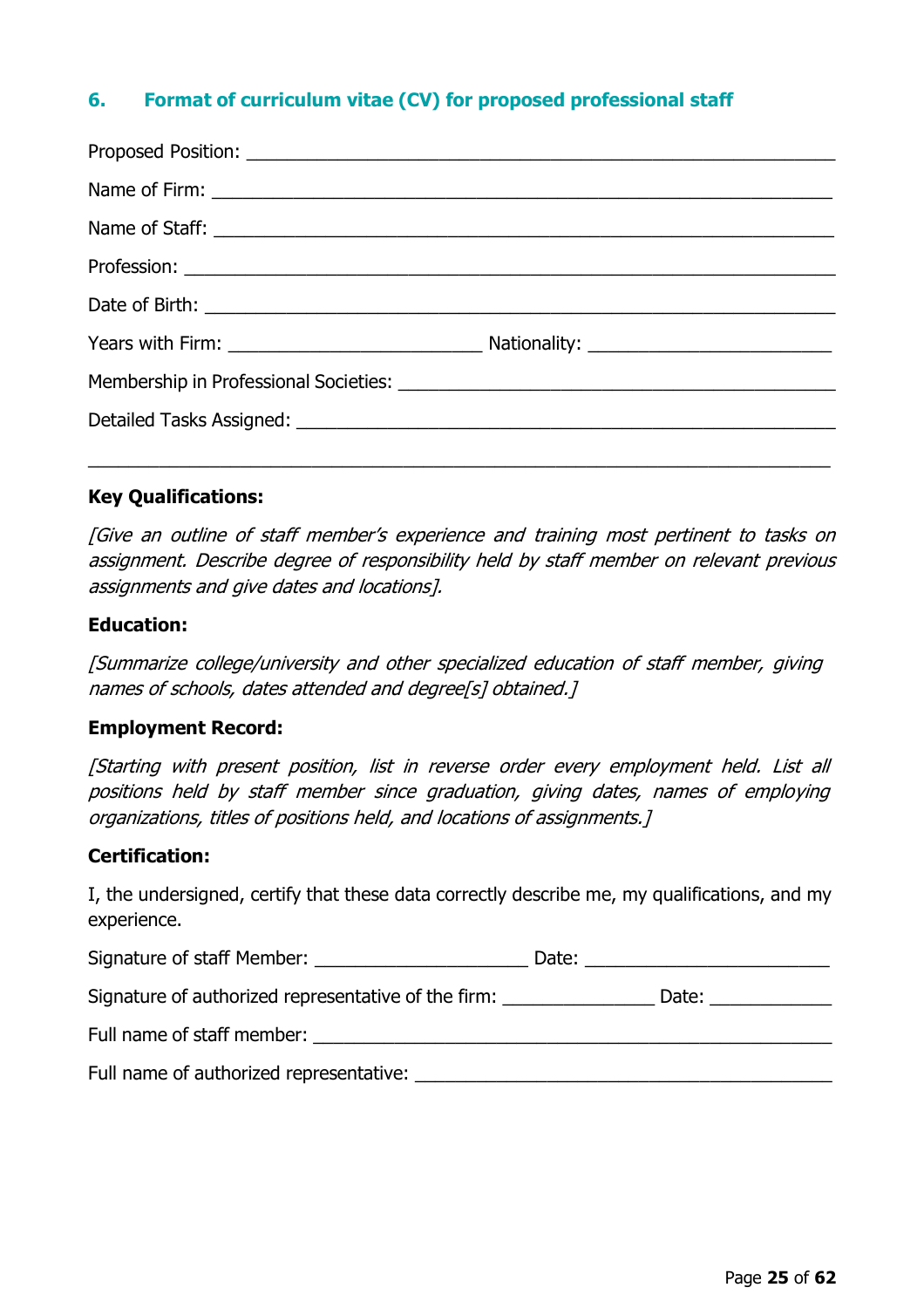## 6. Format of curriculum vitae (CV) for proposed professional staff

Proposed Position: ______________________________________________________

Name of Firm: __________________________________________________________

Name of Staff: _________________________________________________________

Profession: ____________________________________________________________

Date of Birth: __________________________________________________________

Years with Firm: _______________________ Nationality: ______________________

Membership in Professional Societies: _____________________________________

Detailed Tasks Assigned: ________________________________________________

________________________________________________________________________

**Key Qualifications:**

*[Give an outline of staff member's experience and training most pertinent to tasks on assignment. Describe degree of responsibility held by staff member on relevant previous assignments and give dates and locations].*

**Education:**

*[Summarize college/university and other specialized education of staff member, giving names of schools, dates attended and degree[s] obtained.]*

**Employment Record:**

*[Starting with present position, list in reverse order every employment held. List all positions held by staff member since graduation, giving dates, names of employing organizations, titles of positions held, and locations of assignments.]*

**Certification:**

I, the undersigned, certify that these data correctly describe me, my qualifications, and my experience.

Signature of staff Member: ____________________ Date: ______________________

Signature of authorized representative of the firm: _____________ Date: ___________

Full name of staff member: _______________________________________________

Full name of authorized representative: _____________________________________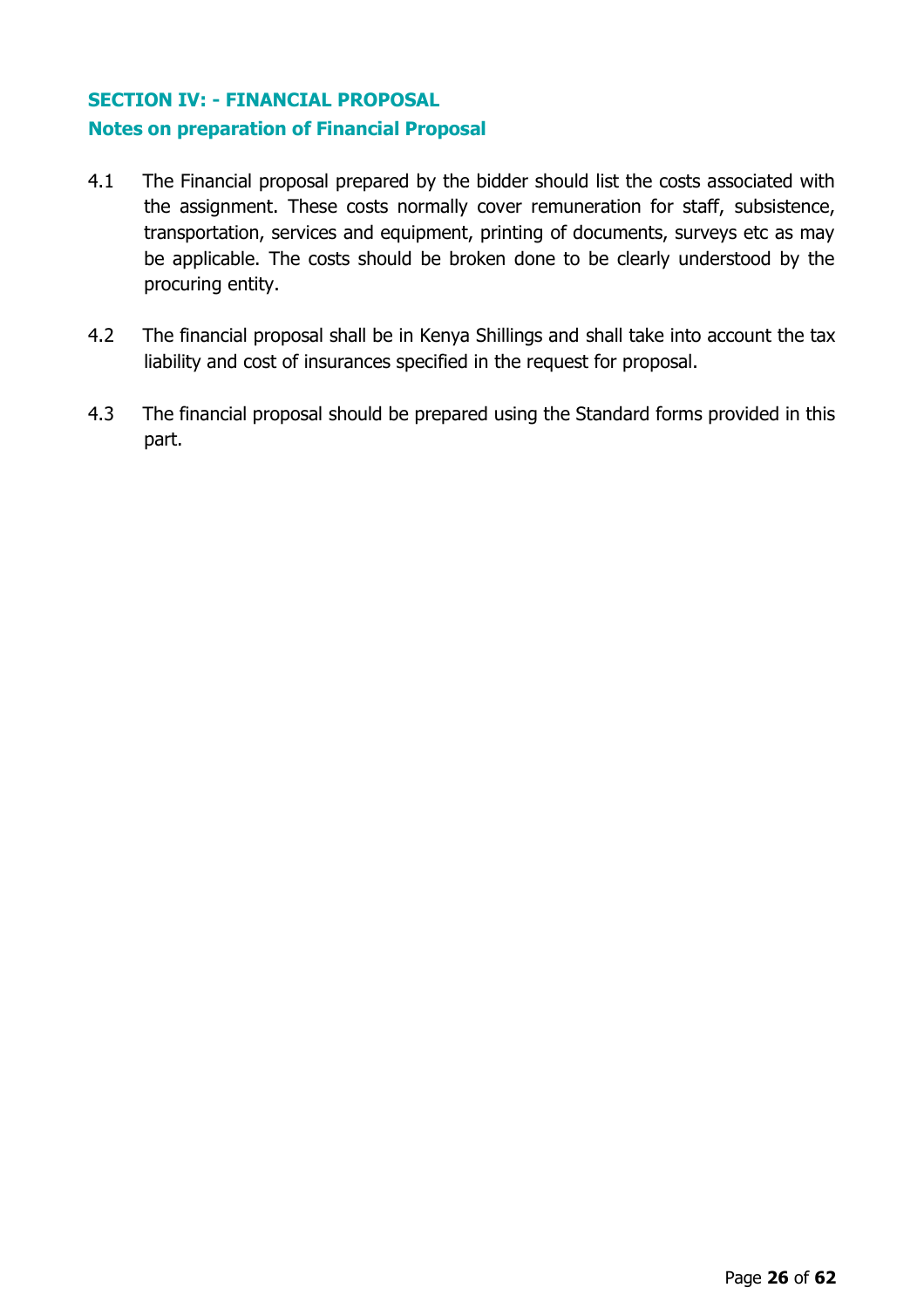## SECTION IV: - FINANCIAL PROPOSAL

### Notes on preparation of Financial Proposal

4.1 The Financial proposal prepared by the bidder should list the costs associated with the assignment. These costs normally cover remuneration for staff, subsistence, transportation, services and equipment, printing of documents, surveys etc as may be applicable. The costs should be broken done to be clearly understood by the procuring entity.

4.2 The financial proposal shall be in Kenya Shillings and shall take into account the tax liability and cost of insurances specified in the request for proposal.

4.3 The financial proposal should be prepared using the Standard forms provided in this part.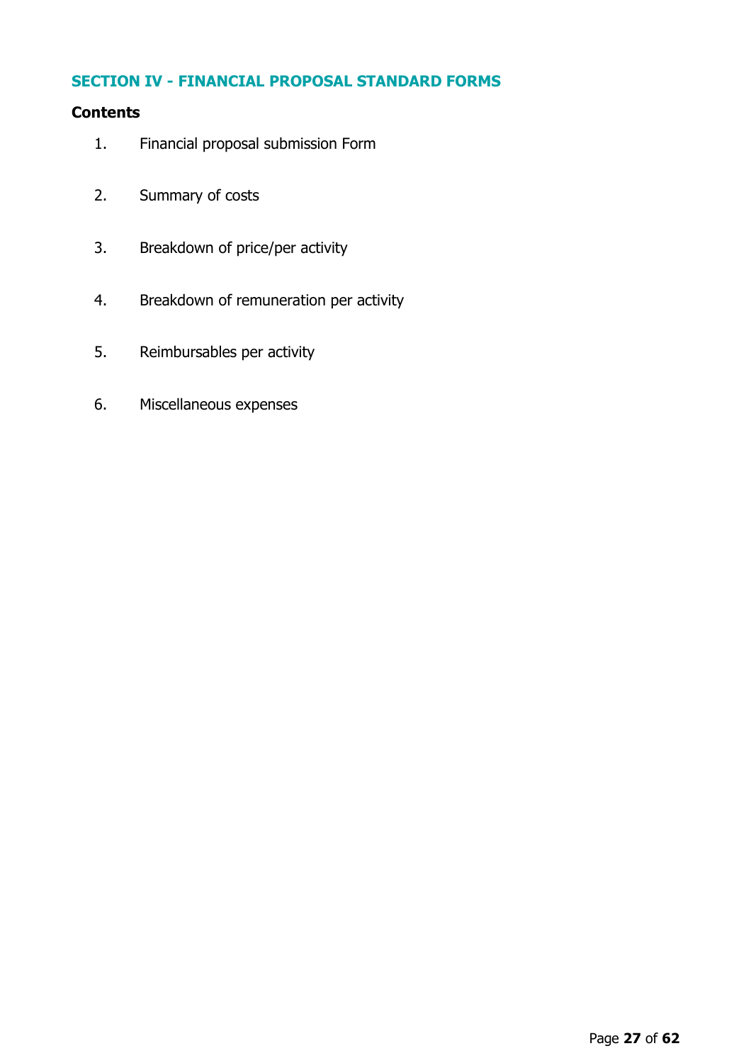## SECTION IV - FINANCIAL PROPOSAL STANDARD FORMS

**Contents**

1. Financial proposal submission Form
2. Summary of costs
3. Breakdown of price/per activity
4. Breakdown of remuneration per activity
5. Reimbursables per activity
6. Miscellaneous expenses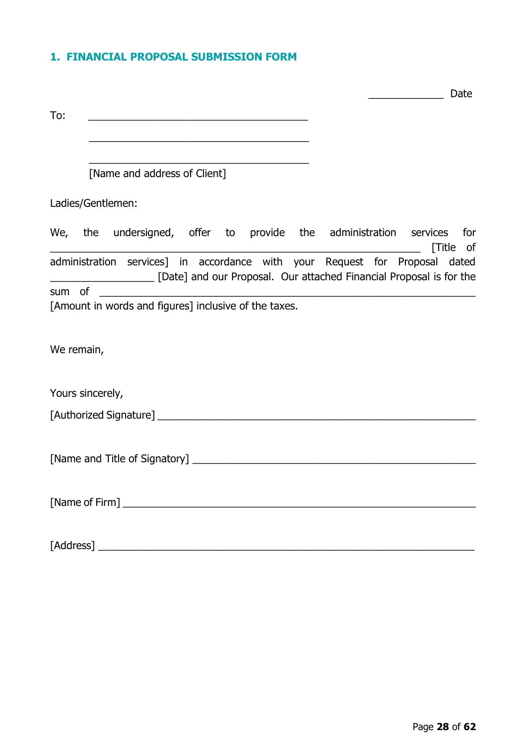## 1. FINANCIAL PROPOSAL SUBMISSION FORM

_____________ Date

To: ______________________________________

______________________________________

______________________________________

[Name and address of Client]

Ladies/Gentlemen:

We, the undersigned, offer to provide the administration services for _______________________________________________________________ [Title of administration services] in accordance with your Request for Proposal dated __________________ [Date] and our Proposal. Our attached Financial Proposal is for the sum of ________________________________________________________________ [Amount in words and figures] inclusive of the taxes.

We remain,

Yours sincerely,

[Authorized Signature] ___________________________________________________

[Name and Title of Signatory] ____________________________________________

[Name of Firm] _________________________________________________________

[Address] _____________________________________________________________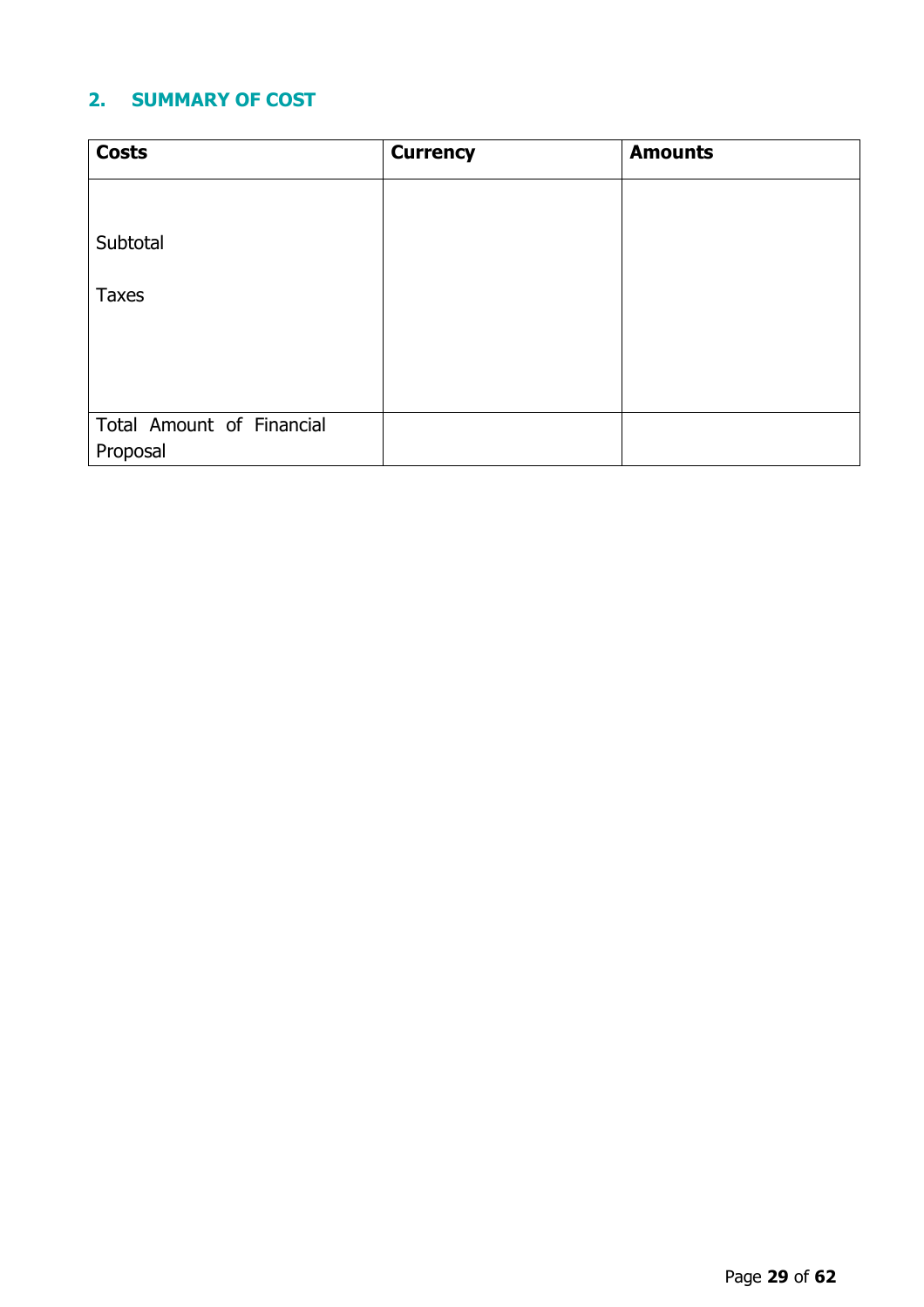## 2. SUMMARY OF COST

| Costs | Currency | Amounts |
|---|---|---|
| Subtotal | | |
| Taxes | | |
| Total Amount of Financial Proposal | | |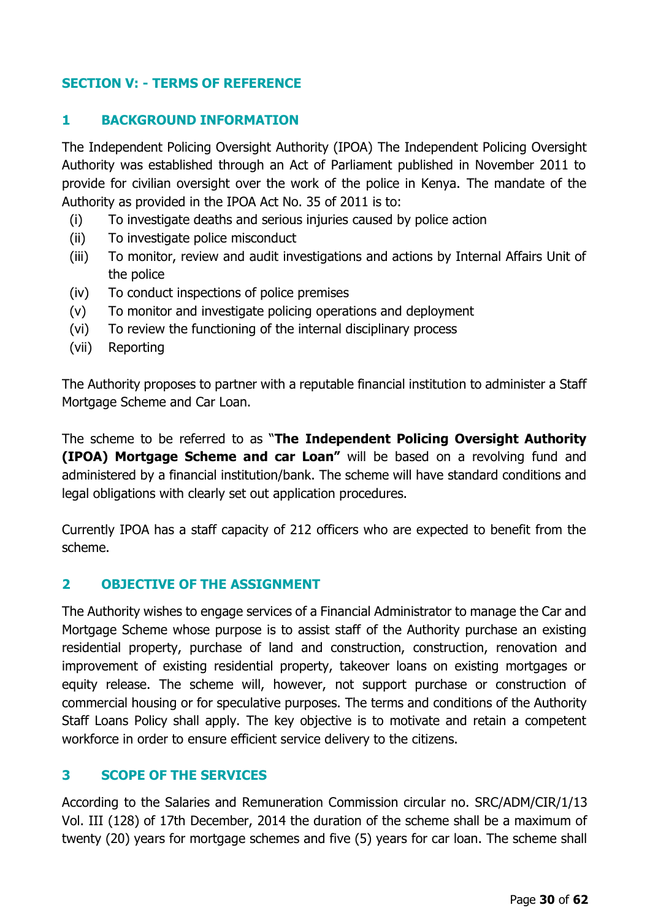## SECTION V: - TERMS OF REFERENCE

### 1 BACKGROUND INFORMATION

The Independent Policing Oversight Authority (IPOA) The Independent Policing Oversight Authority was established through an Act of Parliament published in November 2011 to provide for civilian oversight over the work of the police in Kenya. The mandate of the Authority as provided in the IPOA Act No. 35 of 2011 is to:

(i) To investigate deaths and serious injuries caused by police action
(ii) To investigate police misconduct
(iii) To monitor, review and audit investigations and actions by Internal Affairs Unit of the police
(iv) To conduct inspections of police premises
(v) To monitor and investigate policing operations and deployment
(vi) To review the functioning of the internal disciplinary process
(vii) Reporting

The Authority proposes to partner with a reputable financial institution to administer a Staff Mortgage Scheme and Car Loan.

The scheme to be referred to as "**The Independent Policing Oversight Authority (IPOA) Mortgage Scheme and car Loan"** will be based on a revolving fund and administered by a financial institution/bank. The scheme will have standard conditions and legal obligations with clearly set out application procedures.

Currently IPOA has a staff capacity of 212 officers who are expected to benefit from the scheme.

### 2 OBJECTIVE OF THE ASSIGNMENT

The Authority wishes to engage services of a Financial Administrator to manage the Car and Mortgage Scheme whose purpose is to assist staff of the Authority purchase an existing residential property, purchase of land and construction, construction, renovation and improvement of existing residential property, takeover loans on existing mortgages or equity release. The scheme will, however, not support purchase or construction of commercial housing or for speculative purposes. The terms and conditions of the Authority Staff Loans Policy shall apply. The key objective is to motivate and retain a competent workforce in order to ensure efficient service delivery to the citizens.

### 3 SCOPE OF THE SERVICES

According to the Salaries and Remuneration Commission circular no. SRC/ADM/CIR/1/13 Vol. III (128) of 17th December, 2014 the duration of the scheme shall be a maximum of twenty (20) years for mortgage schemes and five (5) years for car loan. The scheme shall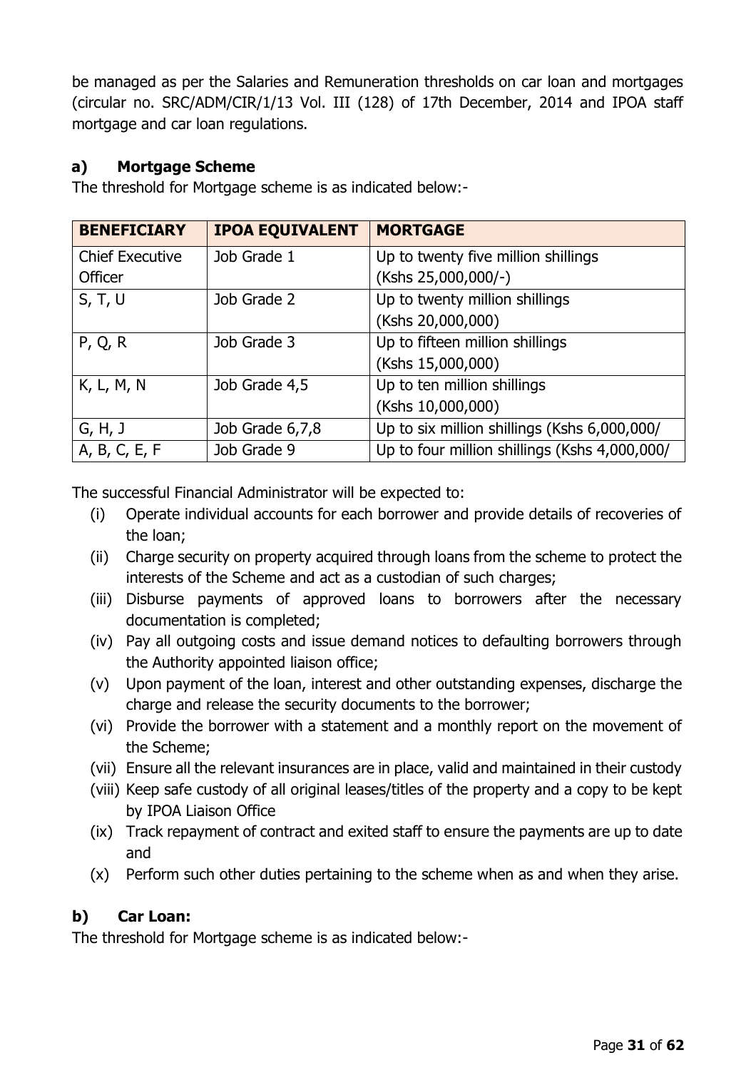be managed as per the Salaries and Remuneration thresholds on car loan and mortgages (circular no. SRC/ADM/CIR/1/13 Vol. III (128) of 17th December, 2014 and IPOA staff mortgage and car loan regulations.

### a) Mortgage Scheme

The threshold for Mortgage scheme is as indicated below:-

| BENEFICIARY | IPOA EQUIVALENT | MORTGAGE |
|---|---|---|
| Chief Executive Officer | Job Grade 1 | Up to twenty five million shillings (Kshs 25,000,000/-) |
| S, T, U | Job Grade 2 | Up to twenty million shillings (Kshs 20,000,000) |
| P, Q, R | Job Grade 3 | Up to fifteen million shillings (Kshs 15,000,000) |
| K, L, M, N | Job Grade 4,5 | Up to ten million shillings (Kshs 10,000,000) |
| G, H, J | Job Grade 6,7,8 | Up to six million shillings (Kshs 6,000,000/ |
| A, B, C, E, F | Job Grade 9 | Up to four million shillings (Kshs 4,000,000/ |

The successful Financial Administrator will be expected to:

(i) Operate individual accounts for each borrower and provide details of recoveries of the loan;

(ii) Charge security on property acquired through loans from the scheme to protect the interests of the Scheme and act as a custodian of such charges;

(iii) Disburse payments of approved loans to borrowers after the necessary documentation is completed;

(iv) Pay all outgoing costs and issue demand notices to defaulting borrowers through the Authority appointed liaison office;

(v) Upon payment of the loan, interest and other outstanding expenses, discharge the charge and release the security documents to the borrower;

(vi) Provide the borrower with a statement and a monthly report on the movement of the Scheme;

(vii) Ensure all the relevant insurances are in place, valid and maintained in their custody

(viii) Keep safe custody of all original leases/titles of the property and a copy to be kept by IPOA Liaison Office

(ix) Track repayment of contract and exited staff to ensure the payments are up to date and

(x) Perform such other duties pertaining to the scheme when as and when they arise.

### b) Car Loan:

The threshold for Mortgage scheme is as indicated below:-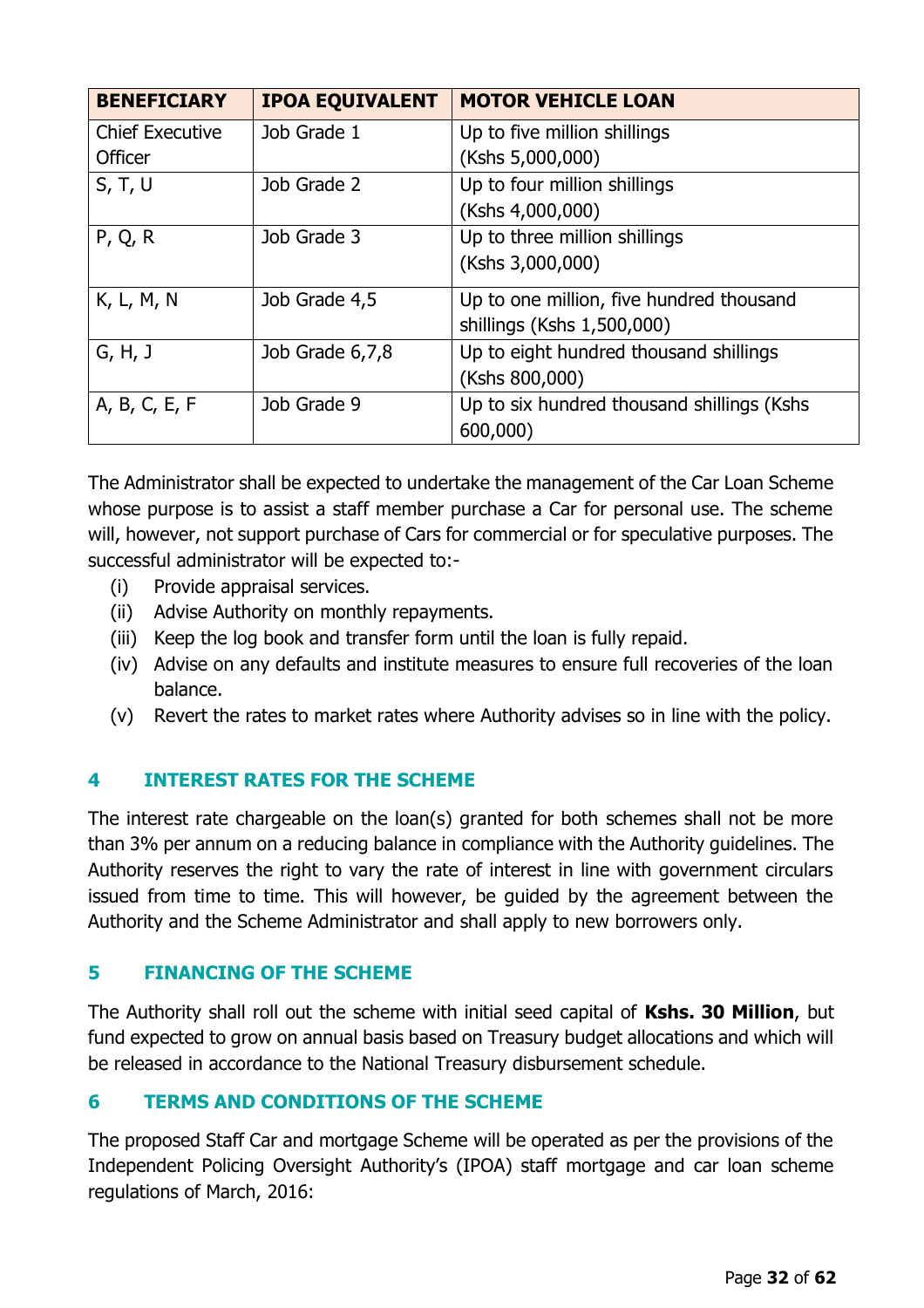| BENEFICIARY | IPOA EQUIVALENT | MOTOR VEHICLE LOAN |
|---|---|---|
| Chief Executive Officer | Job Grade 1 | Up to five million shillings (Kshs 5,000,000) |
| S, T, U | Job Grade 2 | Up to four million shillings (Kshs 4,000,000) |
| P, Q, R | Job Grade 3 | Up to three million shillings (Kshs 3,000,000) |
| K, L, M, N | Job Grade 4,5 | Up to one million, five hundred thousand shillings (Kshs 1,500,000) |
| G, H, J | Job Grade 6,7,8 | Up to eight hundred thousand shillings (Kshs 800,000) |
| A, B, C, E, F | Job Grade 9 | Up to six hundred thousand shillings (Kshs 600,000) |

The Administrator shall be expected to undertake the management of the Car Loan Scheme whose purpose is to assist a staff member purchase a Car for personal use. The scheme will, however, not support purchase of Cars for commercial or for speculative purposes. The successful administrator will be expected to:-

(i) Provide appraisal services.
(ii) Advise Authority on monthly repayments.
(iii) Keep the log book and transfer form until the loan is fully repaid.
(iv) Advise on any defaults and institute measures to ensure full recoveries of the loan balance.
(v) Revert the rates to market rates where Authority advises so in line with the policy.

## 4 INTEREST RATES FOR THE SCHEME

The interest rate chargeable on the loan(s) granted for both schemes shall not be more than 3% per annum on a reducing balance in compliance with the Authority guidelines. The Authority reserves the right to vary the rate of interest in line with government circulars issued from time to time. This will however, be guided by the agreement between the Authority and the Scheme Administrator and shall apply to new borrowers only.

## 5 FINANCING OF THE SCHEME

The Authority shall roll out the scheme with initial seed capital of **Kshs. 30 Million**, but fund expected to grow on annual basis based on Treasury budget allocations and which will be released in accordance to the National Treasury disbursement schedule.

## 6 TERMS AND CONDITIONS OF THE SCHEME

The proposed Staff Car and mortgage Scheme will be operated as per the provisions of the Independent Policing Oversight Authority's (IPOA) staff mortgage and car loan scheme regulations of March, 2016: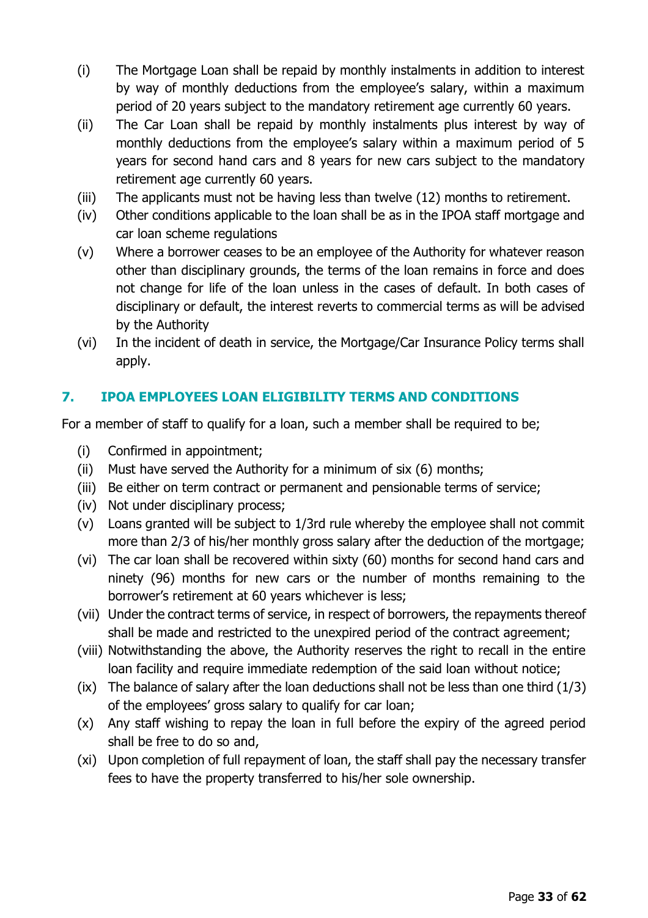(i) The Mortgage Loan shall be repaid by monthly instalments in addition to interest by way of monthly deductions from the employee's salary, within a maximum period of 20 years subject to the mandatory retirement age currently 60 years.

(ii) The Car Loan shall be repaid by monthly instalments plus interest by way of monthly deductions from the employee's salary within a maximum period of 5 years for second hand cars and 8 years for new cars subject to the mandatory retirement age currently 60 years.

(iii) The applicants must not be having less than twelve (12) months to retirement.

(iv) Other conditions applicable to the loan shall be as in the IPOA staff mortgage and car loan scheme regulations

(v) Where a borrower ceases to be an employee of the Authority for whatever reason other than disciplinary grounds, the terms of the loan remains in force and does not change for life of the loan unless in the cases of default. In both cases of disciplinary or default, the interest reverts to commercial terms as will be advised by the Authority

(vi) In the incident of death in service, the Mortgage/Car Insurance Policy terms shall apply.

## 7. IPOA EMPLOYEES LOAN ELIGIBILITY TERMS AND CONDITIONS

For a member of staff to qualify for a loan, such a member shall be required to be;

(i) Confirmed in appointment;

(ii) Must have served the Authority for a minimum of six (6) months;

(iii) Be either on term contract or permanent and pensionable terms of service;

(iv) Not under disciplinary process;

(v) Loans granted will be subject to 1/3rd rule whereby the employee shall not commit more than 2/3 of his/her monthly gross salary after the deduction of the mortgage;

(vi) The car loan shall be recovered within sixty (60) months for second hand cars and ninety (96) months for new cars or the number of months remaining to the borrower's retirement at 60 years whichever is less;

(vii) Under the contract terms of service, in respect of borrowers, the repayments thereof shall be made and restricted to the unexpired period of the contract agreement;

(viii) Notwithstanding the above, the Authority reserves the right to recall in the entire loan facility and require immediate redemption of the said loan without notice;

(ix) The balance of salary after the loan deductions shall not be less than one third (1/3) of the employees' gross salary to qualify for car loan;

(x) Any staff wishing to repay the loan in full before the expiry of the agreed period shall be free to do so and,

(xi) Upon completion of full repayment of loan, the staff shall pay the necessary transfer fees to have the property transferred to his/her sole ownership.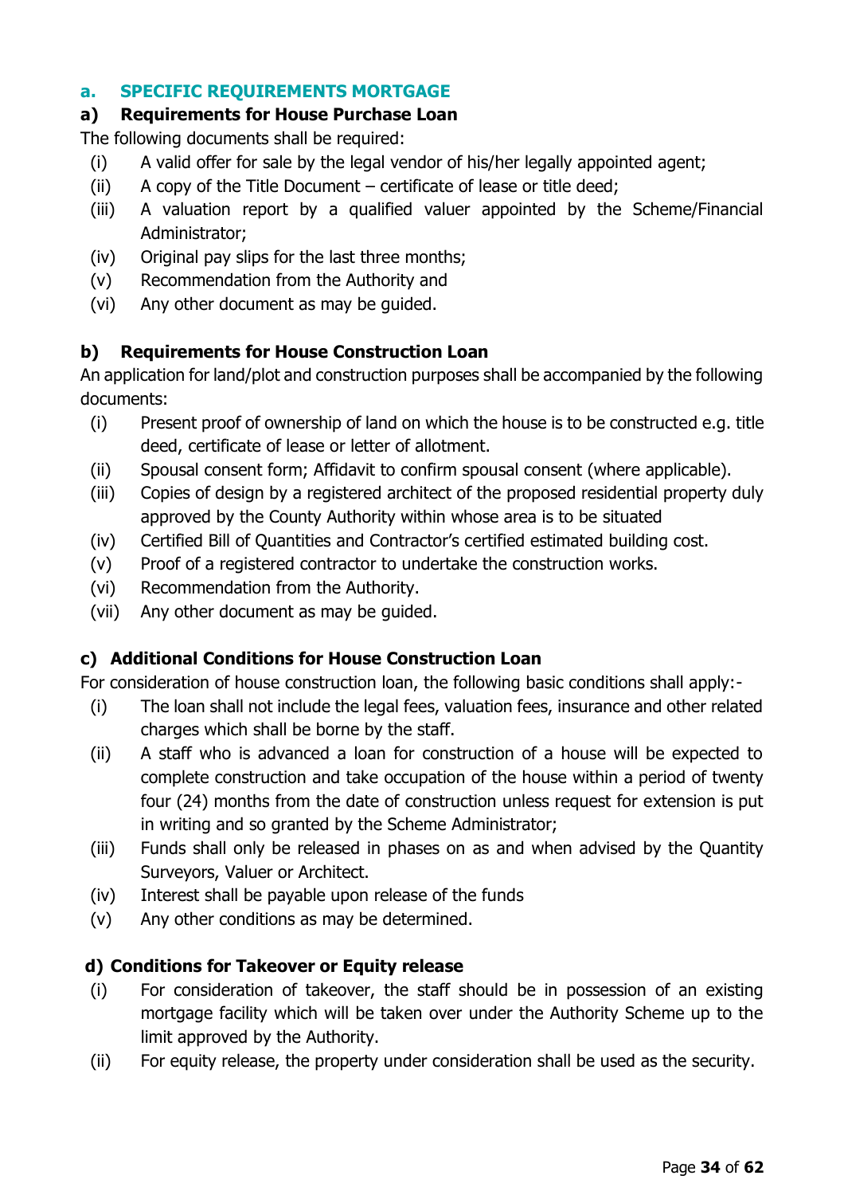## a. SPECIFIC REQUIREMENTS MORTGAGE

### a) Requirements for House Purchase Loan

The following documents shall be required:

- (i) A valid offer for sale by the legal vendor of his/her legally appointed agent;
- (ii) A copy of the Title Document – certificate of lease or title deed;
- (iii) A valuation report by a qualified valuer appointed by the Scheme/Financial Administrator;
- (iv) Original pay slips for the last three months;
- (v) Recommendation from the Authority and
- (vi) Any other document as may be guided.

### b) Requirements for House Construction Loan

An application for land/plot and construction purposes shall be accompanied by the following documents:

- (i) Present proof of ownership of land on which the house is to be constructed e.g. title deed, certificate of lease or letter of allotment.
- (ii) Spousal consent form; Affidavit to confirm spousal consent (where applicable).
- (iii) Copies of design by a registered architect of the proposed residential property duly approved by the County Authority within whose area is to be situated
- (iv) Certified Bill of Quantities and Contractor's certified estimated building cost.
- (v) Proof of a registered contractor to undertake the construction works.
- (vi) Recommendation from the Authority.
- (vii) Any other document as may be guided.

### c) Additional Conditions for House Construction Loan

For consideration of house construction loan, the following basic conditions shall apply:-

- (i) The loan shall not include the legal fees, valuation fees, insurance and other related charges which shall be borne by the staff.
- (ii) A staff who is advanced a loan for construction of a house will be expected to complete construction and take occupation of the house within a period of twenty four (24) months from the date of construction unless request for extension is put in writing and so granted by the Scheme Administrator;
- (iii) Funds shall only be released in phases on as and when advised by the Quantity Surveyors, Valuer or Architect.
- (iv) Interest shall be payable upon release of the funds
- (v) Any other conditions as may be determined.

### d) Conditions for Takeover or Equity release

- (i) For consideration of takeover, the staff should be in possession of an existing mortgage facility which will be taken over under the Authority Scheme up to the limit approved by the Authority.
- (ii) For equity release, the property under consideration shall be used as the security.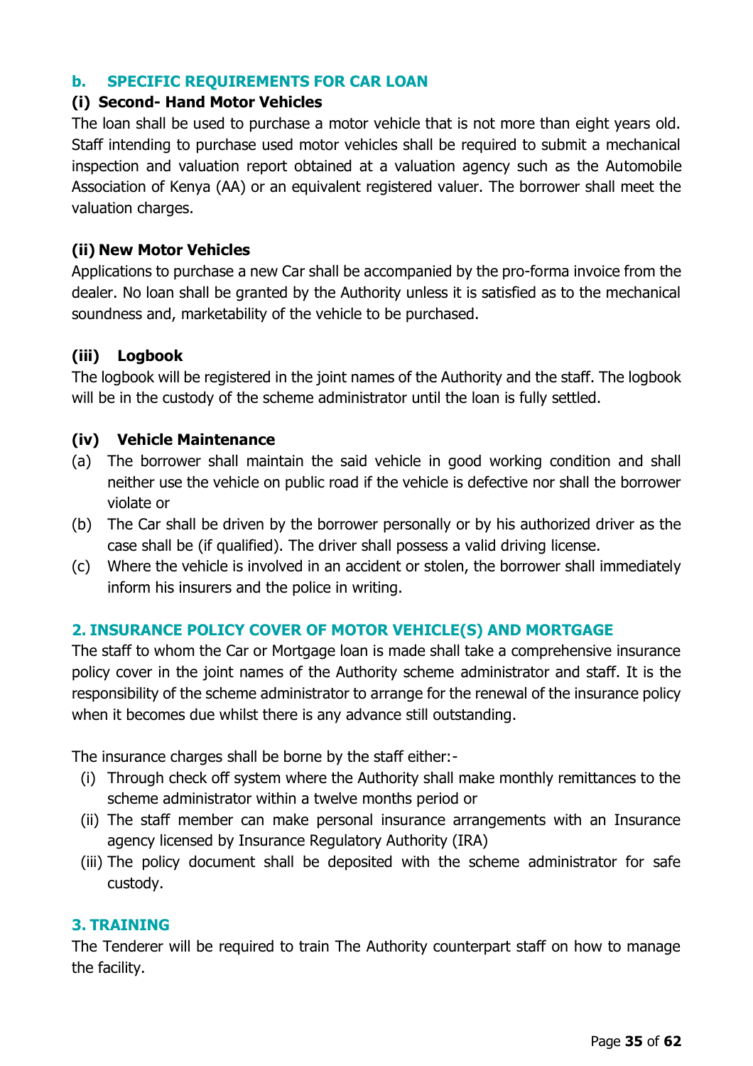### b. SPECIFIC REQUIREMENTS FOR CAR LOAN

**(i) Second- Hand Motor Vehicles**

The loan shall be used to purchase a motor vehicle that is not more than eight years old. Staff intending to purchase used motor vehicles shall be required to submit a mechanical inspection and valuation report obtained at a valuation agency such as the Automobile Association of Kenya (AA) or an equivalent registered valuer. The borrower shall meet the valuation charges.

**(ii) New Motor Vehicles**

Applications to purchase a new Car shall be accompanied by the pro-forma invoice from the dealer. No loan shall be granted by the Authority unless it is satisfied as to the mechanical soundness and, marketability of the vehicle to be purchased.

**(iii) Logbook**

The logbook will be registered in the joint names of the Authority and the staff. The logbook will be in the custody of the scheme administrator until the loan is fully settled.

**(iv) Vehicle Maintenance**

(a) The borrower shall maintain the said vehicle in good working condition and shall neither use the vehicle on public road if the vehicle is defective nor shall the borrower violate or

(b) The Car shall be driven by the borrower personally or by his authorized driver as the case shall be (if qualified). The driver shall possess a valid driving license.

(c) Where the vehicle is involved in an accident or stolen, the borrower shall immediately inform his insurers and the police in writing.

### 2. INSURANCE POLICY COVER OF MOTOR VEHICLE(S) AND MORTGAGE

The staff to whom the Car or Mortgage loan is made shall take a comprehensive insurance policy cover in the joint names of the Authority scheme administrator and staff. It is the responsibility of the scheme administrator to arrange for the renewal of the insurance policy when it becomes due whilst there is any advance still outstanding.

The insurance charges shall be borne by the staff either:-

(i) Through check off system where the Authority shall make monthly remittances to the scheme administrator within a twelve months period or

(ii) The staff member can make personal insurance arrangements with an Insurance agency licensed by Insurance Regulatory Authority (IRA)

(iii) The policy document shall be deposited with the scheme administrator for safe custody.

### 3. TRAINING

The Tenderer will be required to train The Authority counterpart staff on how to manage the facility.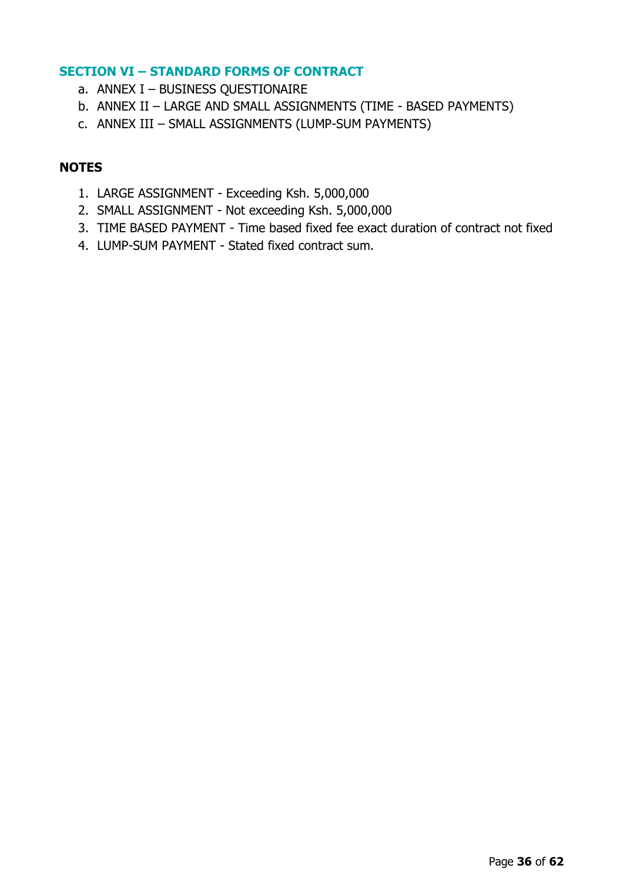## SECTION VI – STANDARD FORMS OF CONTRACT

a. ANNEX I – BUSINESS QUESTIONAIRE
b. ANNEX II – LARGE AND SMALL ASSIGNMENTS (TIME - BASED PAYMENTS)
c. ANNEX III – SMALL ASSIGNMENTS (LUMP-SUM PAYMENTS)

**NOTES**

1. LARGE ASSIGNMENT - Exceeding Ksh. 5,000,000
2. SMALL ASSIGNMENT - Not exceeding Ksh. 5,000,000
3. TIME BASED PAYMENT - Time based fixed fee exact duration of contract not fixed
4. LUMP-SUM PAYMENT - Stated fixed contract sum.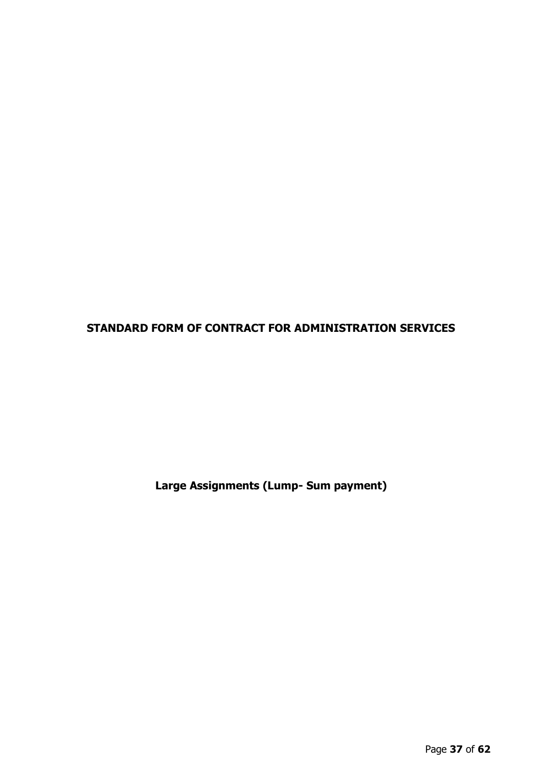# STANDARD FORM OF CONTRACT FOR ADMINISTRATION SERVICES

**Large Assignments (Lump- Sum payment)**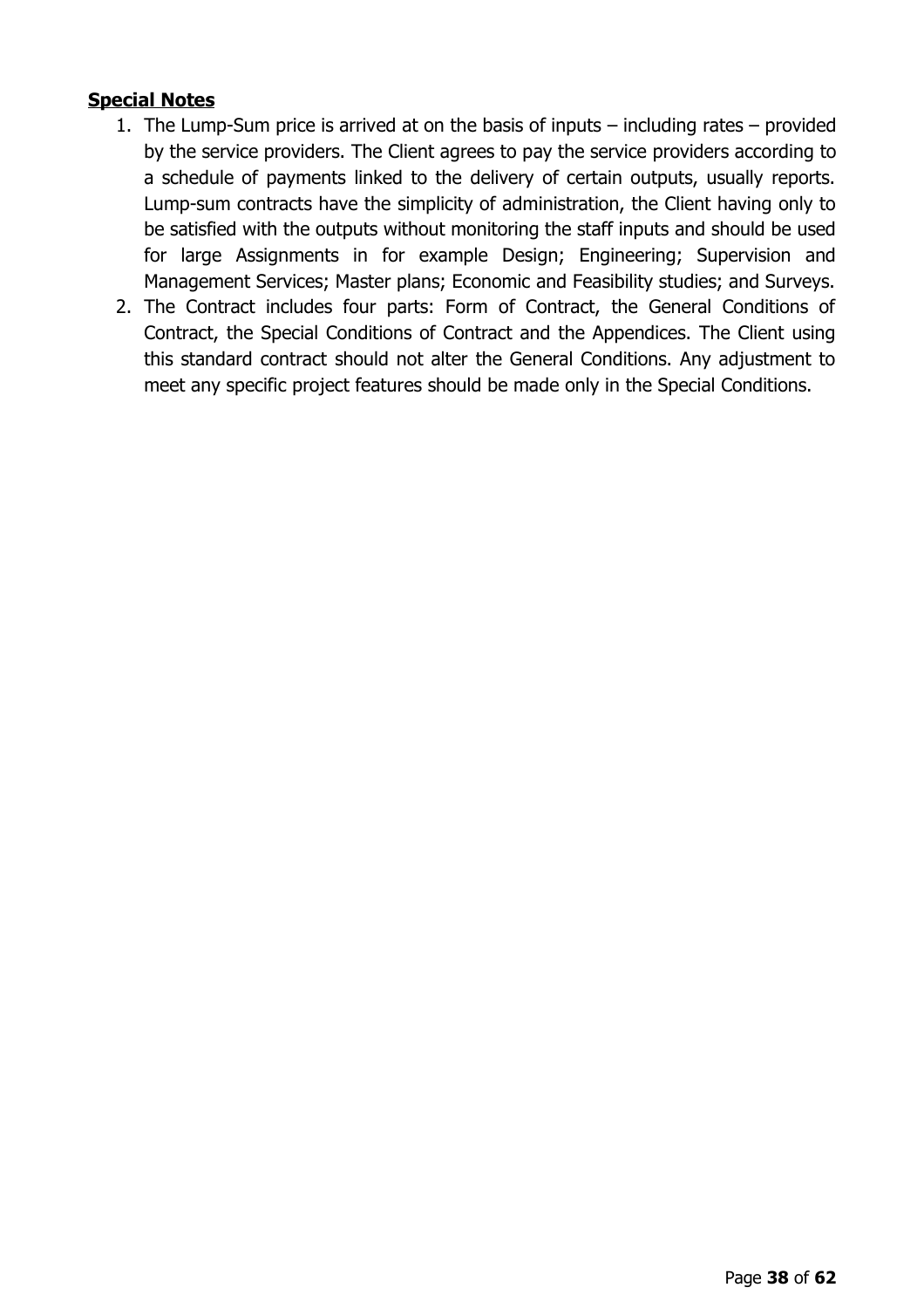**Special Notes**

1. The Lump-Sum price is arrived at on the basis of inputs – including rates – provided by the service providers. The Client agrees to pay the service providers according to a schedule of payments linked to the delivery of certain outputs, usually reports. Lump-sum contracts have the simplicity of administration, the Client having only to be satisfied with the outputs without monitoring the staff inputs and should be used for large Assignments in for example Design; Engineering; Supervision and Management Services; Master plans; Economic and Feasibility studies; and Surveys.
2. The Contract includes four parts: Form of Contract, the General Conditions of Contract, the Special Conditions of Contract and the Appendices. The Client using this standard contract should not alter the General Conditions. Any adjustment to meet any specific project features should be made only in the Special Conditions.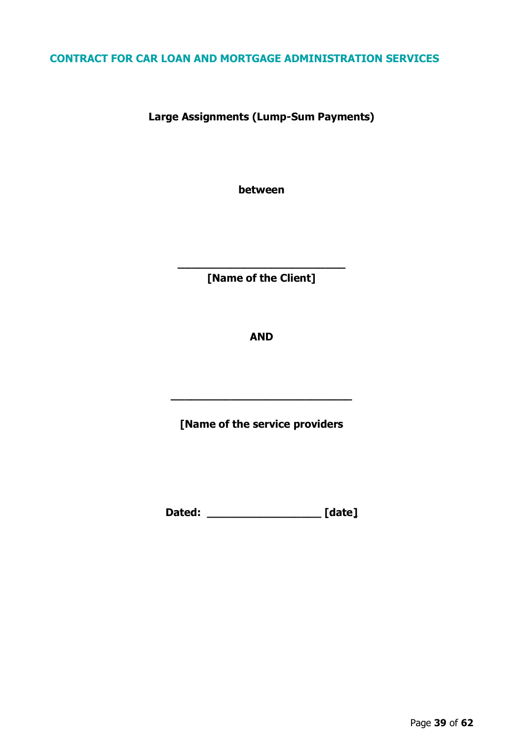## CONTRACT FOR CAR LOAN AND MORTGAGE ADMINISTRATION SERVICES

**Large Assignments (Lump-Sum Payments)**

**between**

**____________________________**
**[Name of the Client]**

**AND**

**______________________________**

**[Name of the service providers**

**Dated: ___________________ [date]**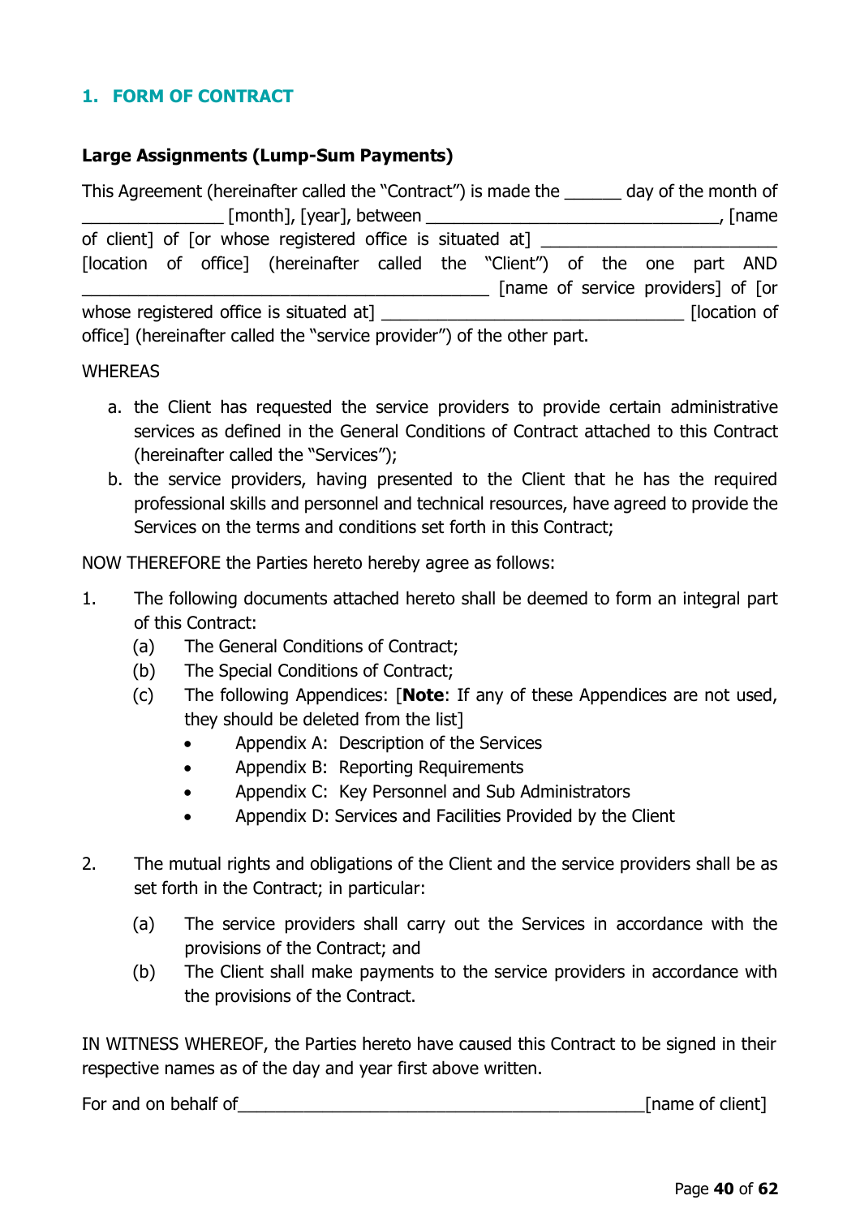## 1. FORM OF CONTRACT

**Large Assignments (Lump-Sum Payments)**

This Agreement (hereinafter called the "Contract") is made the ______ day of the month of _______________ [month], [year], between _______________________________, [name of client] of [or whose registered office is situated at] _________________________ [location of office] (hereinafter called the "Client") of the one part AND ___________________________________________ [name of service providers] of [or whose registered office is situated at] ________________________________ [location of office] (hereinafter called the "service provider") of the other part.

WHEREAS

a. the Client has requested the service providers to provide certain administrative services as defined in the General Conditions of Contract attached to this Contract (hereinafter called the "Services");
b. the service providers, having presented to the Client that he has the required professional skills and personnel and technical resources, have agreed to provide the Services on the terms and conditions set forth in this Contract;

NOW THEREFORE the Parties hereto hereby agree as follows:

1. The following documents attached hereto shall be deemed to form an integral part of this Contract:
   (a) The General Conditions of Contract;
   (b) The Special Conditions of Contract;
   (c) The following Appendices: [**Note**: If any of these Appendices are not used, they should be deleted from the list]
      - Appendix A: Description of the Services
      - Appendix B: Reporting Requirements
      - Appendix C: Key Personnel and Sub Administrators
      - Appendix D: Services and Facilities Provided by the Client

2. The mutual rights and obligations of the Client and the service providers shall be as set forth in the Contract; in particular:
   (a) The service providers shall carry out the Services in accordance with the provisions of the Contract; and
   (b) The Client shall make payments to the service providers in accordance with the provisions of the Contract.

IN WITNESS WHEREOF, the Parties hereto have caused this Contract to be signed in their respective names as of the day and year first above written.

For and on behalf of___________________________________________[name of client]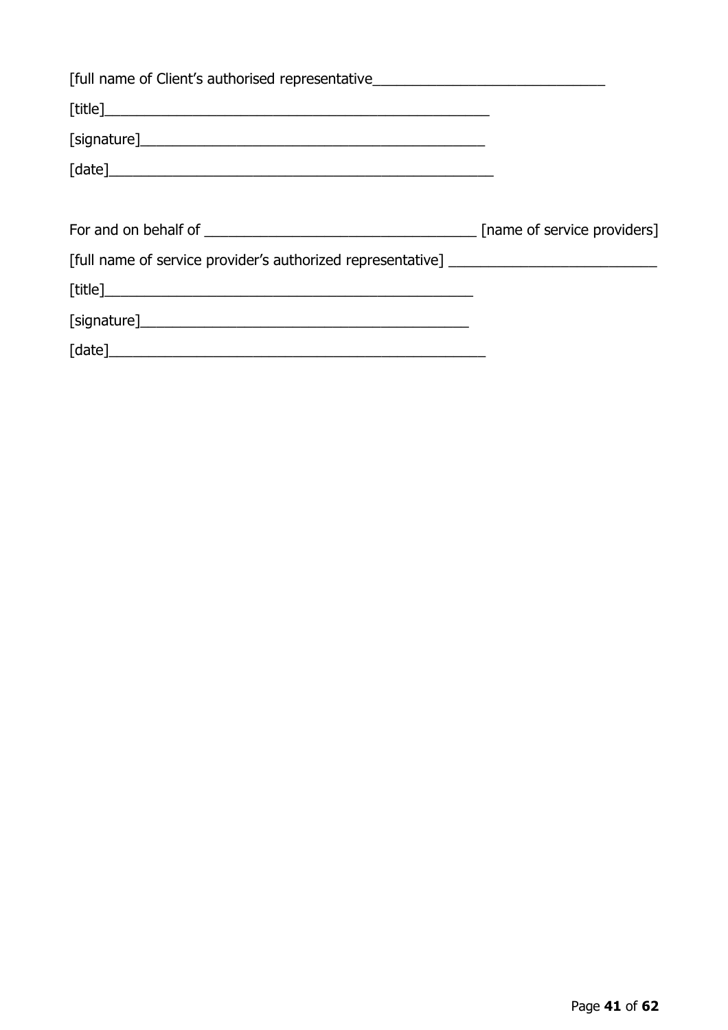[full name of Client's authorised representative_______________________________

[title]__________________________________________________

[signature]_____________________________________________

[date]___________________________________________________

For and on behalf of ___________________________________ [name of service providers]

[full name of service provider's authorized representative] ___________________________

[title]_______________________________________________

[signature]___________________________________________

[date]_______________________________________________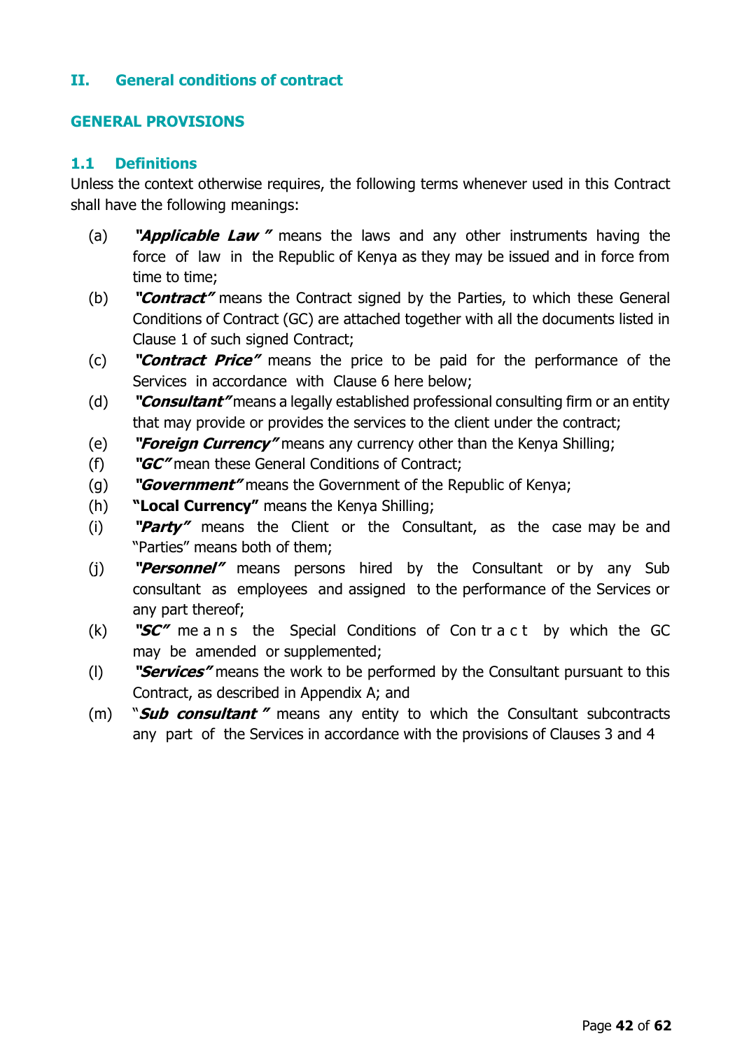## II. General conditions of contract

### GENERAL PROVISIONS

### 1.1 Definitions

Unless the context otherwise requires, the following terms whenever used in this Contract shall have the following meanings:

(a) ***"Applicable Law "*** means the laws and any other instruments having the force of law in the Republic of Kenya as they may be issued and in force from time to time;

(b) ***"Contract"*** means the Contract signed by the Parties, to which these General Conditions of Contract (GC) are attached together with all the documents listed in Clause 1 of such signed Contract;

(c) ***"Contract Price"*** means the price to be paid for the performance of the Services in accordance with Clause 6 here below;

(d) ***"Consultant"*** means a legally established professional consulting firm or an entity that may provide or provides the services to the client under the contract;

(e) ***"Foreign Currency"*** means any currency other than the Kenya Shilling;

(f) ***"GC"*** mean these General Conditions of Contract;

(g) ***"Government"*** means the Government of the Republic of Kenya;

(h) **"Local Currency"** means the Kenya Shilling;

(i) ***"Party"*** means the Client or the Consultant, as the case may be and "Parties" means both of them;

(j) ***"Personnel"*** means persons hired by the Consultant or by any Sub consultant as employees and assigned to the performance of the Services or any part thereof;

(k) ***"SC"*** means the Special Conditions of Contract by which the GC may be amended or supplemented;

(l) ***"Services"*** means the work to be performed by the Consultant pursuant to this Contract, as described in Appendix A; and

(m) "***Sub consultant "*** means any entity to which the Consultant subcontracts any part of the Services in accordance with the provisions of Clauses 3 and 4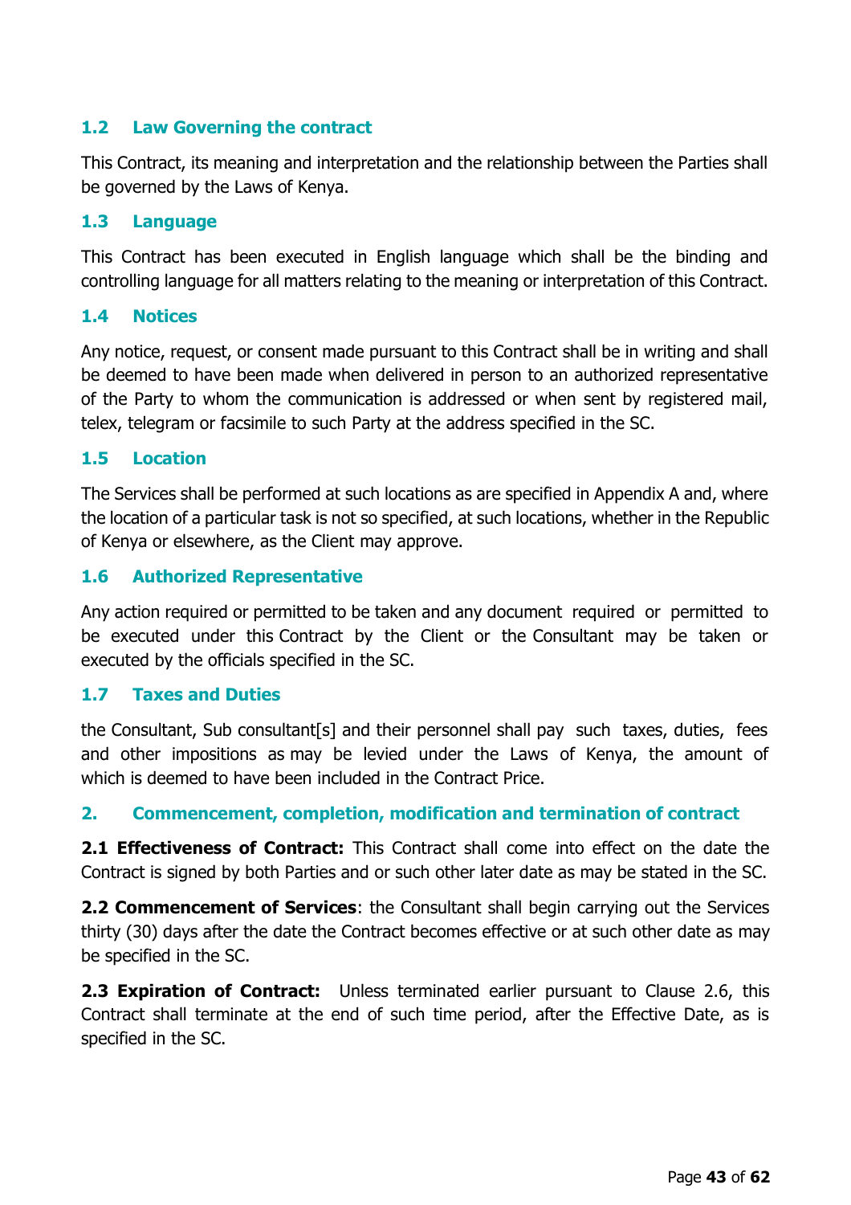### 1.2 Law Governing the contract

This Contract, its meaning and interpretation and the relationship between the Parties shall be governed by the Laws of Kenya.

### 1.3 Language

This Contract has been executed in English language which shall be the binding and controlling language for all matters relating to the meaning or interpretation of this Contract.

### 1.4 Notices

Any notice, request, or consent made pursuant to this Contract shall be in writing and shall be deemed to have been made when delivered in person to an authorized representative of the Party to whom the communication is addressed or when sent by registered mail, telex, telegram or facsimile to such Party at the address specified in the SC.

### 1.5 Location

The Services shall be performed at such locations as are specified in Appendix A and, where the location of a particular task is not so specified, at such locations, whether in the Republic of Kenya or elsewhere, as the Client may approve.

### 1.6 Authorized Representative

Any action required or permitted to be taken and any document required or permitted to be executed under this Contract by the Client or the Consultant may be taken or executed by the officials specified in the SC.

### 1.7 Taxes and Duties

the Consultant, Sub consultant[s] and their personnel shall pay such taxes, duties, fees and other impositions as may be levied under the Laws of Kenya, the amount of which is deemed to have been included in the Contract Price.

## 2. Commencement, completion, modification and termination of contract

**2.1 Effectiveness of Contract:** This Contract shall come into effect on the date the Contract is signed by both Parties and or such other later date as may be stated in the SC.

**2.2 Commencement of Services**: the Consultant shall begin carrying out the Services thirty (30) days after the date the Contract becomes effective or at such other date as may be specified in the SC.

**2.3 Expiration of Contract:** Unless terminated earlier pursuant to Clause 2.6, this Contract shall terminate at the end of such time period, after the Effective Date, as is specified in the SC.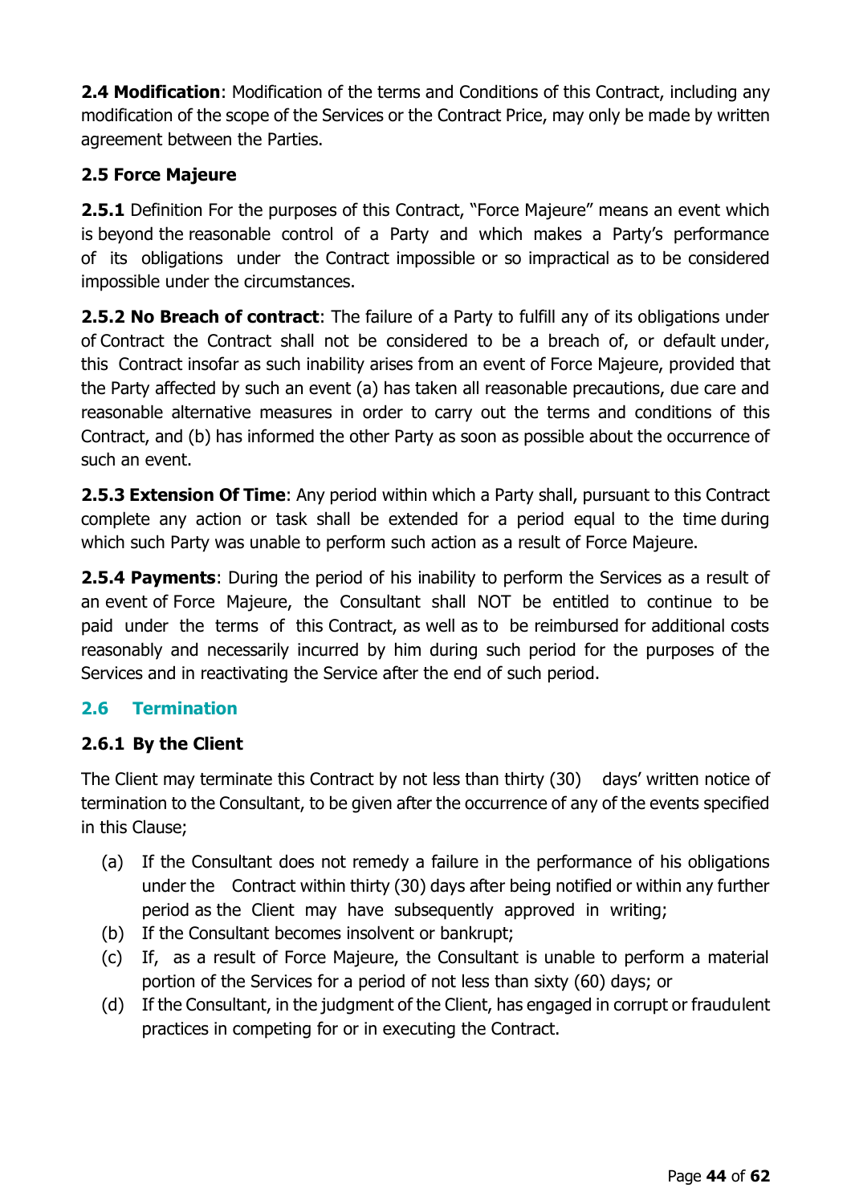**2.4 Modification**: Modification of the terms and Conditions of this Contract, including any modification of the scope of the Services or the Contract Price, may only be made by written agreement between the Parties.

**2.5 Force Majeure**

**2.5.1** Definition For the purposes of this Contract, "Force Majeure" means an event which is beyond the reasonable control of a Party and which makes a Party's performance of its obligations under the Contract impossible or so impractical as to be considered impossible under the circumstances.

**2.5.2 No Breach of contract**: The failure of a Party to fulfill any of its obligations under of Contract the Contract shall not be considered to be a breach of, or default under, this Contract insofar as such inability arises from an event of Force Majeure, provided that the Party affected by such an event (a) has taken all reasonable precautions, due care and reasonable alternative measures in order to carry out the terms and conditions of this Contract, and (b) has informed the other Party as soon as possible about the occurrence of such an event.

**2.5.3 Extension Of Time**: Any period within which a Party shall, pursuant to this Contract complete any action or task shall be extended for a period equal to the time during which such Party was unable to perform such action as a result of Force Majeure.

**2.5.4 Payments**: During the period of his inability to perform the Services as a result of an event of Force Majeure, the Consultant shall NOT be entitled to continue to be paid under the terms of this Contract, as well as to be reimbursed for additional costs reasonably and necessarily incurred by him during such period for the purposes of the Services and in reactivating the Service after the end of such period.

## 2.6 Termination

### 2.6.1 By the Client

The Client may terminate this Contract by not less than thirty (30) days' written notice of termination to the Consultant, to be given after the occurrence of any of the events specified in this Clause;

(a) If the Consultant does not remedy a failure in the performance of his obligations under the Contract within thirty (30) days after being notified or within any further period as the Client may have subsequently approved in writing;

(b) If the Consultant becomes insolvent or bankrupt;

(c) If, as a result of Force Majeure, the Consultant is unable to perform a material portion of the Services for a period of not less than sixty (60) days; or

(d) If the Consultant, in the judgment of the Client, has engaged in corrupt or fraudulent practices in competing for or in executing the Contract.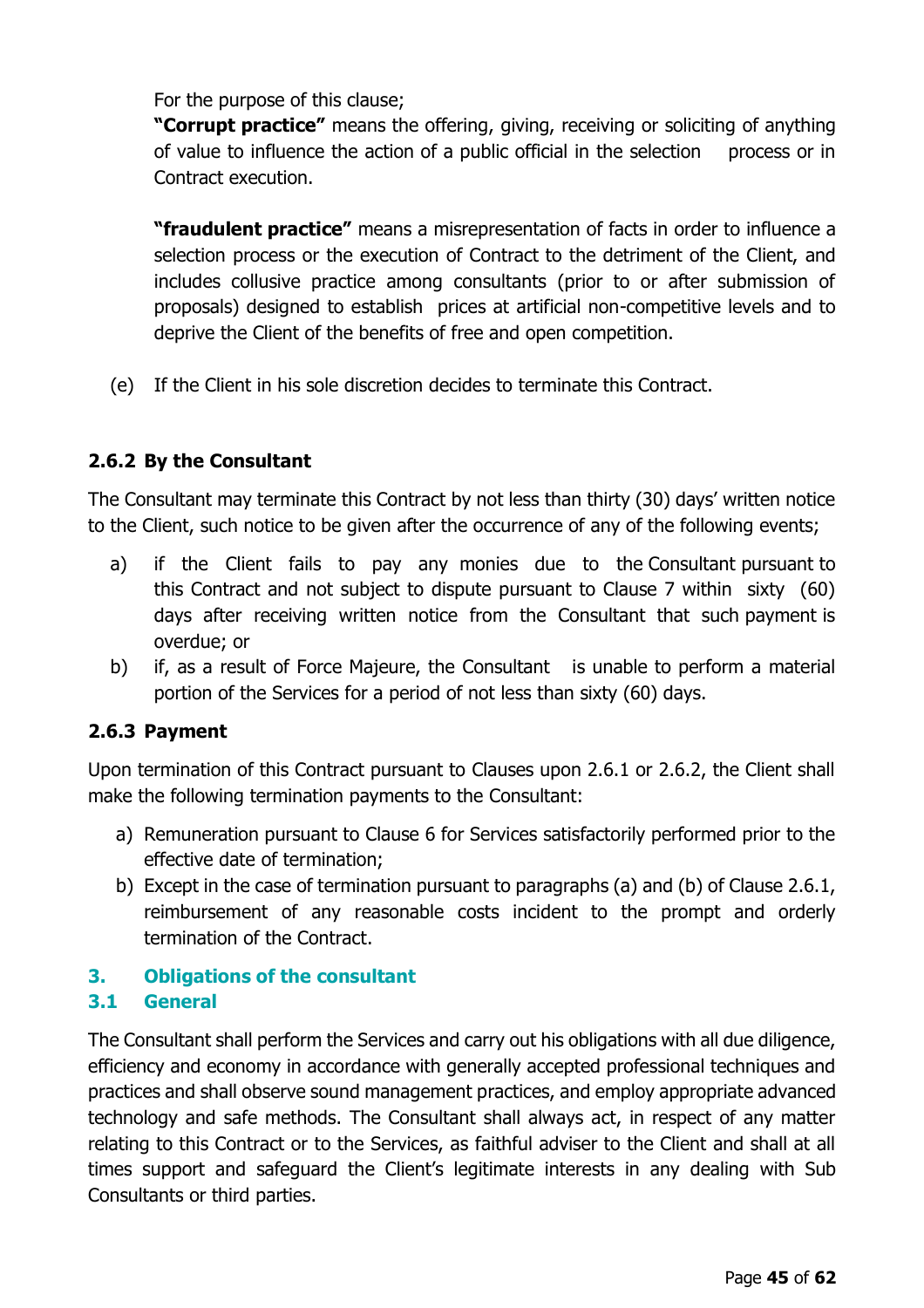For the purpose of this clause;

**"Corrupt practice"** means the offering, giving, receiving or soliciting of anything of value to influence the action of a public official in the selection process or in Contract execution.

**"fraudulent practice"** means a misrepresentation of facts in order to influence a selection process or the execution of Contract to the detriment of the Client, and includes collusive practice among consultants (prior to or after submission of proposals) designed to establish prices at artificial non-competitive levels and to deprive the Client of the benefits of free and open competition.

(e) If the Client in his sole discretion decides to terminate this Contract.

**2.6.2 By the Consultant**

The Consultant may terminate this Contract by not less than thirty (30) days' written notice to the Client, such notice to be given after the occurrence of any of the following events;

a) if the Client fails to pay any monies due to the Consultant pursuant to this Contract and not subject to dispute pursuant to Clause 7 within sixty (60) days after receiving written notice from the Consultant that such payment is overdue; or
b) if, as a result of Force Majeure, the Consultant is unable to perform a material portion of the Services for a period of not less than sixty (60) days.

**2.6.3 Payment**

Upon termination of this Contract pursuant to Clauses upon 2.6.1 or 2.6.2, the Client shall make the following termination payments to the Consultant:

a) Remuneration pursuant to Clause 6 for Services satisfactorily performed prior to the effective date of termination;
b) Except in the case of termination pursuant to paragraphs (a) and (b) of Clause 2.6.1, reimbursement of any reasonable costs incident to the prompt and orderly termination of the Contract.

## 3. Obligations of the consultant

### 3.1 General

The Consultant shall perform the Services and carry out his obligations with all due diligence, efficiency and economy in accordance with generally accepted professional techniques and practices and shall observe sound management practices, and employ appropriate advanced technology and safe methods. The Consultant shall always act, in respect of any matter relating to this Contract or to the Services, as faithful adviser to the Client and shall at all times support and safeguard the Client's legitimate interests in any dealing with Sub Consultants or third parties.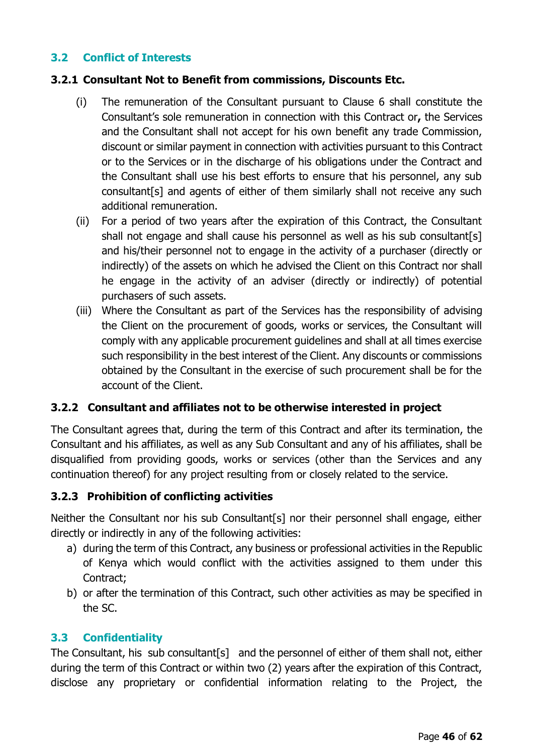## 3.2 Conflict of Interests

### 3.2.1 Consultant Not to Benefit from commissions, Discounts Etc.

(i) The remuneration of the Consultant pursuant to Clause 6 shall constitute the Consultant's sole remuneration in connection with this Contract or**,** the Services and the Consultant shall not accept for his own benefit any trade Commission, discount or similar payment in connection with activities pursuant to this Contract or to the Services or in the discharge of his obligations under the Contract and the Consultant shall use his best efforts to ensure that his personnel, any sub consultant[s] and agents of either of them similarly shall not receive any such additional remuneration.

(ii) For a period of two years after the expiration of this Contract, the Consultant shall not engage and shall cause his personnel as well as his sub consultant[s] and his/their personnel not to engage in the activity of a purchaser (directly or indirectly) of the assets on which he advised the Client on this Contract nor shall he engage in the activity of an adviser (directly or indirectly) of potential purchasers of such assets.

(iii) Where the Consultant as part of the Services has the responsibility of advising the Client on the procurement of goods, works or services, the Consultant will comply with any applicable procurement guidelines and shall at all times exercise such responsibility in the best interest of the Client. Any discounts or commissions obtained by the Consultant in the exercise of such procurement shall be for the account of the Client.

### 3.2.2 Consultant and affiliates not to be otherwise interested in project

The Consultant agrees that, during the term of this Contract and after its termination, the Consultant and his affiliates, as well as any Sub Consultant and any of his affiliates, shall be disqualified from providing goods, works or services (other than the Services and any continuation thereof) for any project resulting from or closely related to the service.

### 3.2.3 Prohibition of conflicting activities

Neither the Consultant nor his sub Consultant[s] nor their personnel shall engage, either directly or indirectly in any of the following activities:

a) during the term of this Contract, any business or professional activities in the Republic of Kenya which would conflict with the activities assigned to them under this Contract;
b) or after the termination of this Contract, such other activities as may be specified in the SC.

## 3.3 Confidentiality

The Consultant, his sub consultant[s] and the personnel of either of them shall not, either during the term of this Contract or within two (2) years after the expiration of this Contract, disclose any proprietary or confidential information relating to the Project, the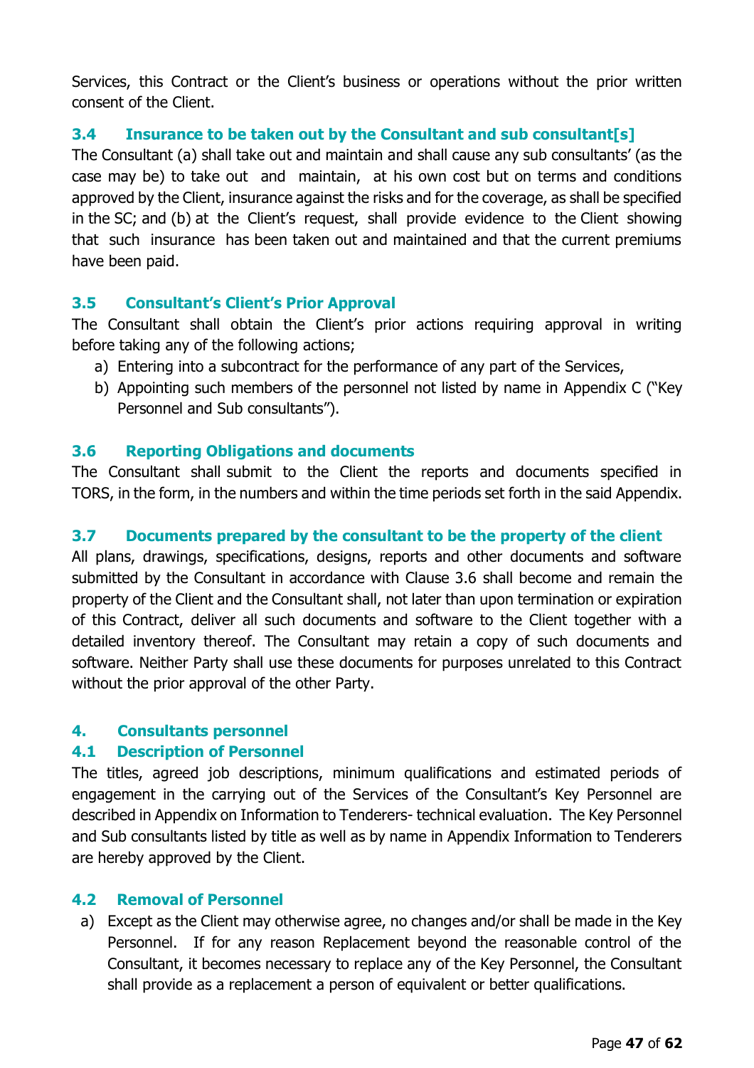Services, this Contract or the Client's business or operations without the prior written consent of the Client.

### 3.4 Insurance to be taken out by the Consultant and sub consultant[s]

The Consultant (a) shall take out and maintain and shall cause any sub consultants' (as the case may be) to take out and maintain, at his own cost but on terms and conditions approved by the Client, insurance against the risks and for the coverage, as shall be specified in the SC; and (b) at the Client's request, shall provide evidence to the Client showing that such insurance has been taken out and maintained and that the current premiums have been paid.

### 3.5 Consultant's Client's Prior Approval

The Consultant shall obtain the Client's prior actions requiring approval in writing before taking any of the following actions;

a) Entering into a subcontract for the performance of any part of the Services,
b) Appointing such members of the personnel not listed by name in Appendix C ("Key Personnel and Sub consultants").

### 3.6 Reporting Obligations and documents

The Consultant shall submit to the Client the reports and documents specified in TORS, in the form, in the numbers and within the time periods set forth in the said Appendix.

### 3.7 Documents prepared by the consultant to be the property of the client

All plans, drawings, specifications, designs, reports and other documents and software submitted by the Consultant in accordance with Clause 3.6 shall become and remain the property of the Client and the Consultant shall, not later than upon termination or expiration of this Contract, deliver all such documents and software to the Client together with a detailed inventory thereof. The Consultant may retain a copy of such documents and software. Neither Party shall use these documents for purposes unrelated to this Contract without the prior approval of the other Party.

## 4. Consultants personnel

### 4.1 Description of Personnel

The titles, agreed job descriptions, minimum qualifications and estimated periods of engagement in the carrying out of the Services of the Consultant's Key Personnel are described in Appendix on Information to Tenderers- technical evaluation. The Key Personnel and Sub consultants listed by title as well as by name in Appendix Information to Tenderers are hereby approved by the Client.

### 4.2 Removal of Personnel

a) Except as the Client may otherwise agree, no changes and/or shall be made in the Key Personnel. If for any reason Replacement beyond the reasonable control of the Consultant, it becomes necessary to replace any of the Key Personnel, the Consultant shall provide as a replacement a person of equivalent or better qualifications.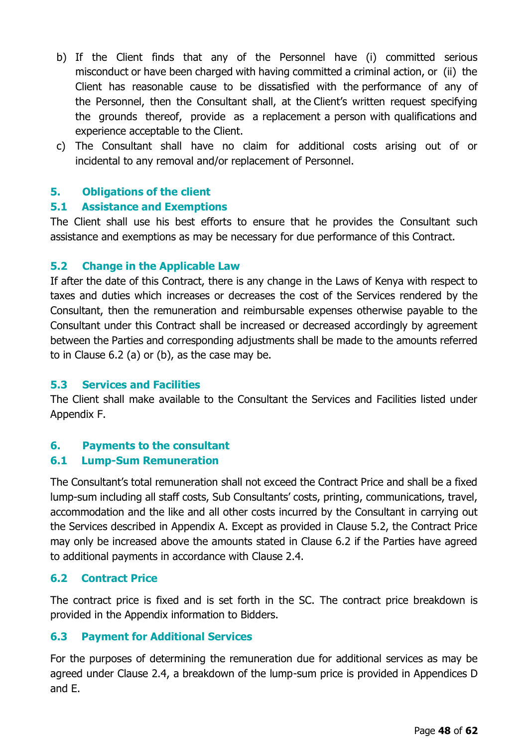b) If the Client finds that any of the Personnel have (i) committed serious misconduct or have been charged with having committed a criminal action, or (ii) the Client has reasonable cause to be dissatisfied with the performance of any of the Personnel, then the Consultant shall, at the Client's written request specifying the grounds thereof, provide as a replacement a person with qualifications and experience acceptable to the Client.

c) The Consultant shall have no claim for additional costs arising out of or incidental to any removal and/or replacement of Personnel.

## 5. Obligations of the client

### 5.1 Assistance and Exemptions

The Client shall use his best efforts to ensure that he provides the Consultant such assistance and exemptions as may be necessary for due performance of this Contract.

### 5.2 Change in the Applicable Law

If after the date of this Contract, there is any change in the Laws of Kenya with respect to taxes and duties which increases or decreases the cost of the Services rendered by the Consultant, then the remuneration and reimbursable expenses otherwise payable to the Consultant under this Contract shall be increased or decreased accordingly by agreement between the Parties and corresponding adjustments shall be made to the amounts referred to in Clause 6.2 (a) or (b), as the case may be.

### 5.3 Services and Facilities

The Client shall make available to the Consultant the Services and Facilities listed under Appendix F.

## 6. Payments to the consultant

### 6.1 Lump-Sum Remuneration

The Consultant's total remuneration shall not exceed the Contract Price and shall be a fixed lump-sum including all staff costs, Sub Consultants' costs, printing, communications, travel, accommodation and the like and all other costs incurred by the Consultant in carrying out the Services described in Appendix A. Except as provided in Clause 5.2, the Contract Price may only be increased above the amounts stated in Clause 6.2 if the Parties have agreed to additional payments in accordance with Clause 2.4.

### 6.2 Contract Price

The contract price is fixed and is set forth in the SC. The contract price breakdown is provided in the Appendix information to Bidders.

### 6.3 Payment for Additional Services

For the purposes of determining the remuneration due for additional services as may be agreed under Clause 2.4, a breakdown of the lump-sum price is provided in Appendices D and E.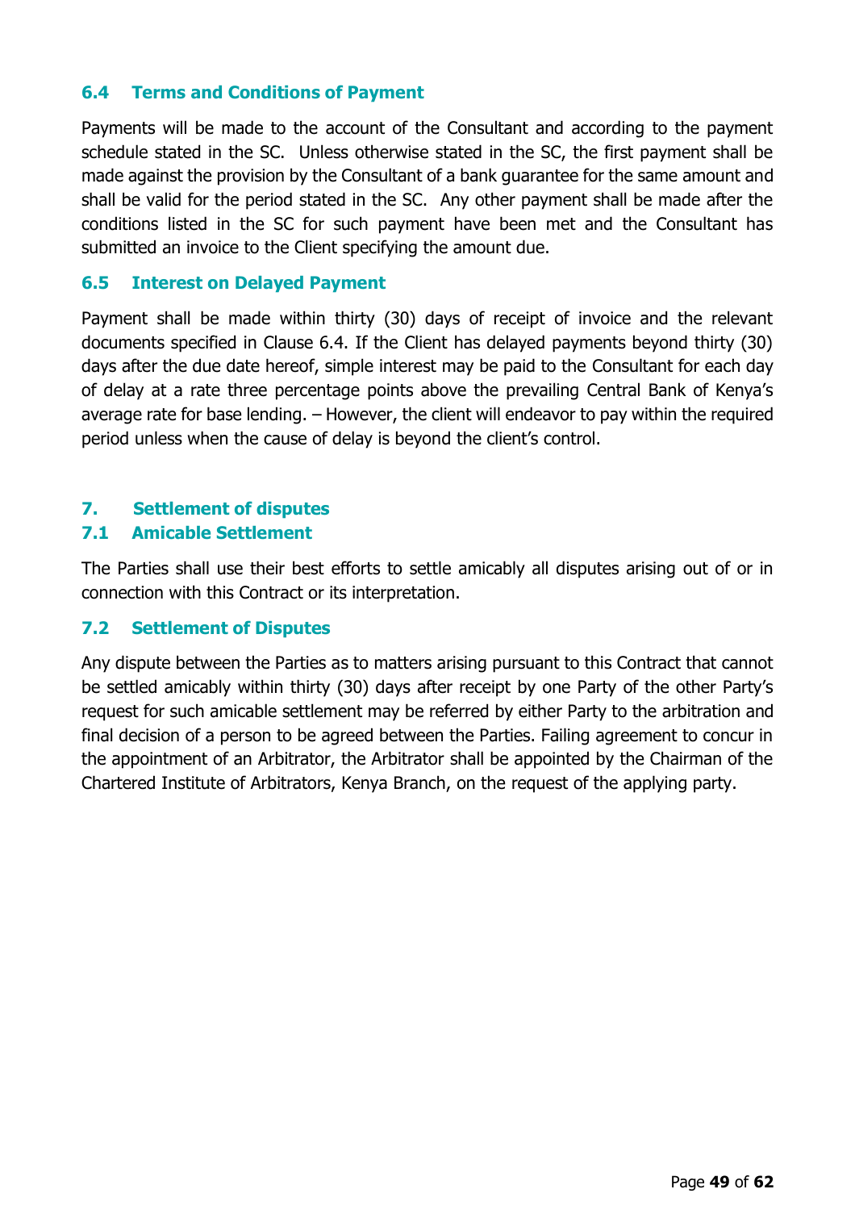### 6.4 Terms and Conditions of Payment

Payments will be made to the account of the Consultant and according to the payment schedule stated in the SC. Unless otherwise stated in the SC, the first payment shall be made against the provision by the Consultant of a bank guarantee for the same amount and shall be valid for the period stated in the SC. Any other payment shall be made after the conditions listed in the SC for such payment have been met and the Consultant has submitted an invoice to the Client specifying the amount due.

### 6.5 Interest on Delayed Payment

Payment shall be made within thirty (30) days of receipt of invoice and the relevant documents specified in Clause 6.4. If the Client has delayed payments beyond thirty (30) days after the due date hereof, simple interest may be paid to the Consultant for each day of delay at a rate three percentage points above the prevailing Central Bank of Kenya's average rate for base lending. – However, the client will endeavor to pay within the required period unless when the cause of delay is beyond the client's control.

## 7. Settlement of disputes

### 7.1 Amicable Settlement

The Parties shall use their best efforts to settle amicably all disputes arising out of or in connection with this Contract or its interpretation.

### 7.2 Settlement of Disputes

Any dispute between the Parties as to matters arising pursuant to this Contract that cannot be settled amicably within thirty (30) days after receipt by one Party of the other Party's request for such amicable settlement may be referred by either Party to the arbitration and final decision of a person to be agreed between the Parties. Failing agreement to concur in the appointment of an Arbitrator, the Arbitrator shall be appointed by the Chairman of the Chartered Institute of Arbitrators, Kenya Branch, on the request of the applying party.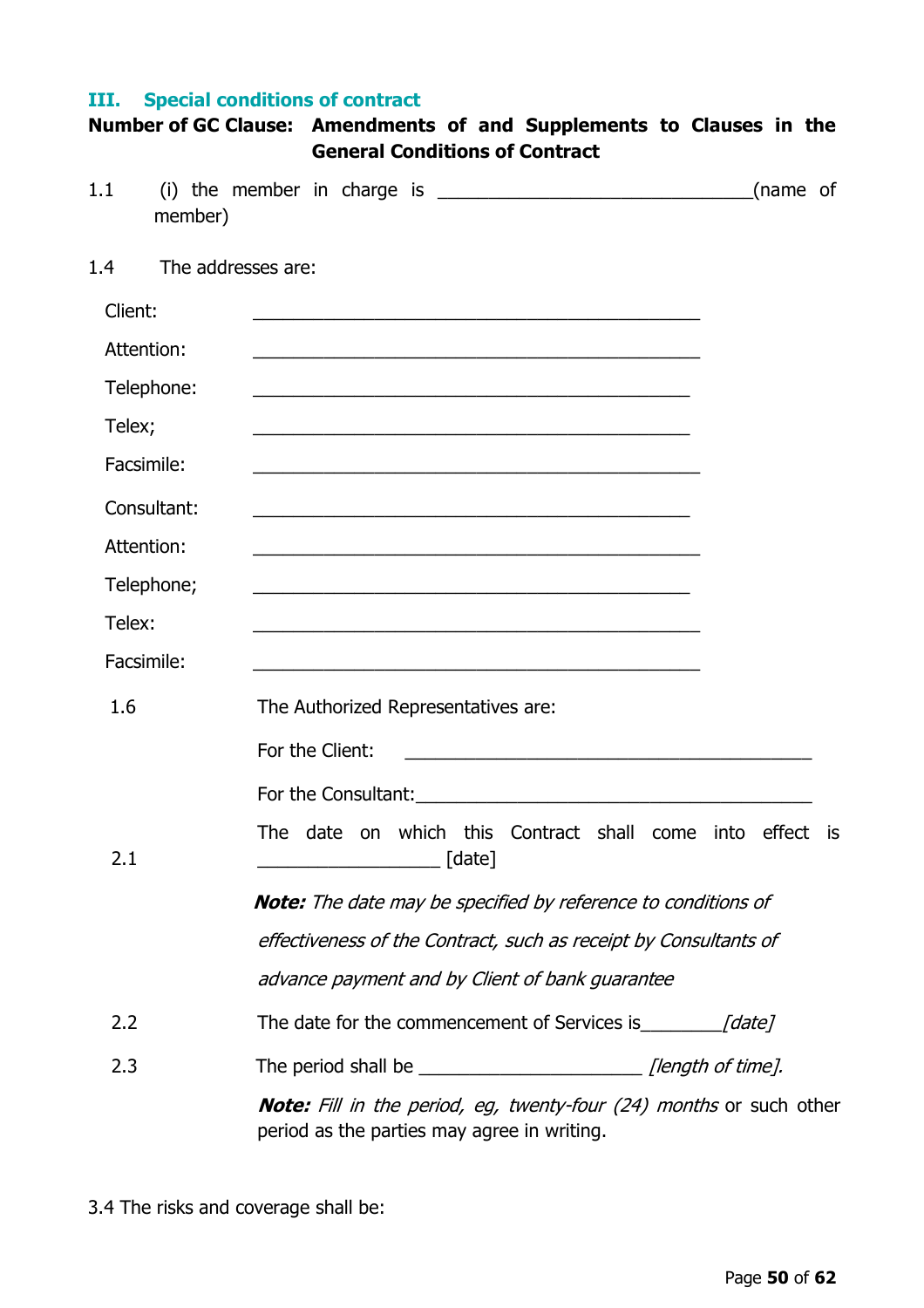## III. Special conditions of contract

**Number of GC Clause: Amendments of and Supplements to Clauses in the General Conditions of Contract**

1.1 (i) the member in charge is ________________________________(name of member)

1.4 The addresses are:

Client: ____________________________________________

Attention: ____________________________________________

Telephone: ____________________________________________

Telex; ____________________________________________

Facsimile: ____________________________________________

Consultant: ____________________________________________

Attention: ____________________________________________

Telephone; ____________________________________________

Telex: ____________________________________________

Facsimile: ____________________________________________

1.6 The Authorized Representatives are:

For the Client: ________________________________________

For the Consultant:________________________________________

2.1 The date on which this Contract shall come into effect is __________________ [date]

***Note:*** *The date may be specified by reference to conditions of effectiveness of the Contract, such as receipt by Consultants of advance payment and by Client of bank guarantee*

2.2 The date for the commencement of Services is________*[date]*

2.3 The period shall be ______________________ *[length of time].*

***Note:*** *Fill in the period, eg, twenty-four (24) months* or such other period as the parties may agree in writing.

3.4 The risks and coverage shall be: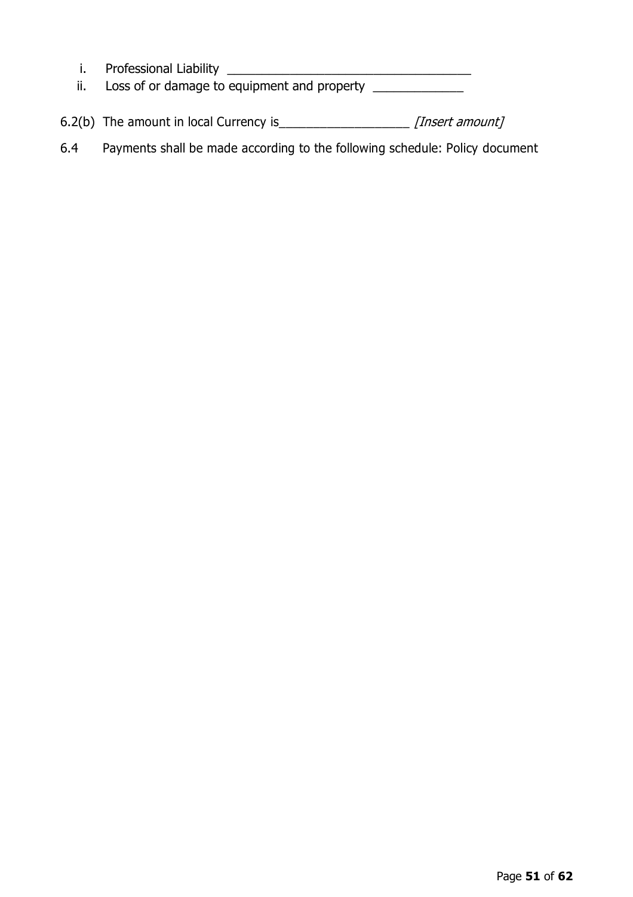i. Professional Liability ___________________________________

ii. Loss of or damage to equipment and property _____________

6.2(b) The amount in local Currency is__________________ *[Insert amount]*

6.4 Payments shall be made according to the following schedule: Policy document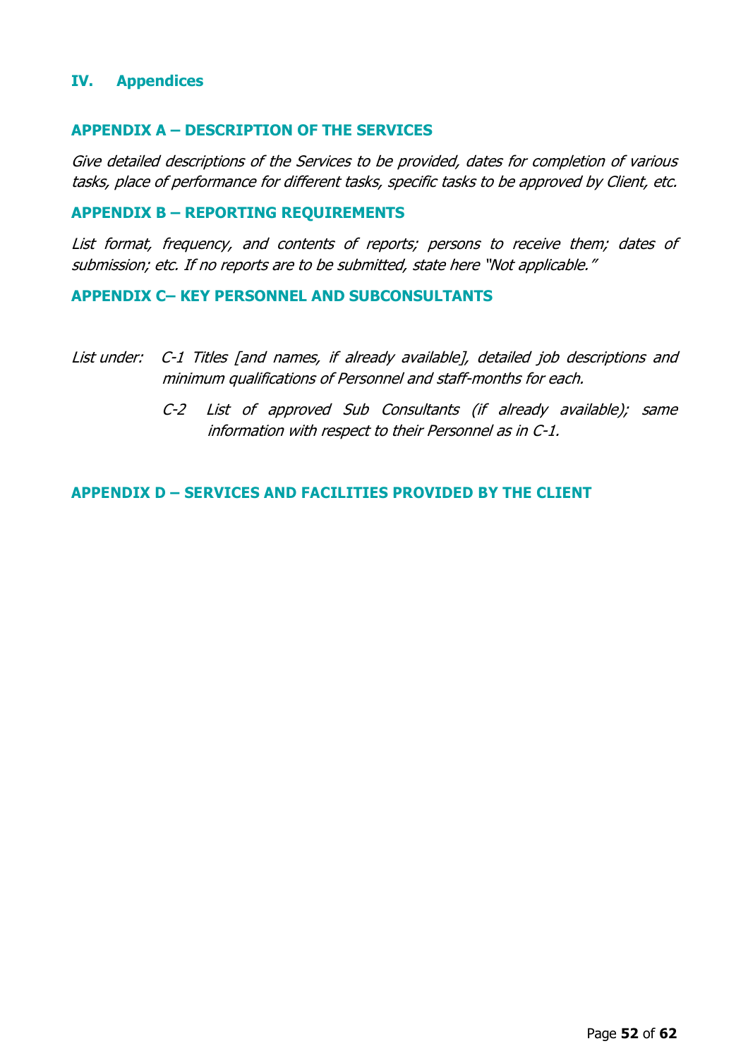# IV. Appendices

## APPENDIX A – DESCRIPTION OF THE SERVICES

*Give detailed descriptions of the Services to be provided, dates for completion of various tasks, place of performance for different tasks, specific tasks to be approved by Client, etc.*

## APPENDIX B – REPORTING REQUIREMENTS

*List format, frequency, and contents of reports; persons to receive them; dates of submission; etc. If no reports are to be submitted, state here "Not applicable."*

## APPENDIX C– KEY PERSONNEL AND SUBCONSULTANTS

*List under:* *C-1 Titles [and names, if already available], detailed job descriptions and minimum qualifications of Personnel and staff-months for each.*

*C-2 List of approved Sub Consultants (if already available); same information with respect to their Personnel as in C-1.*

## APPENDIX D – SERVICES AND FACILITIES PROVIDED BY THE CLIENT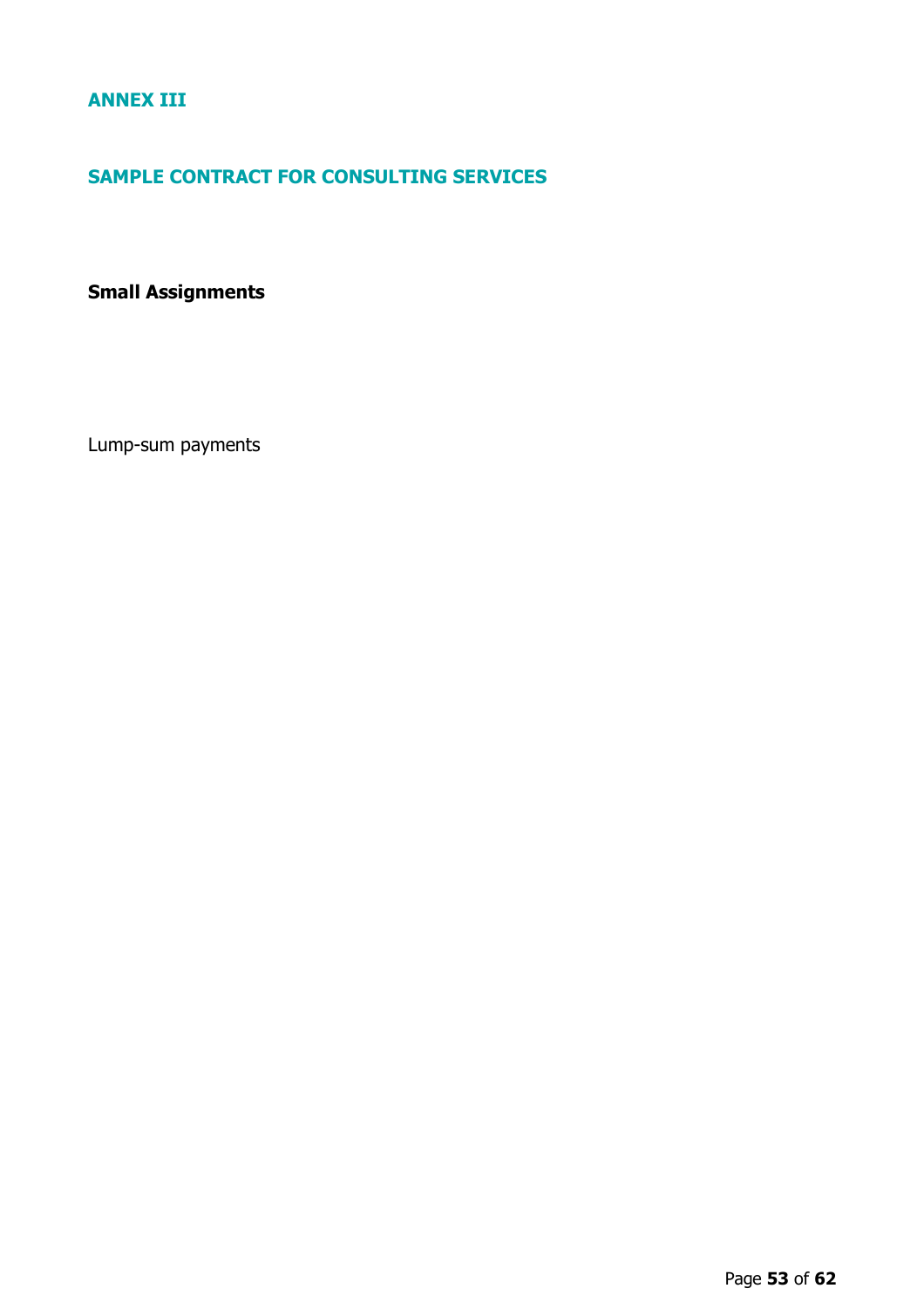## ANNEX III

## SAMPLE CONTRACT FOR CONSULTING SERVICES

**Small Assignments**

Lump-sum payments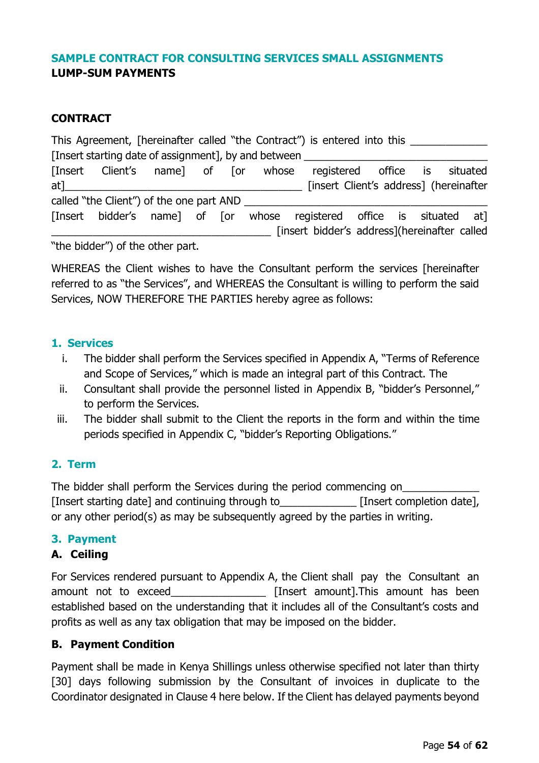**SAMPLE CONTRACT FOR CONSULTING SERVICES SMALL ASSIGNMENTS**
**LUMP-SUM PAYMENTS**

## CONTRACT

This Agreement, [hereinafter called "the Contract") is entered into this _____________ [Insert starting date of assignment], by and between ________________________________ [Insert Client's name] of [or whose registered office is situated at]________________________________________ [insert Client's address] (hereinafter called "the Client") of the one part AND ________________________________________ [Insert bidder's name] of [or whose registered office is situated at] ______________________________________ [insert bidder's address](hereinafter called "the bidder") of the other part.

WHEREAS the Client wishes to have the Consultant perform the services [hereinafter referred to as "the Services", and WHEREAS the Consultant is willing to perform the said Services, NOW THEREFORE THE PARTIES hereby agree as follows:

### 1. Services

i. The bidder shall perform the Services specified in Appendix A, "Terms of Reference and Scope of Services," which is made an integral part of this Contract. The
ii. Consultant shall provide the personnel listed in Appendix B, "bidder's Personnel," to perform the Services.
iii. The bidder shall submit to the Client the reports in the form and within the time periods specified in Appendix C, "bidder's Reporting Obligations."

### 2. Term

The bidder shall perform the Services during the period commencing on_____________ [Insert starting date] and continuing through to_____________ [Insert completion date], or any other period(s) as may be subsequently agreed by the parties in writing.

### 3. Payment

#### A. Ceiling

For Services rendered pursuant to Appendix A, the Client shall pay the Consultant an amount not to exceed________________ [Insert amount].This amount has been established based on the understanding that it includes all of the Consultant's costs and profits as well as any tax obligation that may be imposed on the bidder.

#### B. Payment Condition

Payment shall be made in Kenya Shillings unless otherwise specified not later than thirty [30] days following submission by the Consultant of invoices in duplicate to the Coordinator designated in Clause 4 here below. If the Client has delayed payments beyond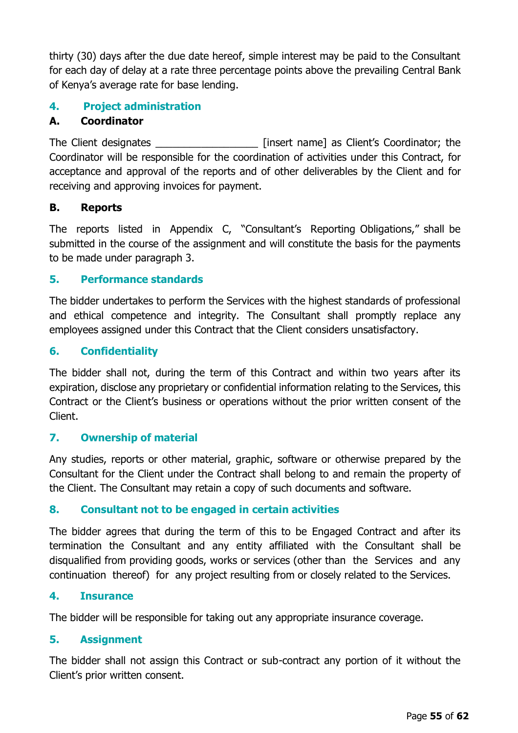thirty (30) days after the due date hereof, simple interest may be paid to the Consultant for each day of delay at a rate three percentage points above the prevailing Central Bank of Kenya's average rate for base lending.

## 4. Project administration

### A. Coordinator

The Client designates _________________ [insert name] as Client's Coordinator; the Coordinator will be responsible for the coordination of activities under this Contract, for acceptance and approval of the reports and of other deliverables by the Client and for receiving and approving invoices for payment.

### B. Reports

The reports listed in Appendix C, "Consultant's Reporting Obligations," shall be submitted in the course of the assignment and will constitute the basis for the payments to be made under paragraph 3.

## 5. Performance standards

The bidder undertakes to perform the Services with the highest standards of professional and ethical competence and integrity. The Consultant shall promptly replace any employees assigned under this Contract that the Client considers unsatisfactory.

## 6. Confidentiality

The bidder shall not, during the term of this Contract and within two years after its expiration, disclose any proprietary or confidential information relating to the Services, this Contract or the Client's business or operations without the prior written consent of the Client.

## 7. Ownership of material

Any studies, reports or other material, graphic, software or otherwise prepared by the Consultant for the Client under the Contract shall belong to and remain the property of the Client. The Consultant may retain a copy of such documents and software.

## 8. Consultant not to be engaged in certain activities

The bidder agrees that during the term of this to be Engaged Contract and after its termination the Consultant and any entity affiliated with the Consultant shall be disqualified from providing goods, works or services (other than the Services and any continuation thereof) for any project resulting from or closely related to the Services.

## 4. Insurance

The bidder will be responsible for taking out any appropriate insurance coverage.

## 5. Assignment

The bidder shall not assign this Contract or sub-contract any portion of it without the Client's prior written consent.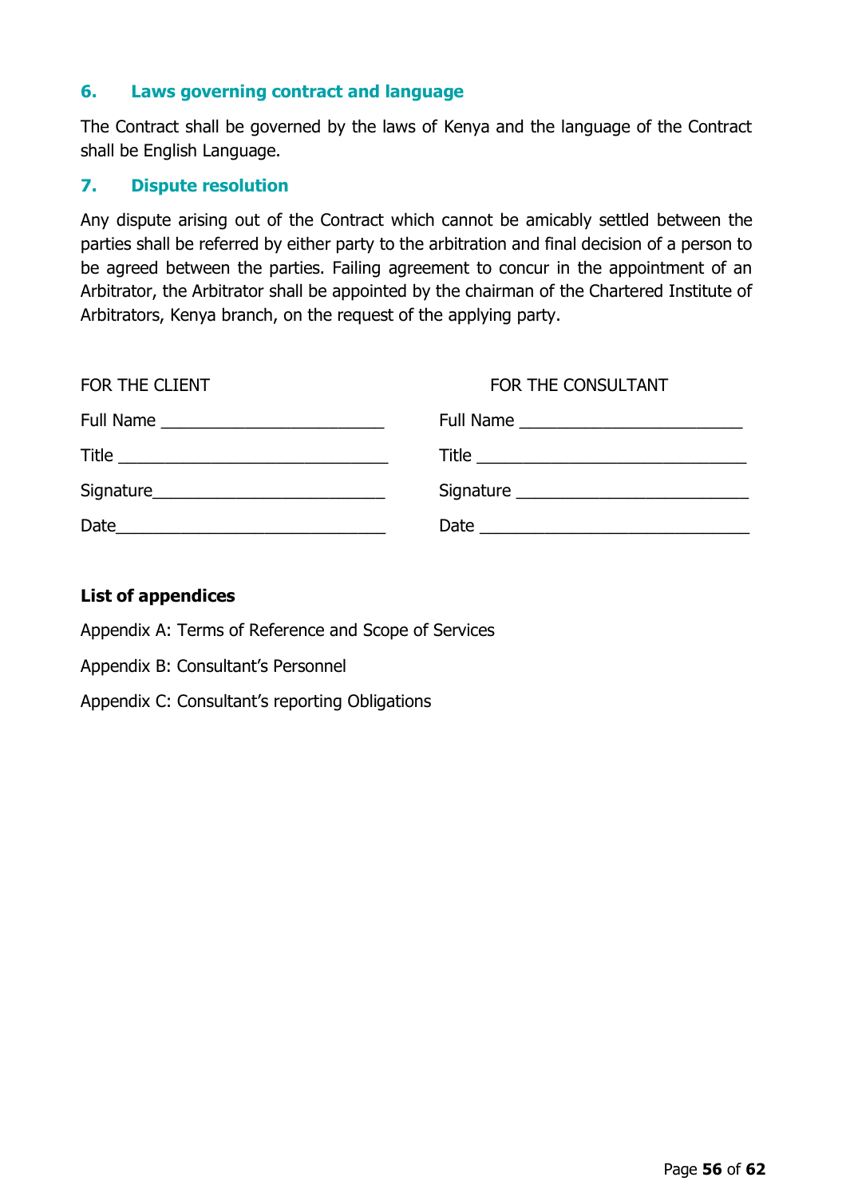## 6. Laws governing contract and language

The Contract shall be governed by the laws of Kenya and the language of the Contract shall be English Language.

## 7. Dispute resolution

Any dispute arising out of the Contract which cannot be amicably settled between the parties shall be referred by either party to the arbitration and final decision of a person to be agreed between the parties. Failing agreement to concur in the appointment of an Arbitrator, the Arbitrator shall be appointed by the chairman of the Chartered Institute of Arbitrators, Kenya branch, on the request of the applying party.

| FOR THE CLIENT | FOR THE CONSULTANT |
|---|---|
| Full Name ________________________ | Full Name ________________________ |
| Title ____________________________ | Title ____________________________ |
| Signature_________________________ | Signature ________________________ |
| Date_____________________________ | Date _____________________________ |

**List of appendices**

Appendix A: Terms of Reference and Scope of Services

Appendix B: Consultant's Personnel

Appendix C: Consultant's reporting Obligations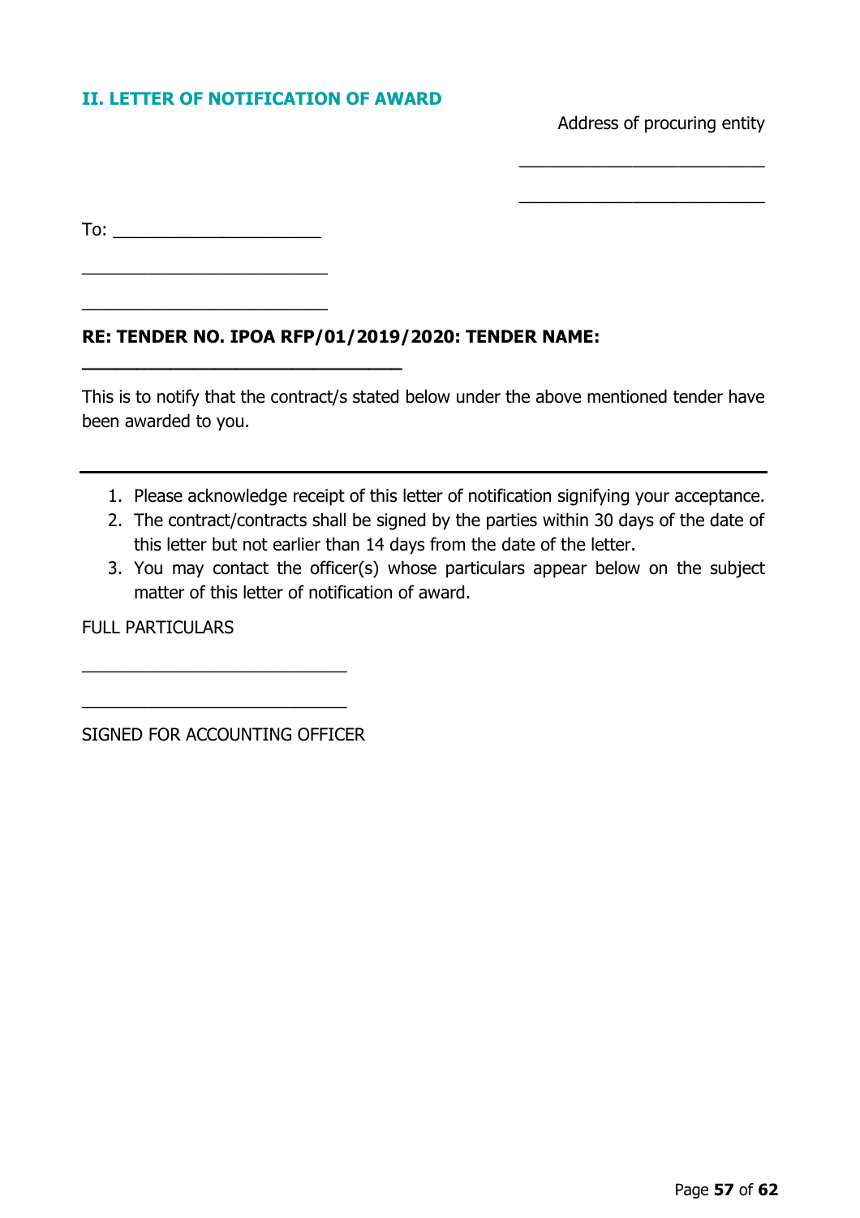## II. LETTER OF NOTIFICATION OF AWARD

Address of procuring entity

\_\_\_\_\_\_\_\_\_\_\_\_\_\_\_\_\_\_\_\_\_\_\_\_\_\_

\_\_\_\_\_\_\_\_\_\_\_\_\_\_\_\_\_\_\_\_\_\_\_\_\_\_

To: \_\_\_\_\_\_\_\_\_\_\_\_\_\_\_\_\_\_\_\_\_\_

\_\_\_\_\_\_\_\_\_\_\_\_\_\_\_\_\_\_\_\_\_\_\_\_\_\_

\_\_\_\_\_\_\_\_\_\_\_\_\_\_\_\_\_\_\_\_\_\_\_\_\_\_

**RE: TENDER NO. IPOA RFP/01/2019/2020: TENDER NAME: \_\_\_\_\_\_\_\_\_\_\_\_\_\_\_\_\_\_\_\_\_\_\_\_\_\_\_\_\_\_\_\_\_\_**

This is to notify that the contract/s stated below under the above mentioned tender have been awarded to you.

---

1. Please acknowledge receipt of this letter of notification signifying your acceptance.
2. The contract/contracts shall be signed by the parties within 30 days of the date of this letter but not earlier than 14 days from the date of the letter.
3. You may contact the officer(s) whose particulars appear below on the subject matter of this letter of notification of award.

FULL PARTICULARS

\_\_\_\_\_\_\_\_\_\_\_\_\_\_\_\_\_\_\_\_\_\_\_\_\_\_\_\_

\_\_\_\_\_\_\_\_\_\_\_\_\_\_\_\_\_\_\_\_\_\_\_\_\_\_\_\_

SIGNED FOR ACCOUNTING OFFICER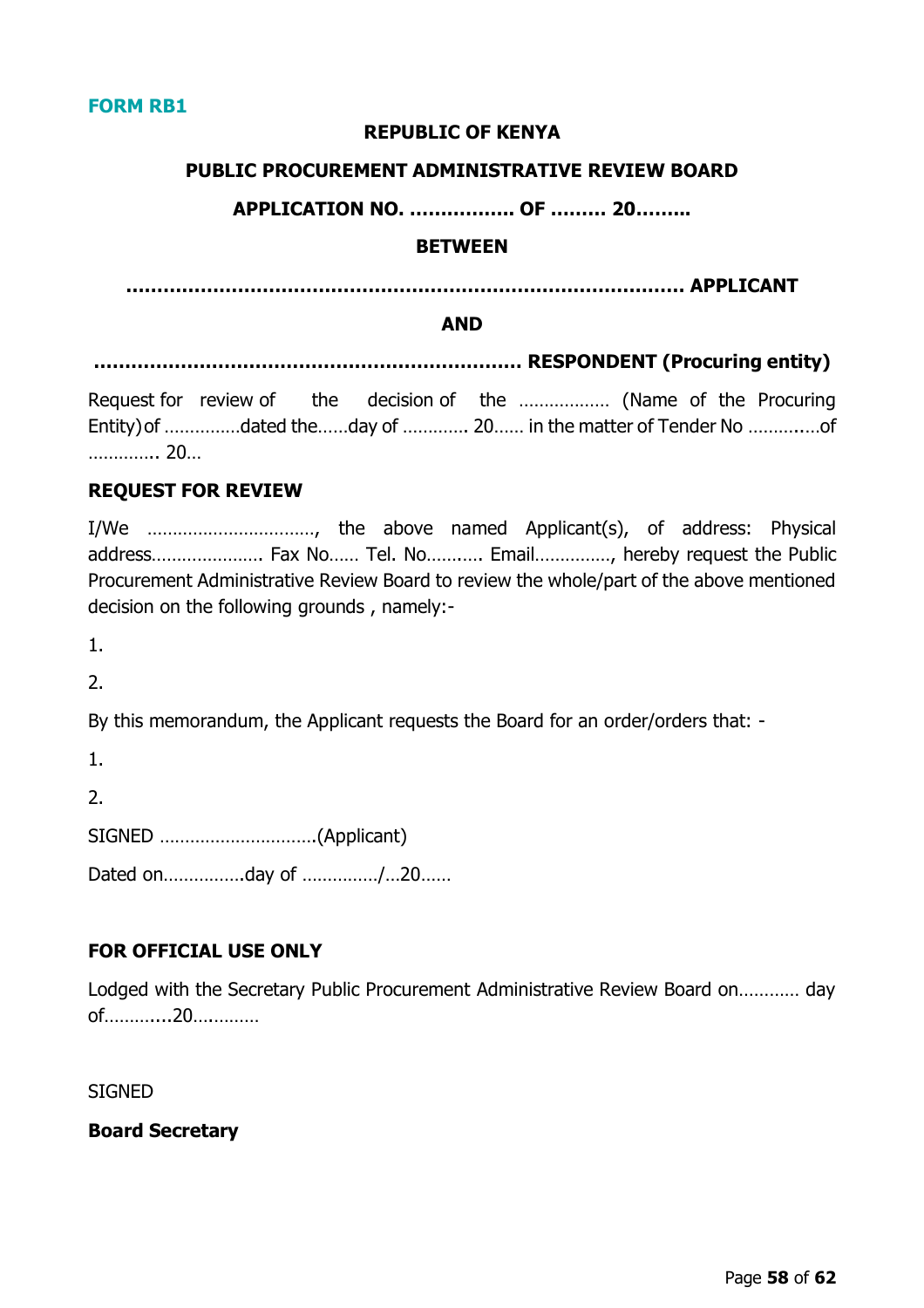**FORM RB1**

**REPUBLIC OF KENYA**

**PUBLIC PROCUREMENT ADMINISTRATIVE REVIEW BOARD**

**APPLICATION NO. …………….. OF ……… 20………**

**BETWEEN**

**……………………………………………………………………………… APPLICANT**

**AND**

**…………………………………………………………… RESPONDENT (Procuring entity)**

Request for review of the decision of the ……………… (Name of the Procuring Entity) of ……………dated the……day of …………. 20…… in the matter of Tender No ………..…of …………. 20…

**REQUEST FOR REVIEW**

I/We ……………………………, the above named Applicant(s), of address: Physical address…………………. Fax No…… Tel. No……..…. Email……………, hereby request the Public Procurement Administrative Review Board to review the whole/part of the above mentioned decision on the following grounds , namely:-

1.

2.

By this memorandum, the Applicant requests the Board for an order/orders that: -

1.

2.

SIGNED ………………………….(Applicant)

Dated on…………….day of ……………/…20……

**FOR OFFICIAL USE ONLY**

Lodged with the Secretary Public Procurement Administrative Review Board on………… day of………....20….………

SIGNED

**Board Secretary**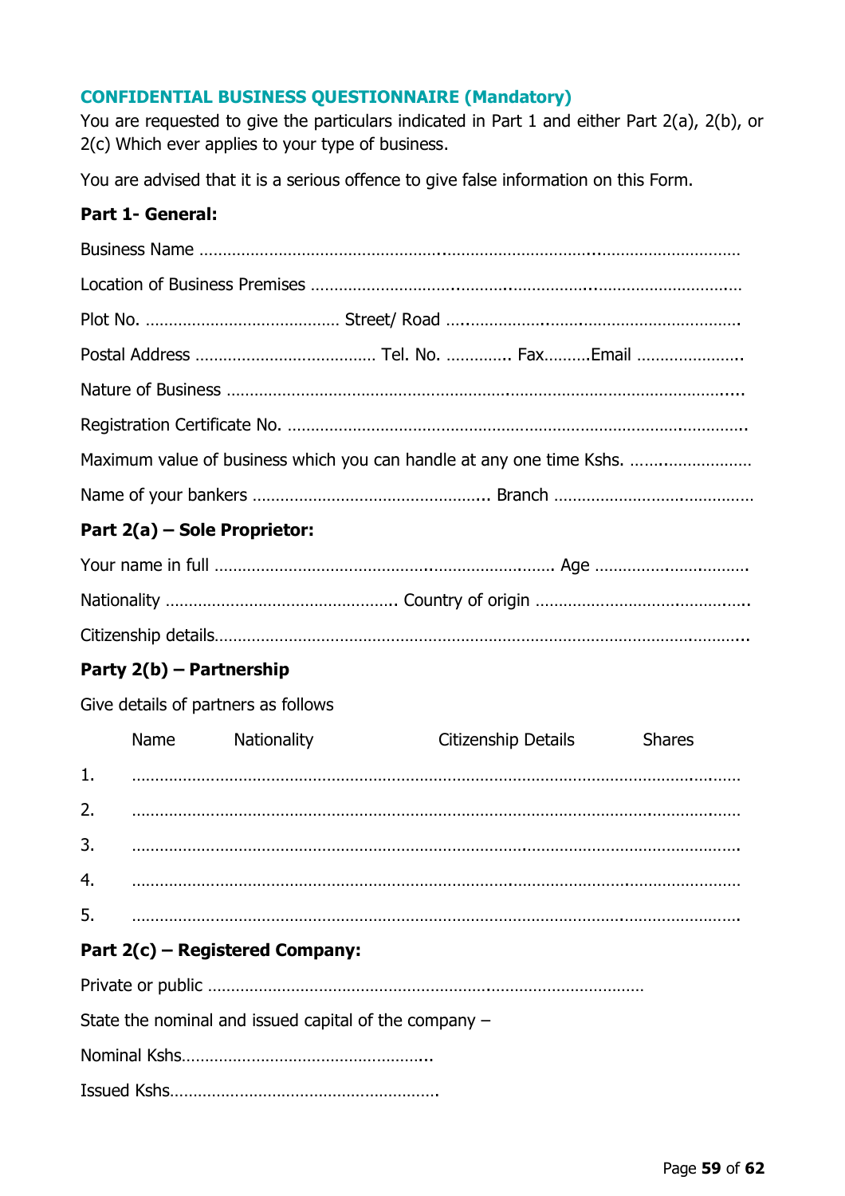### CONFIDENTIAL BUSINESS QUESTIONNAIRE (Mandatory)

You are requested to give the particulars indicated in Part 1 and either Part 2(a), 2(b), or 2(c) Which ever applies to your type of business.

You are advised that it is a serious offence to give false information on this Form.

**Part 1- General:**

Business Name ……………………………………………………………………………………………………

Location of Business Premises ……………………………………………………………………………

Plot No. …………………………………… Street/ Road ………………………………………………………

Postal Address ………………………………… Tel. No. ………….. Fax……….Email …………………..

Nature of Business …………………………………………………………………………………………….

Registration Certificate No. ……………………………………………………………………………………

Maximum value of business which you can handle at any one time Kshs. …………………………

Name of your bankers …………………………………………… Branch ……………………………………

**Part 2(a) – Sole Proprietor:**

Your name in full …………………………………………………………… Age ……………………………

Nationality …………………………………………. Country of origin ……………………………………….

Citizenship details………………………………………………………………………………………………..

**Party 2(b) – Partnership**

Give details of partners as follows

| | Name | Nationality | Citizenship Details | Shares |
|---|---|---|---|---|
| 1. | …………………… | …………………… | …………………… | …………………… |
| 2. | …………………… | …………………… | …………………… | …………………… |
| 3. | …………………… | …………………… | …………………… | …………………… |
| 4. | …………………… | …………………… | …………………… | …………………… |
| 5. | …………………… | …………………… | …………………… | …………………… |

**Part 2(c) – Registered Company:**

Private or public …………………………………………………………………………………………

State the nominal and issued capital of the company –

Nominal Kshs……………………………………………..

Issued Kshs…………………………………………………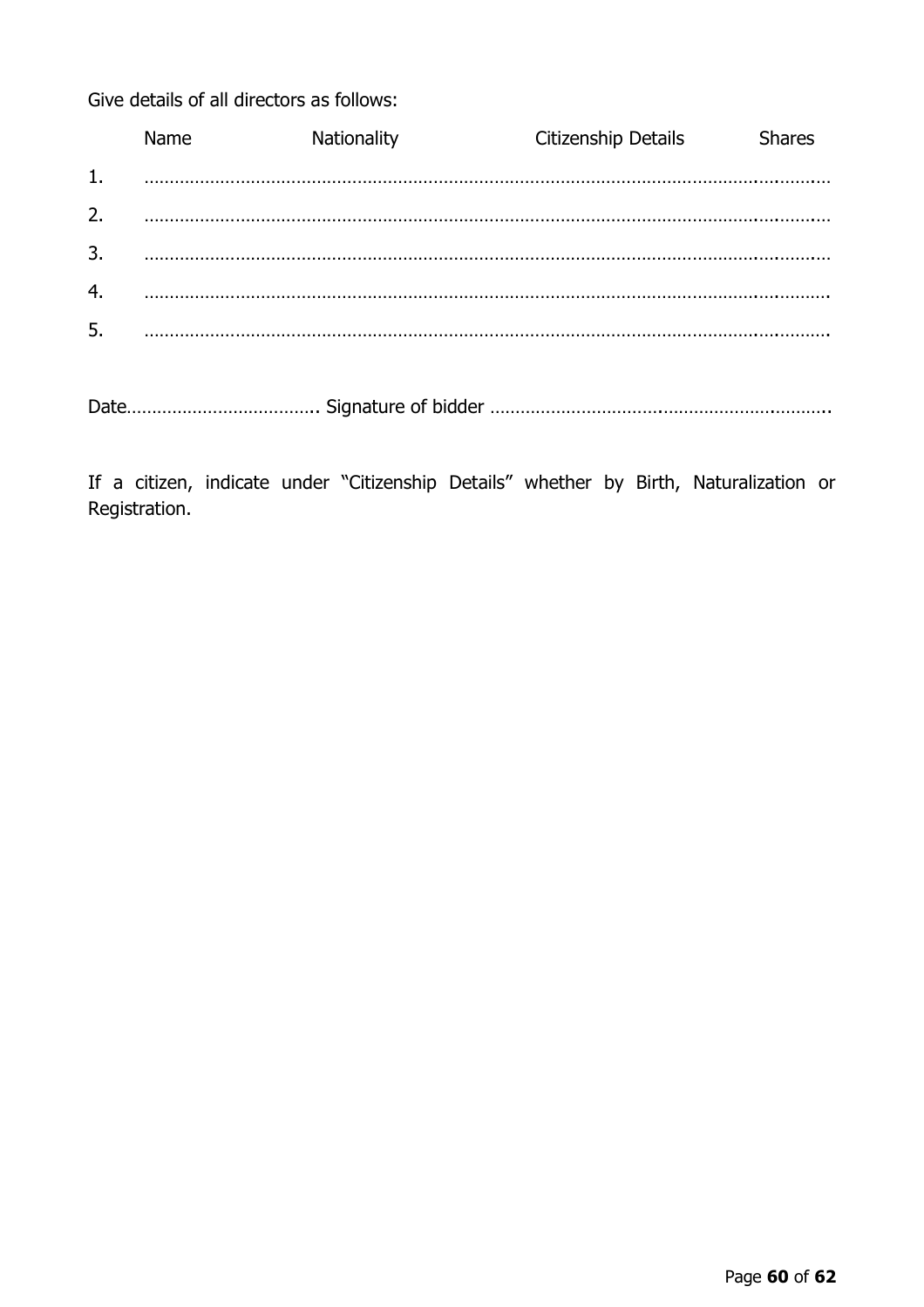Give details of all directors as follows:

| | Name | Nationality | Citizenship Details | Shares |
|---|---|---|---|---|
| 1. | ……………………………………………………………………………………………………………… | | | |
| 2. | ……………………………………………………………………………………………………………… | | | |
| 3. | ……………………………………………………………………………………………………………… | | | |
| 4. | ……………………………………………………………………………………………………………… | | | |
| 5. | ……………………………………………………………………………………………………………… | | | |

Date……………………………….. Signature of bidder ……………………………………………………………..

If a citizen, indicate under "Citizenship Details" whether by Birth, Naturalization or Registration.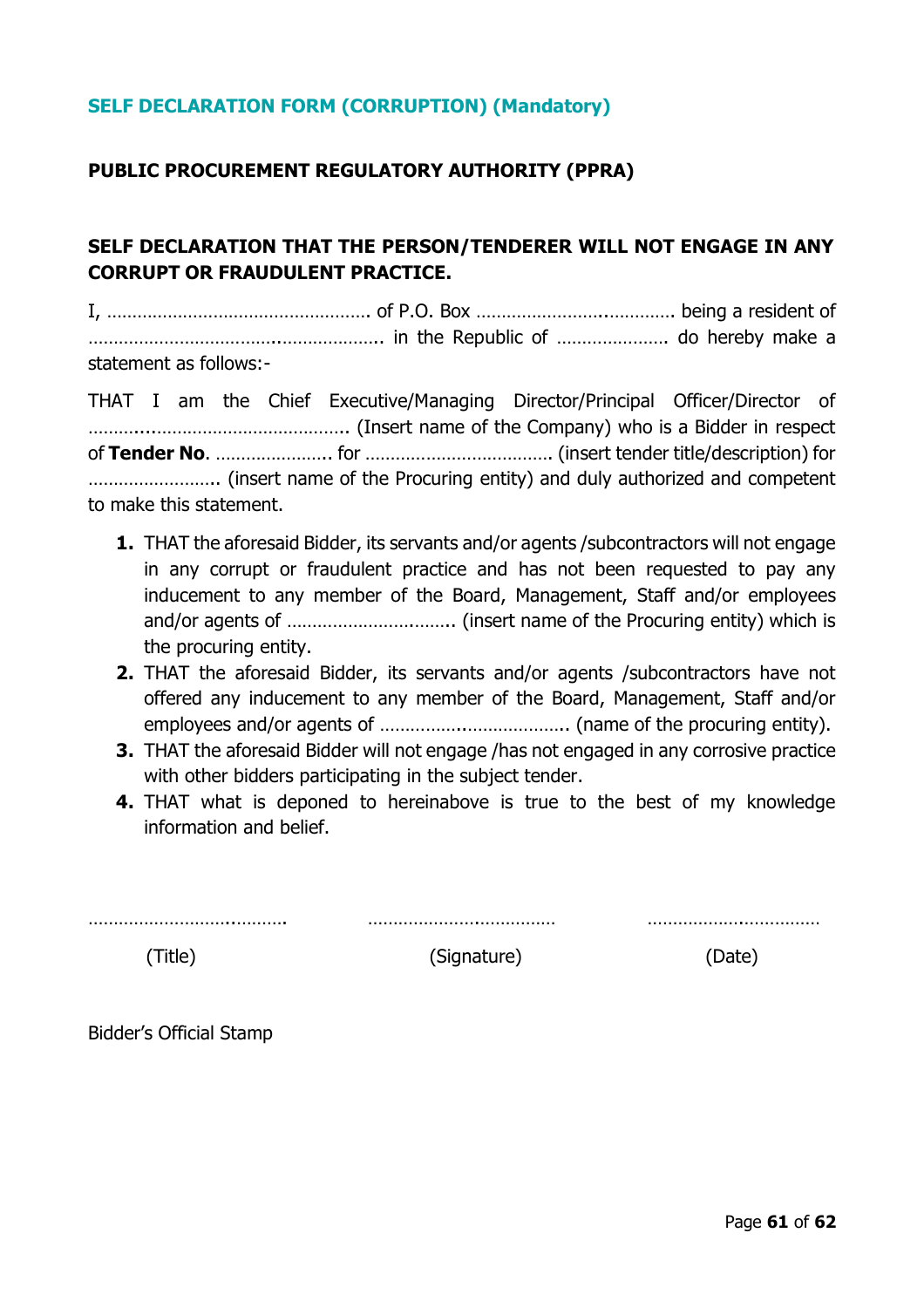## SELF DECLARATION FORM (CORRUPTION) (Mandatory)

**PUBLIC PROCUREMENT REGULATORY AUTHORITY (PPRA)**

**SELF DECLARATION THAT THE PERSON/TENDERER WILL NOT ENGAGE IN ANY CORRUPT OR FRAUDULENT PRACTICE.**

I, …………………………………………… of P.O. Box …………………….………… being a resident of …………………………….…………………. in the Republic of …………………. do hereby make a statement as follows:-

THAT I am the Chief Executive/Managing Director/Principal Officer/Director of ………..……………………………….. (Insert name of the Company) who is a Bidder in respect of **Tender No**. ………………….. for ……………………………… (insert tender title/description) for …………………….. (insert name of the Procuring entity) and duly authorized and competent to make this statement.

1. THAT the aforesaid Bidder, its servants and/or agents /subcontractors will not engage in any corrupt or fraudulent practice and has not been requested to pay any inducement to any member of the Board, Management, Staff and/or employees and/or agents of …………………….…….. (insert name of the Procuring entity) which is the procuring entity.
2. THAT the aforesaid Bidder, its servants and/or agents /subcontractors have not offered any inducement to any member of the Board, Management, Staff and/or employees and/or agents of ………………..……………….. (name of the procuring entity).
3. THAT the aforesaid Bidder will not engage /has not engaged in any corrosive practice with other bidders participating in the subject tender.
4. THAT what is deponed to hereinabove is true to the best of my knowledge information and belief.

| …………………….………. | …………………..…………… | ……………….……………… |
|---|---|---|
| (Title) | (Signature) | (Date) |

Bidder's Official Stamp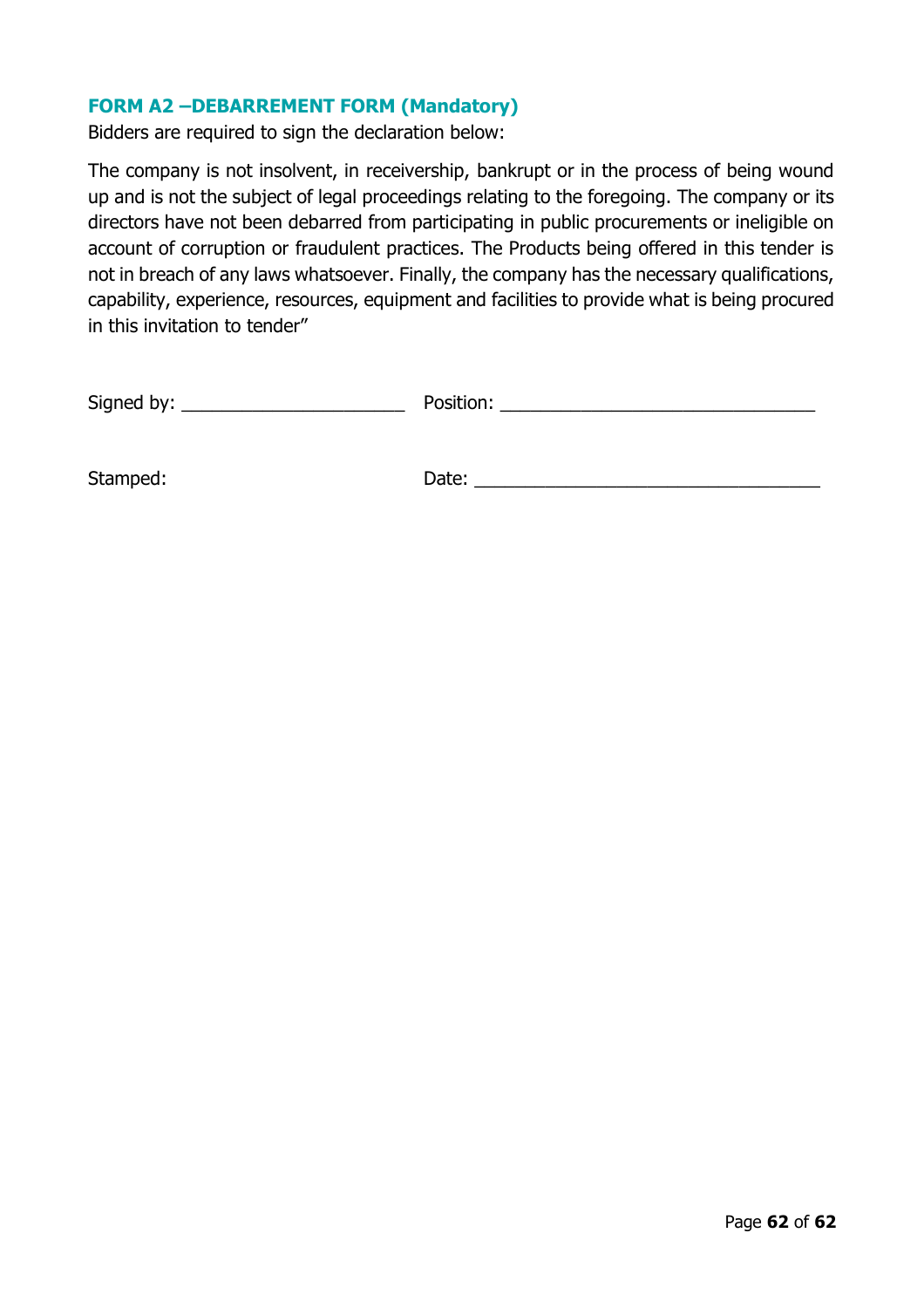## FORM A2 –DEBARREMENT FORM (Mandatory)

Bidders are required to sign the declaration below:

The company is not insolvent, in receivership, bankrupt or in the process of being wound up and is not the subject of legal proceedings relating to the foregoing. The company or its directors have not been debarred from participating in public procurements or ineligible on account of corruption or fraudulent practices. The Products being offered in this tender is not in breach of any laws whatsoever. Finally, the company has the necessary qualifications, capability, experience, resources, equipment and facilities to provide what is being procured in this invitation to tender”

Signed by: ______________________ Position: ________________________________

Stamped: Date: ___________________________________